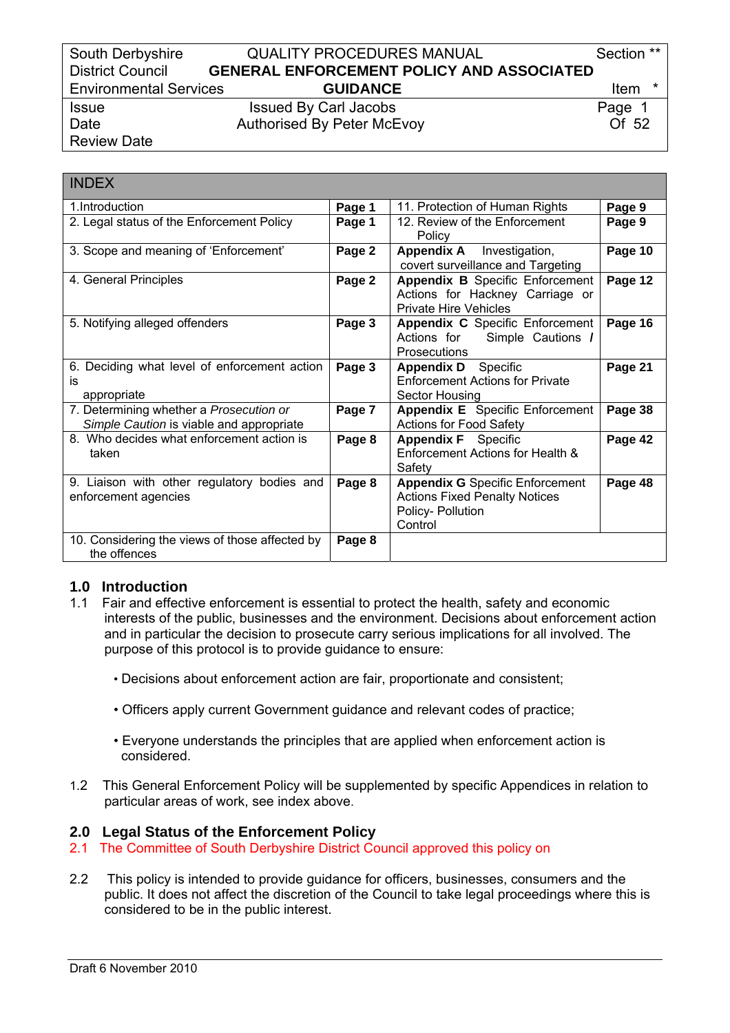| South Derbyshire District Council Environmental Services | QUALITY PROCEDURES MANUAL **GENERAL ENFORCEMENT POLICY AND ASSOCIATED GUIDANCE** | Section ** Item * |
|---|---|---|
| Issue Date Review Date | Issued By Carl Jacobs Authorised By Peter McEvoy | |

| INDEX | | | |
|---|---|---|---|
| 1.Introduction | **Page 1** | 11. Protection of Human Rights | **Page 9** |
| 2. Legal status of the Enforcement Policy | **Page 1** | 12. Review of the Enforcement Policy | **Page 9** |
| 3. Scope and meaning of 'Enforcement' | **Page 2** | **Appendix A** Investigation, covert surveillance and Targeting | **Page 10** |
| 4. General Principles | **Page 2** | **Appendix B** Specific Enforcement Actions for Hackney Carriage or Private Hire Vehicles | **Page 12** |
| 5. Notifying alleged offenders | **Page 3** | **Appendix C** Specific Enforcement Actions for Simple Cautions / Prosecutions | **Page 16** |
| 6. Deciding what level of enforcement action is appropriate | **Page 3** | **Appendix D** Specific Enforcement Actions for Private Sector Housing | **Page 21** |
| 7. Determining whether a *Prosecution or Simple Caution* is viable and appropriate | **Page 7** | **Appendix E** Specific Enforcement Actions for Food Safety | **Page 38** |
| 8. Who decides what enforcement action is taken | **Page 8** | **Appendix F** Specific Enforcement Actions for Health & Safety | **Page 42** |
| 9. Liaison with other regulatory bodies and enforcement agencies | **Page 8** | **Appendix G** Specific Enforcement Actions Fixed Penalty Notices Policy- Pollution Control | **Page 48** |
| 10. Considering the views of those affected by the offences | **Page 8** | | |

## 1.0 Introduction

1.1 Fair and effective enforcement is essential to protect the health, safety and economic interests of the public, businesses and the environment. Decisions about enforcement action and in particular the decision to prosecute carry serious implications for all involved. The purpose of this protocol is to provide guidance to ensure:

- Decisions about enforcement action are fair, proportionate and consistent;
- Officers apply current Government guidance and relevant codes of practice;
- Everyone understands the principles that are applied when enforcement action is considered.

1.2 This General Enforcement Policy will be supplemented by specific Appendices in relation to particular areas of work, see index above.

## 2.0 Legal Status of the Enforcement Policy

2.1 The Committee of South Derbyshire District Council approved this policy on

2.2 This policy is intended to provide guidance for officers, businesses, consumers and the public. It does not affect the discretion of the Council to take legal proceedings where this is considered to be in the public interest.

Draft 6 November 2010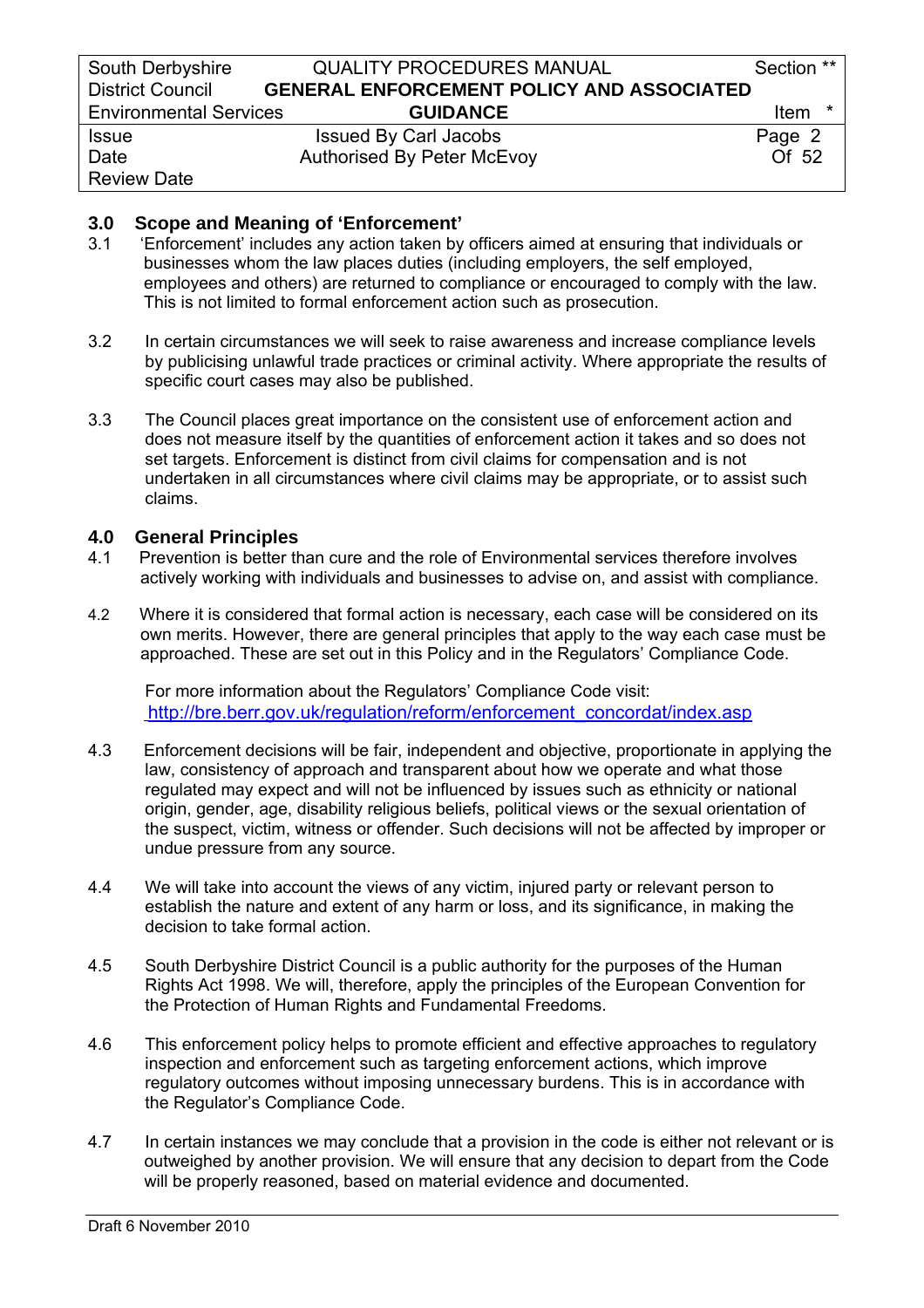## 3.0 Scope and Meaning of 'Enforcement'

3.1 'Enforcement' includes any action taken by officers aimed at ensuring that individuals or businesses whom the law places duties (including employers, the self employed, employees and others) are returned to compliance or encouraged to comply with the law. This is not limited to formal enforcement action such as prosecution.

3.2 In certain circumstances we will seek to raise awareness and increase compliance levels by publicising unlawful trade practices or criminal activity. Where appropriate the results of specific court cases may also be published.

3.3 The Council places great importance on the consistent use of enforcement action and does not measure itself by the quantities of enforcement action it takes and so does not set targets. Enforcement is distinct from civil claims for compensation and is not undertaken in all circumstances where civil claims may be appropriate, or to assist such claims.

## 4.0 General Principles

4.1 Prevention is better than cure and the role of Environmental services therefore involves actively working with individuals and businesses to advise on, and assist with compliance.

4.2 Where it is considered that formal action is necessary, each case will be considered on its own merits. However, there are general principles that apply to the way each case must be approached. These are set out in this Policy and in the Regulators' Compliance Code.

For more information about the Regulators' Compliance Code visit: http://bre.berr.gov.uk/regulation/reform/enforcement_concordat/index.asp

4.3 Enforcement decisions will be fair, independent and objective, proportionate in applying the law, consistency of approach and transparent about how we operate and what those regulated may expect and will not be influenced by issues such as ethnicity or national origin, gender, age, disability religious beliefs, political views or the sexual orientation of the suspect, victim, witness or offender. Such decisions will not be affected by improper or undue pressure from any source.

4.4 We will take into account the views of any victim, injured party or relevant person to establish the nature and extent of any harm or loss, and its significance, in making the decision to take formal action.

4.5 South Derbyshire District Council is a public authority for the purposes of the Human Rights Act 1998. We will, therefore, apply the principles of the European Convention for the Protection of Human Rights and Fundamental Freedoms.

4.6 This enforcement policy helps to promote efficient and effective approaches to regulatory inspection and enforcement such as targeting enforcement actions, which improve regulatory outcomes without imposing unnecessary burdens. This is in accordance with the Regulator's Compliance Code.

4.7 In certain instances we may conclude that a provision in the code is either not relevant or is outweighed by another provision. We will ensure that any decision to depart from the Code will be properly reasoned, based on material evidence and documented.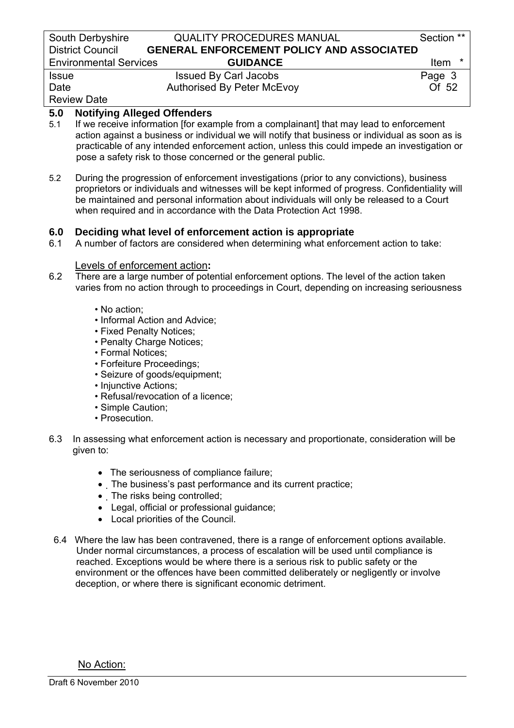## 5.0 Notifying Alleged Offenders

5.1 If we receive information [for example from a complainant] that may lead to enforcement action against a business or individual we will notify that business or individual as soon as is practicable of any intended enforcement action, unless this could impede an investigation or pose a safety risk to those concerned or the general public.

5.2 During the progression of enforcement investigations (prior to any convictions), business proprietors or individuals and witnesses will be kept informed of progress. Confidentiality will be maintained and personal information about individuals will only be released to a Court when required and in accordance with the Data Protection Act 1998.

## 6.0 Deciding what level of enforcement action is appropriate

6.1 A number of factors are considered when determining what enforcement action to take:

Levels of enforcement action**:**

6.2 There are a large number of potential enforcement options. The level of the action taken varies from no action through to proceedings in Court, depending on increasing seriousness

- No action;
- Informal Action and Advice;
- Fixed Penalty Notices;
- Penalty Charge Notices;
- Formal Notices;
- Forfeiture Proceedings;
- Seizure of goods/equipment;
- Injunctive Actions;
- Refusal/revocation of a licence;
- Simple Caution;
- Prosecution.

6.3 In assessing what enforcement action is necessary and proportionate, consideration will be given to:

- The seriousness of compliance failure;
- The business's past performance and its current practice;
- The risks being controlled;
- Legal, official or professional guidance;
- Local priorities of the Council.

6.4 Where the law has been contravened, there is a range of enforcement options available. Under normal circumstances, a process of escalation will be used until compliance is reached. Exceptions would be where there is a serious risk to public safety or the environment or the offences have been committed deliberately or negligently or involve deception, or where there is significant economic detriment.

No Action: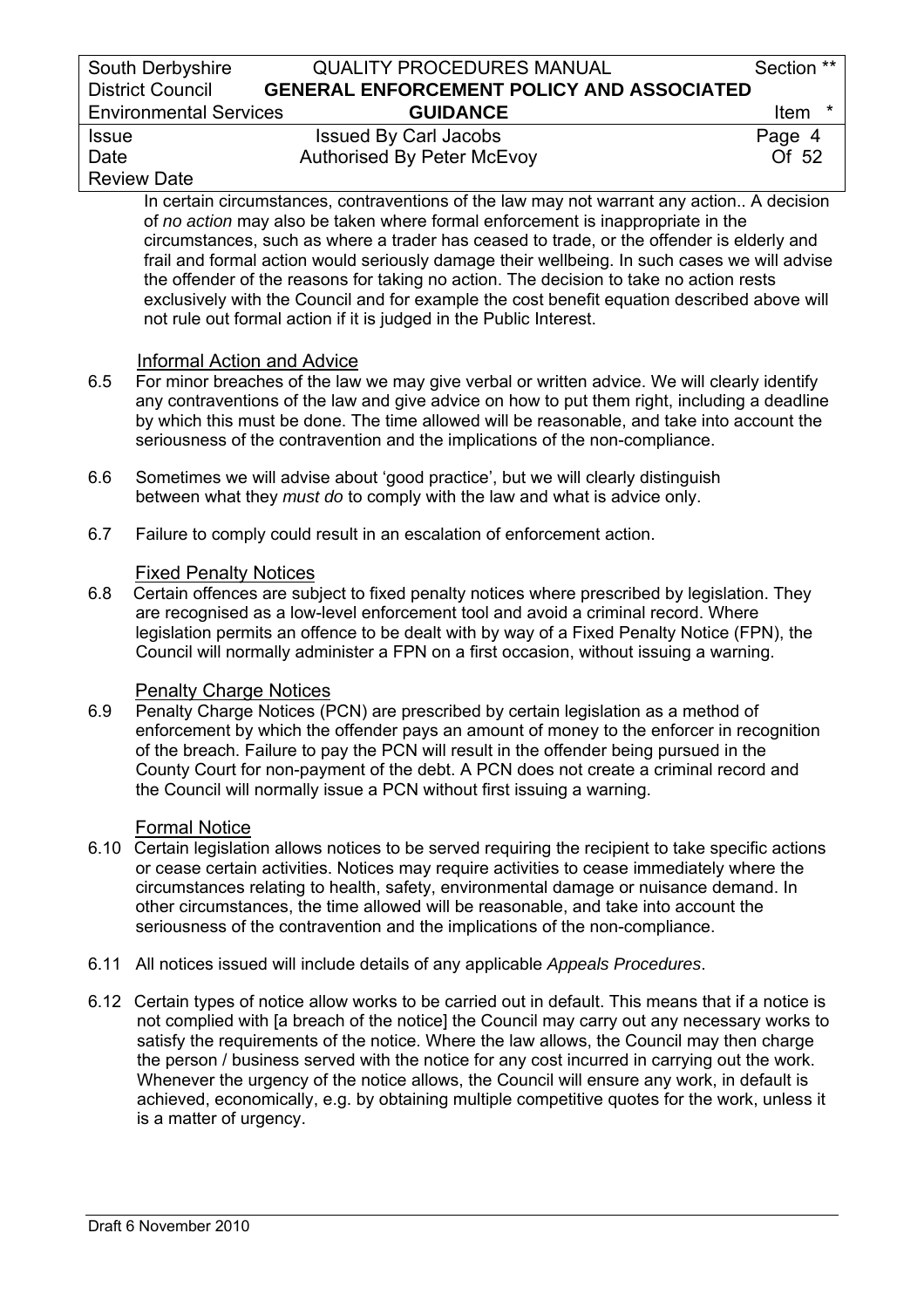In certain circumstances, contraventions of the law may not warrant any action.. A decision of *no action* may also be taken where formal enforcement is inappropriate in the circumstances, such as where a trader has ceased to trade, or the offender is elderly and frail and formal action would seriously damage their wellbeing. In such cases we will advise the offender of the reasons for taking no action. The decision to take no action rests exclusively with the Council and for example the cost benefit equation described above will not rule out formal action if it is judged in the Public Interest.

### Informal Action and Advice

6.5 For minor breaches of the law we may give verbal or written advice. We will clearly identify any contraventions of the law and give advice on how to put them right, including a deadline by which this must be done. The time allowed will be reasonable, and take into account the seriousness of the contravention and the implications of the non-compliance.

6.6 Sometimes we will advise about 'good practice', but we will clearly distinguish between what they *must do* to comply with the law and what is advice only.

6.7 Failure to comply could result in an escalation of enforcement action.

### Fixed Penalty Notices

6.8 Certain offences are subject to fixed penalty notices where prescribed by legislation. They are recognised as a low-level enforcement tool and avoid a criminal record. Where legislation permits an offence to be dealt with by way of a Fixed Penalty Notice (FPN), the Council will normally administer a FPN on a first occasion, without issuing a warning.

### Penalty Charge Notices

6.9 Penalty Charge Notices (PCN) are prescribed by certain legislation as a method of enforcement by which the offender pays an amount of money to the enforcer in recognition of the breach. Failure to pay the PCN will result in the offender being pursued in the County Court for non-payment of the debt. A PCN does not create a criminal record and the Council will normally issue a PCN without first issuing a warning.

### Formal Notice

6.10 Certain legislation allows notices to be served requiring the recipient to take specific actions or cease certain activities. Notices may require activities to cease immediately where the circumstances relating to health, safety, environmental damage or nuisance demand. In other circumstances, the time allowed will be reasonable, and take into account the seriousness of the contravention and the implications of the non-compliance.

6.11 All notices issued will include details of any applicable *Appeals Procedures*.

6.12 Certain types of notice allow works to be carried out in default. This means that if a notice is not complied with [a breach of the notice] the Council may carry out any necessary works to satisfy the requirements of the notice. Where the law allows, the Council may then charge the person / business served with the notice for any cost incurred in carrying out the work. Whenever the urgency of the notice allows, the Council will ensure any work, in default is achieved, economically, e.g. by obtaining multiple competitive quotes for the work, unless it is a matter of urgency.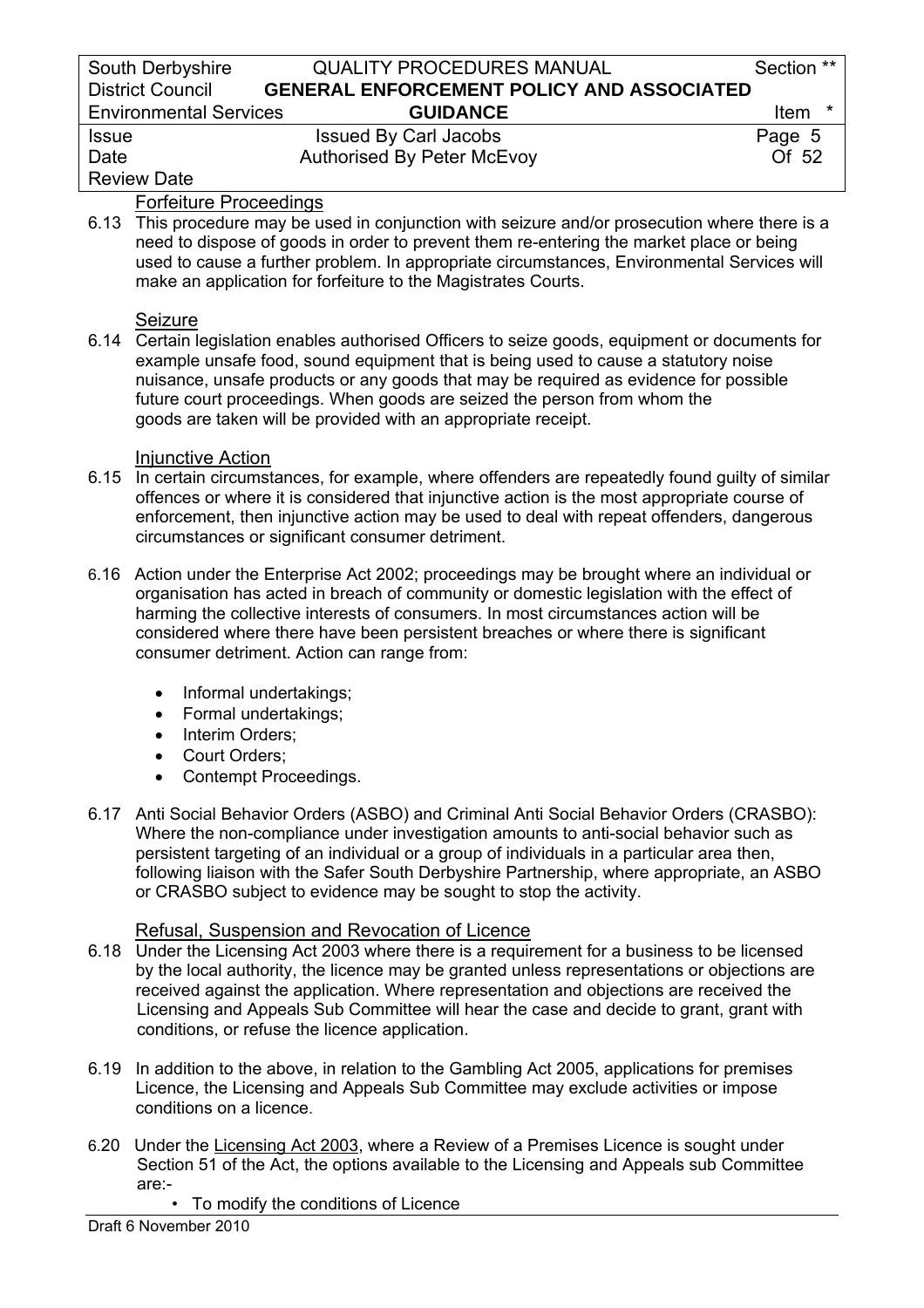### Forfeiture Proceedings

6.13 This procedure may be used in conjunction with seizure and/or prosecution where there is a need to dispose of goods in order to prevent them re-entering the market place or being used to cause a further problem. In appropriate circumstances, Environmental Services will make an application for forfeiture to the Magistrates Courts.

### Seizure

6.14 Certain legislation enables authorised Officers to seize goods, equipment or documents for example unsafe food, sound equipment that is being used to cause a statutory noise nuisance, unsafe products or any goods that may be required as evidence for possible future court proceedings. When goods are seized the person from whom the goods are taken will be provided with an appropriate receipt.

### Injunctive Action

6.15 In certain circumstances, for example, where offenders are repeatedly found guilty of similar offences or where it is considered that injunctive action is the most appropriate course of enforcement, then injunctive action may be used to deal with repeat offenders, dangerous circumstances or significant consumer detriment.

6.16 Action under the Enterprise Act 2002; proceedings may be brought where an individual or organisation has acted in breach of community or domestic legislation with the effect of harming the collective interests of consumers. In most circumstances action will be considered where there have been persistent breaches or where there is significant consumer detriment. Action can range from:

- Informal undertakings;
- Formal undertakings;
- Interim Orders;
- Court Orders;
- Contempt Proceedings.

6.17 Anti Social Behavior Orders (ASBO) and Criminal Anti Social Behavior Orders (CRASBO): Where the non-compliance under investigation amounts to anti-social behavior such as persistent targeting of an individual or a group of individuals in a particular area then, following liaison with the Safer South Derbyshire Partnership, where appropriate, an ASBO or CRASBO subject to evidence may be sought to stop the activity.

### Refusal, Suspension and Revocation of Licence

6.18 Under the Licensing Act 2003 where there is a requirement for a business to be licensed by the local authority, the licence may be granted unless representations or objections are received against the application. Where representation and objections are received the Licensing and Appeals Sub Committee will hear the case and decide to grant, grant with conditions, or refuse the licence application.

6.19 In addition to the above, in relation to the Gambling Act 2005, applications for premises Licence, the Licensing and Appeals Sub Committee may exclude activities or impose conditions on a licence.

6.20 Under the Licensing Act 2003, where a Review of a Premises Licence is sought under Section 51 of the Act, the options available to the Licensing and Appeals sub Committee are:-

- To modify the conditions of Licence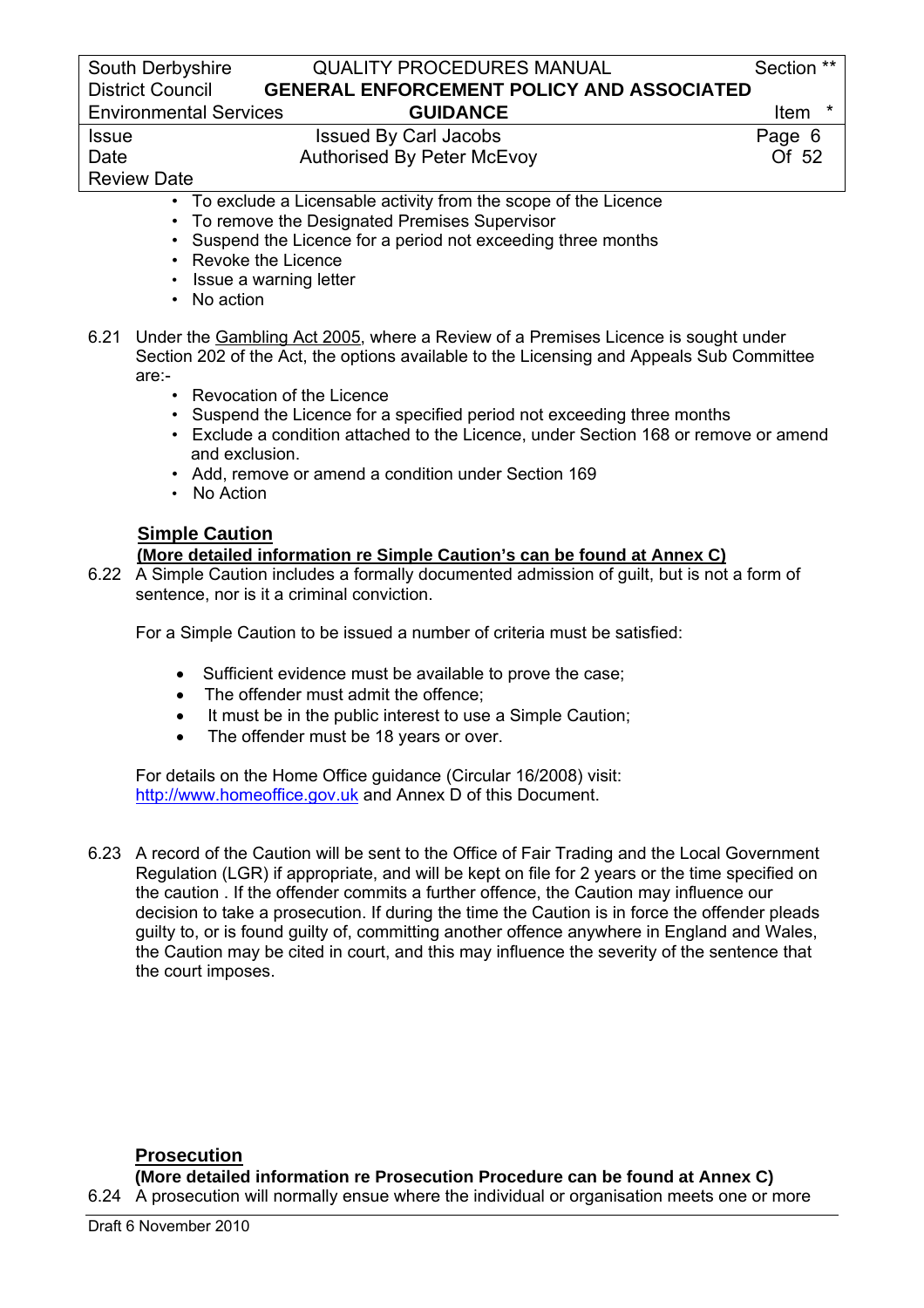- To exclude a Licensable activity from the scope of the Licence
- To remove the Designated Premises Supervisor
- Suspend the Licence for a period not exceeding three months
- Revoke the Licence
- Issue a warning letter
- No action

6.21 Under the Gambling Act 2005, where a Review of a Premises Licence is sought under Section 202 of the Act, the options available to the Licensing and Appeals Sub Committee are:-

- Revocation of the Licence
- Suspend the Licence for a specified period not exceeding three months
- Exclude a condition attached to the Licence, under Section 168 or remove or amend and exclusion.
- Add, remove or amend a condition under Section 169
- No Action

## Simple Caution

**(More detailed information re Simple Caution's can be found at Annex C)**

6.22 A Simple Caution includes a formally documented admission of guilt, but is not a form of sentence, nor is it a criminal conviction.

For a Simple Caution to be issued a number of criteria must be satisfied:

- Sufficient evidence must be available to prove the case;
- The offender must admit the offence;
- It must be in the public interest to use a Simple Caution;
- The offender must be 18 years or over.

For details on the Home Office guidance (Circular 16/2008) visit: http://www.homeoffice.gov.uk and Annex D of this Document.

6.23 A record of the Caution will be sent to the Office of Fair Trading and the Local Government Regulation (LGR) if appropriate, and will be kept on file for 2 years or the time specified on the caution . If the offender commits a further offence, the Caution may influence our decision to take a prosecution. If during the time the Caution is in force the offender pleads guilty to, or is found guilty of, committing another offence anywhere in England and Wales, the Caution may be cited in court, and this may influence the severity of the sentence that the court imposes.

## Prosecution

**(More detailed information re Prosecution Procedure can be found at Annex C)**

6.24 A prosecution will normally ensue where the individual or organisation meets one or more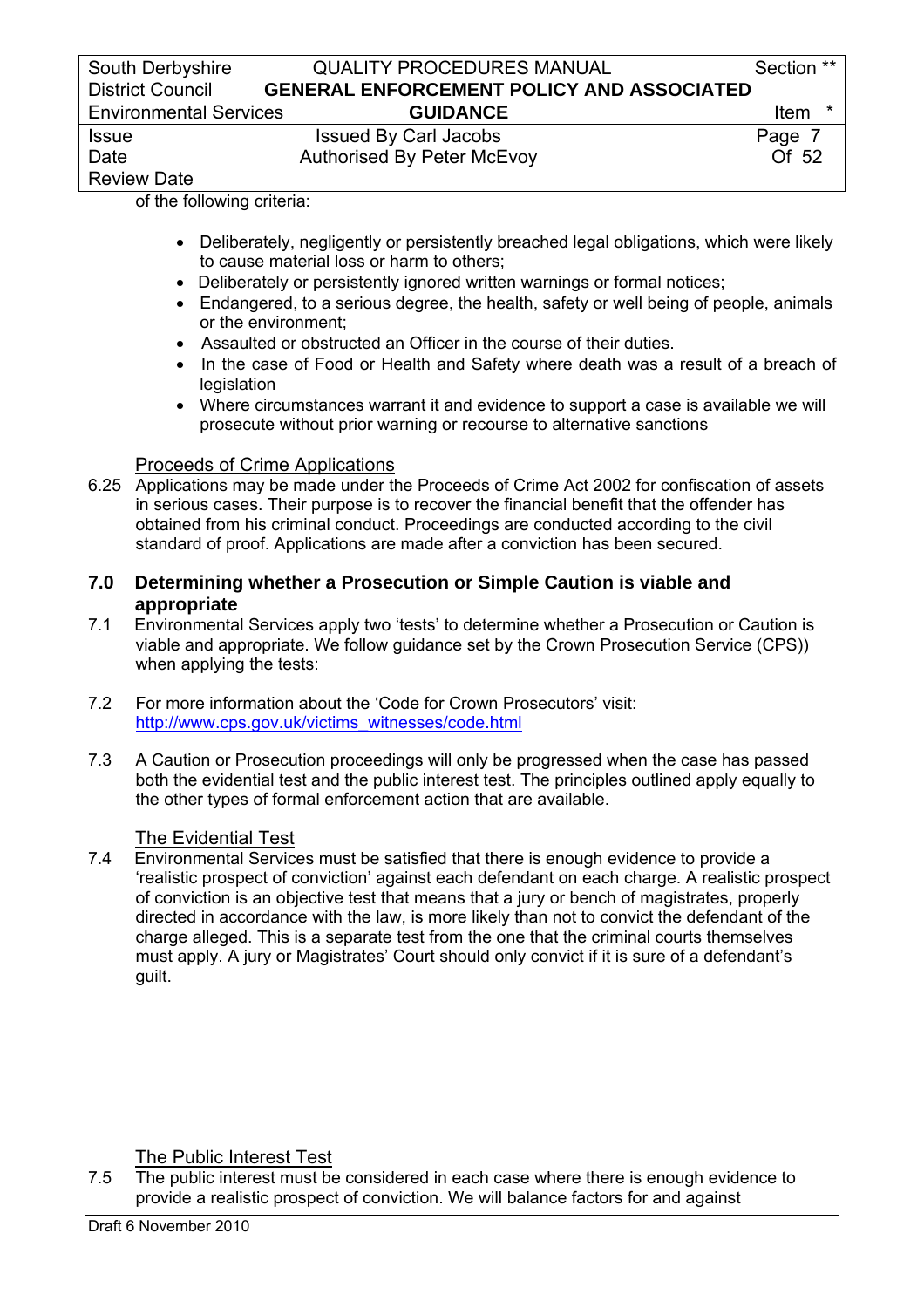of the following criteria:

- Deliberately, negligently or persistently breached legal obligations, which were likely to cause material loss or harm to others;
- Deliberately or persistently ignored written warnings or formal notices;
- Endangered, to a serious degree, the health, safety or well being of people, animals or the environment;
- Assaulted or obstructed an Officer in the course of their duties.
- In the case of Food or Health and Safety where death was a result of a breach of legislation
- Where circumstances warrant it and evidence to support a case is available we will prosecute without prior warning or recourse to alternative sanctions

Proceeds of Crime Applications

6.25 Applications may be made under the Proceeds of Crime Act 2002 for confiscation of assets in serious cases. Their purpose is to recover the financial benefit that the offender has obtained from his criminal conduct. Proceedings are conducted according to the civil standard of proof. Applications are made after a conviction has been secured.

## 7.0 Determining whether a Prosecution or Simple Caution is viable and appropriate

7.1 Environmental Services apply two 'tests' to determine whether a Prosecution or Caution is viable and appropriate. We follow guidance set by the Crown Prosecution Service (CPS)) when applying the tests:

7.2 For more information about the 'Code for Crown Prosecutors' visit: http://www.cps.gov.uk/victims_witnesses/code.html

7.3 A Caution or Prosecution proceedings will only be progressed when the case has passed both the evidential test and the public interest test. The principles outlined apply equally to the other types of formal enforcement action that are available.

The Evidential Test

7.4 Environmental Services must be satisfied that there is enough evidence to provide a 'realistic prospect of conviction' against each defendant on each charge. A realistic prospect of conviction is an objective test that means that a jury or bench of magistrates, properly directed in accordance with the law, is more likely than not to convict the defendant of the charge alleged. This is a separate test from the one that the criminal courts themselves must apply. A jury or Magistrates' Court should only convict if it is sure of a defendant's guilt.

The Public Interest Test

7.5 The public interest must be considered in each case where there is enough evidence to provide a realistic prospect of conviction. We will balance factors for and against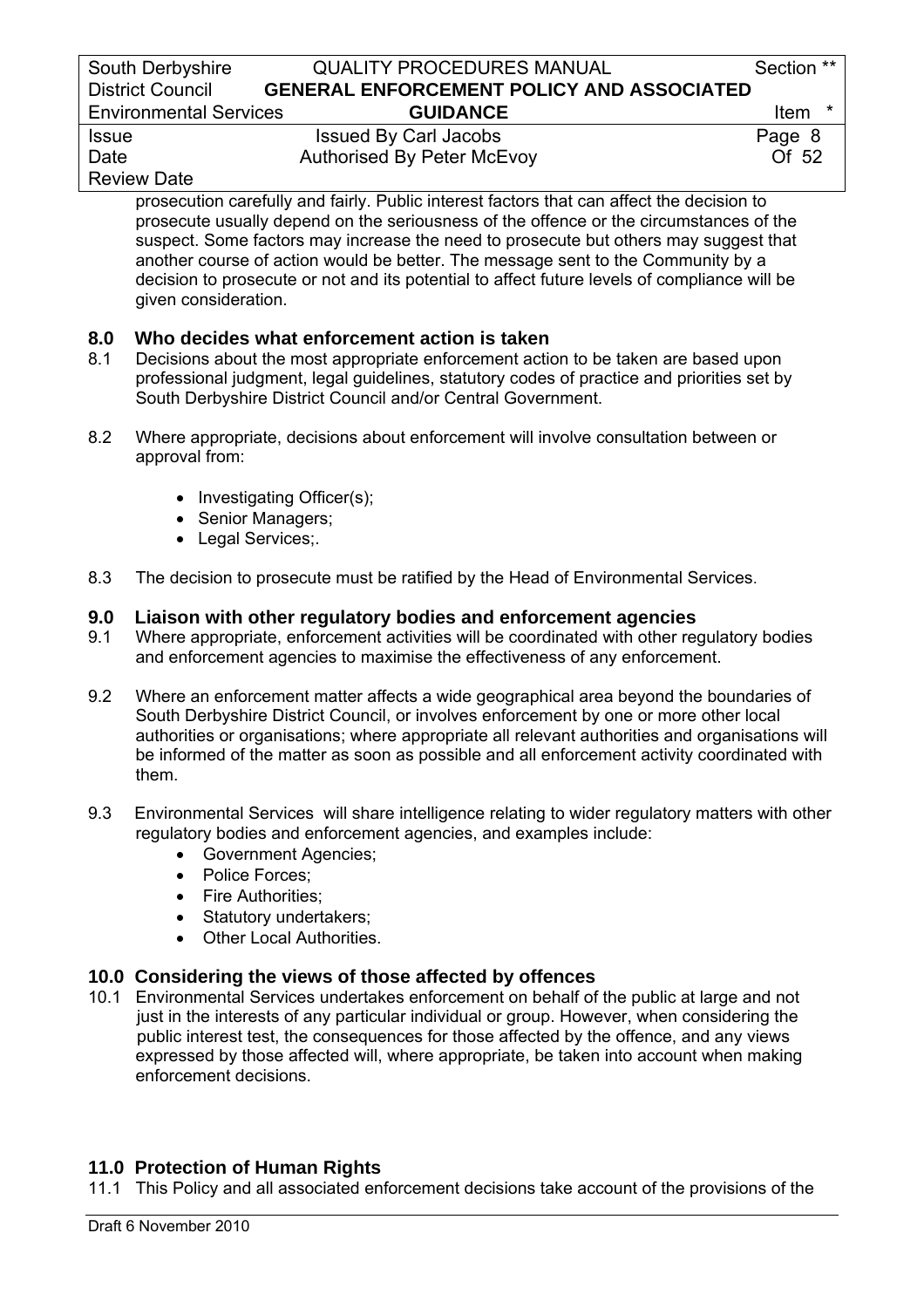prosecution carefully and fairly. Public interest factors that can affect the decision to prosecute usually depend on the seriousness of the offence or the circumstances of the suspect. Some factors may increase the need to prosecute but others may suggest that another course of action would be better. The message sent to the Community by a decision to prosecute or not and its potential to affect future levels of compliance will be given consideration.

## 8.0 Who decides what enforcement action is taken

8.1 Decisions about the most appropriate enforcement action to be taken are based upon professional judgment, legal guidelines, statutory codes of practice and priorities set by South Derbyshire District Council and/or Central Government.

8.2 Where appropriate, decisions about enforcement will involve consultation between or approval from:

- Investigating Officer(s);
- Senior Managers;
- Legal Services;.

8.3 The decision to prosecute must be ratified by the Head of Environmental Services.

## 9.0 Liaison with other regulatory bodies and enforcement agencies

9.1 Where appropriate, enforcement activities will be coordinated with other regulatory bodies and enforcement agencies to maximise the effectiveness of any enforcement.

9.2 Where an enforcement matter affects a wide geographical area beyond the boundaries of South Derbyshire District Council, or involves enforcement by one or more other local authorities or organisations; where appropriate all relevant authorities and organisations will be informed of the matter as soon as possible and all enforcement activity coordinated with them.

9.3 Environmental Services will share intelligence relating to wider regulatory matters with other regulatory bodies and enforcement agencies, and examples include:

- Government Agencies;
- Police Forces;
- Fire Authorities;
- Statutory undertakers;
- Other Local Authorities.

## 10.0 Considering the views of those affected by offences

10.1 Environmental Services undertakes enforcement on behalf of the public at large and not just in the interests of any particular individual or group. However, when considering the public interest test, the consequences for those affected by the offence, and any views expressed by those affected will, where appropriate, be taken into account when making enforcement decisions.

## 11.0 Protection of Human Rights

11.1 This Policy and all associated enforcement decisions take account of the provisions of the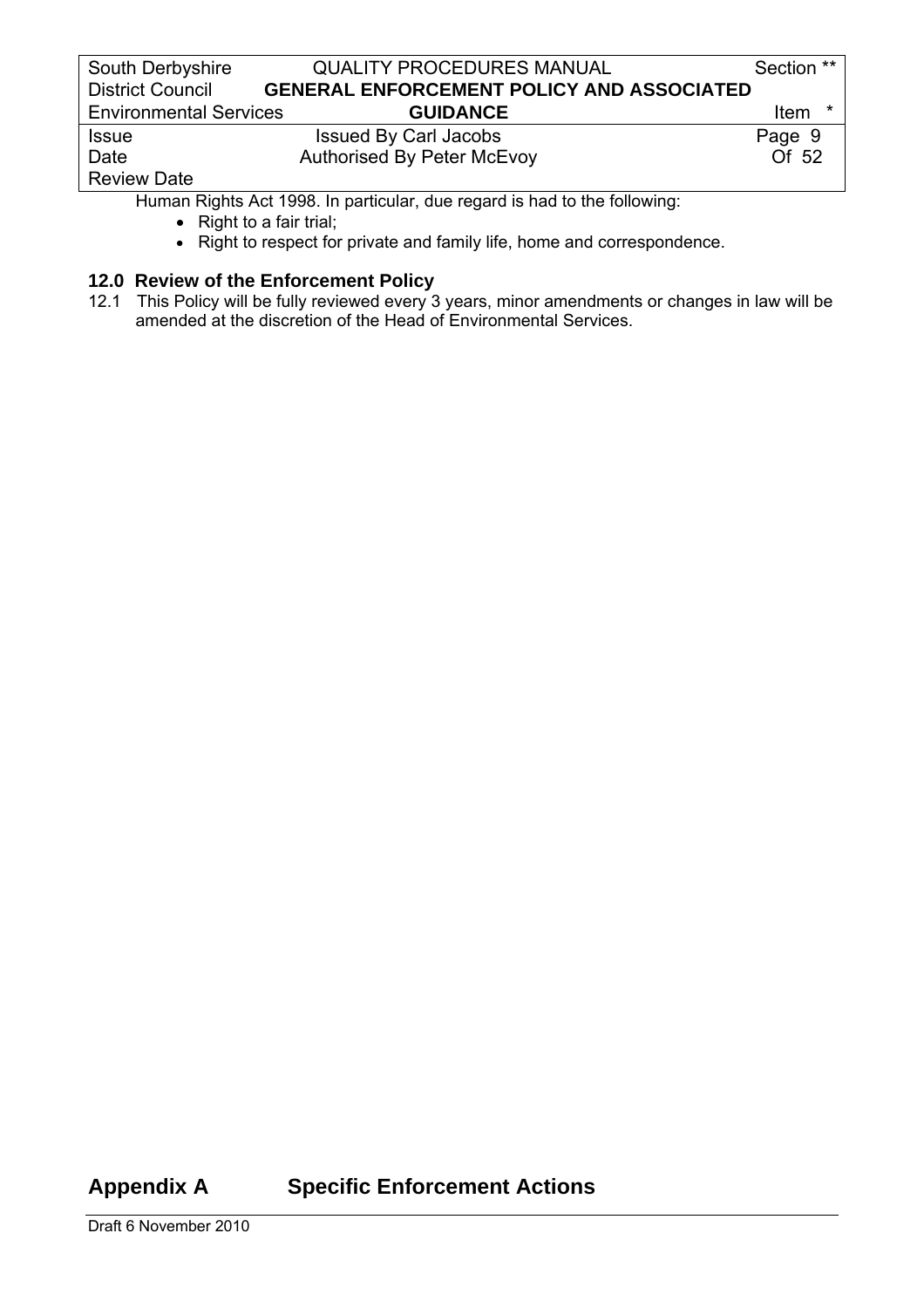Human Rights Act 1998. In particular, due regard is had to the following:

- Right to a fair trial;
- Right to respect for private and family life, home and correspondence.

### 12.0 Review of the Enforcement Policy

12.1 This Policy will be fully reviewed every 3 years, minor amendments or changes in law will be amended at the discretion of the Head of Environmental Services.

## Appendix A Specific Enforcement Actions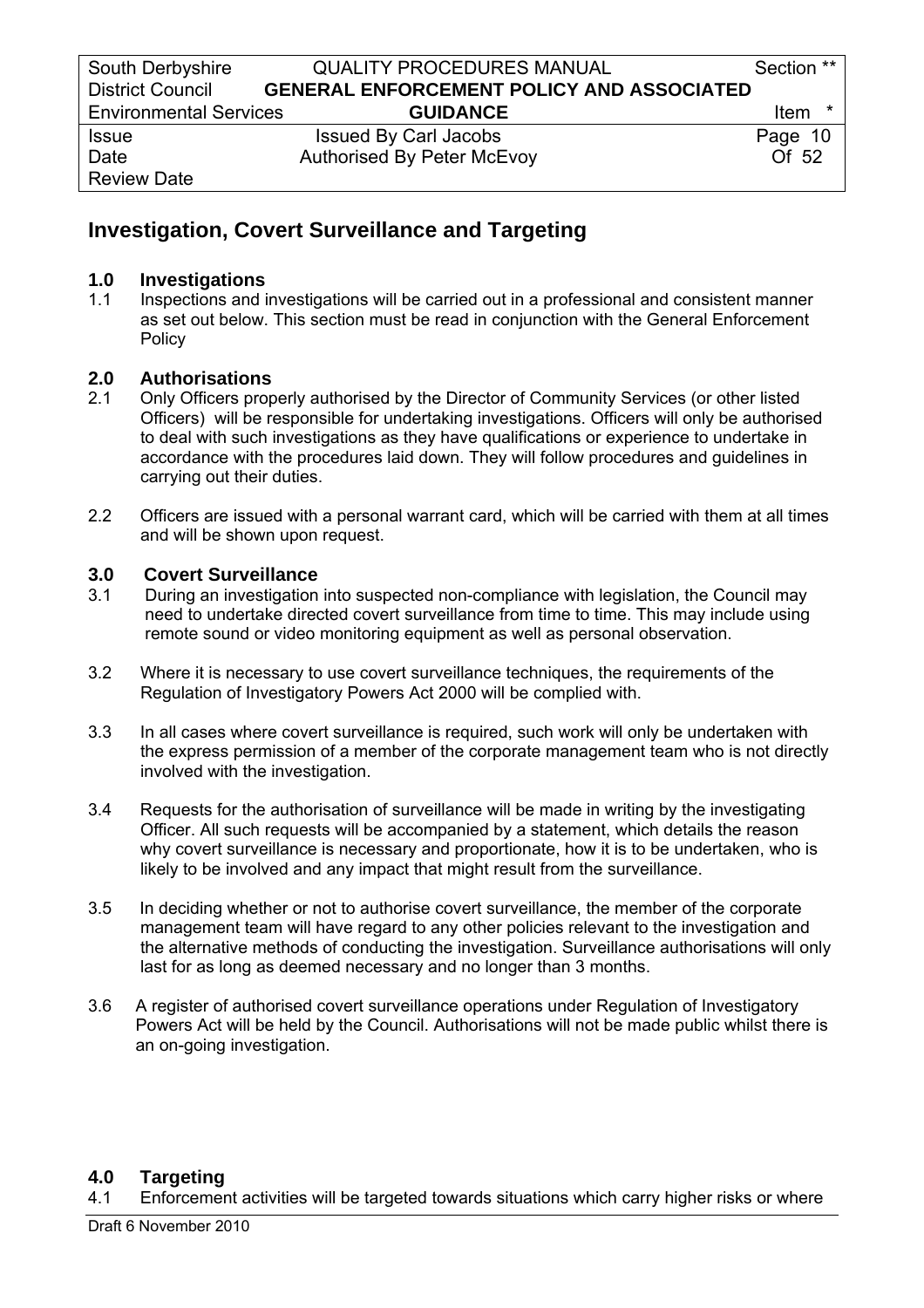## Investigation, Covert Surveillance and Targeting

### 1.0 Investigations

1.1 Inspections and investigations will be carried out in a professional and consistent manner as set out below. This section must be read in conjunction with the General Enforcement Policy

### 2.0 Authorisations

2.1 Only Officers properly authorised by the Director of Community Services (or other listed Officers) will be responsible for undertaking investigations. Officers will only be authorised to deal with such investigations as they have qualifications or experience to undertake in accordance with the procedures laid down. They will follow procedures and guidelines in carrying out their duties.

2.2 Officers are issued with a personal warrant card, which will be carried with them at all times and will be shown upon request.

### 3.0 Covert Surveillance

3.1 During an investigation into suspected non-compliance with legislation, the Council may need to undertake directed covert surveillance from time to time. This may include using remote sound or video monitoring equipment as well as personal observation.

3.2 Where it is necessary to use covert surveillance techniques, the requirements of the Regulation of Investigatory Powers Act 2000 will be complied with.

3.3 In all cases where covert surveillance is required, such work will only be undertaken with the express permission of a member of the corporate management team who is not directly involved with the investigation.

3.4 Requests for the authorisation of surveillance will be made in writing by the investigating Officer. All such requests will be accompanied by a statement, which details the reason why covert surveillance is necessary and proportionate, how it is to be undertaken, who is likely to be involved and any impact that might result from the surveillance.

3.5 In deciding whether or not to authorise covert surveillance, the member of the corporate management team will have regard to any other policies relevant to the investigation and the alternative methods of conducting the investigation. Surveillance authorisations will only last for as long as deemed necessary and no longer than 3 months.

3.6 A register of authorised covert surveillance operations under Regulation of Investigatory Powers Act will be held by the Council. Authorisations will not be made public whilst there is an on-going investigation.

### 4.0 Targeting

4.1 Enforcement activities will be targeted towards situations which carry higher risks or where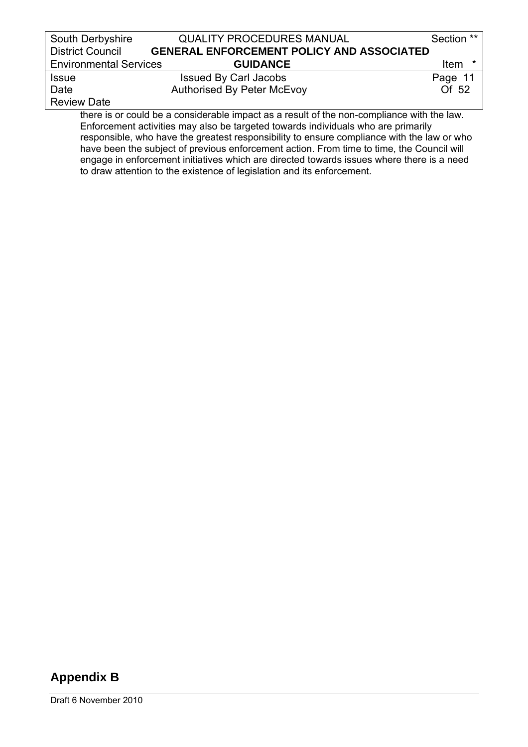there is or could be a considerable impact as a result of the non-compliance with the law. Enforcement activities may also be targeted towards individuals who are primarily responsible, who have the greatest responsibility to ensure compliance with the law or who have been the subject of previous enforcement action. From time to time, the Council will engage in enforcement initiatives which are directed towards issues where there is a need to draw attention to the existence of legislation and its enforcement.

## Appendix B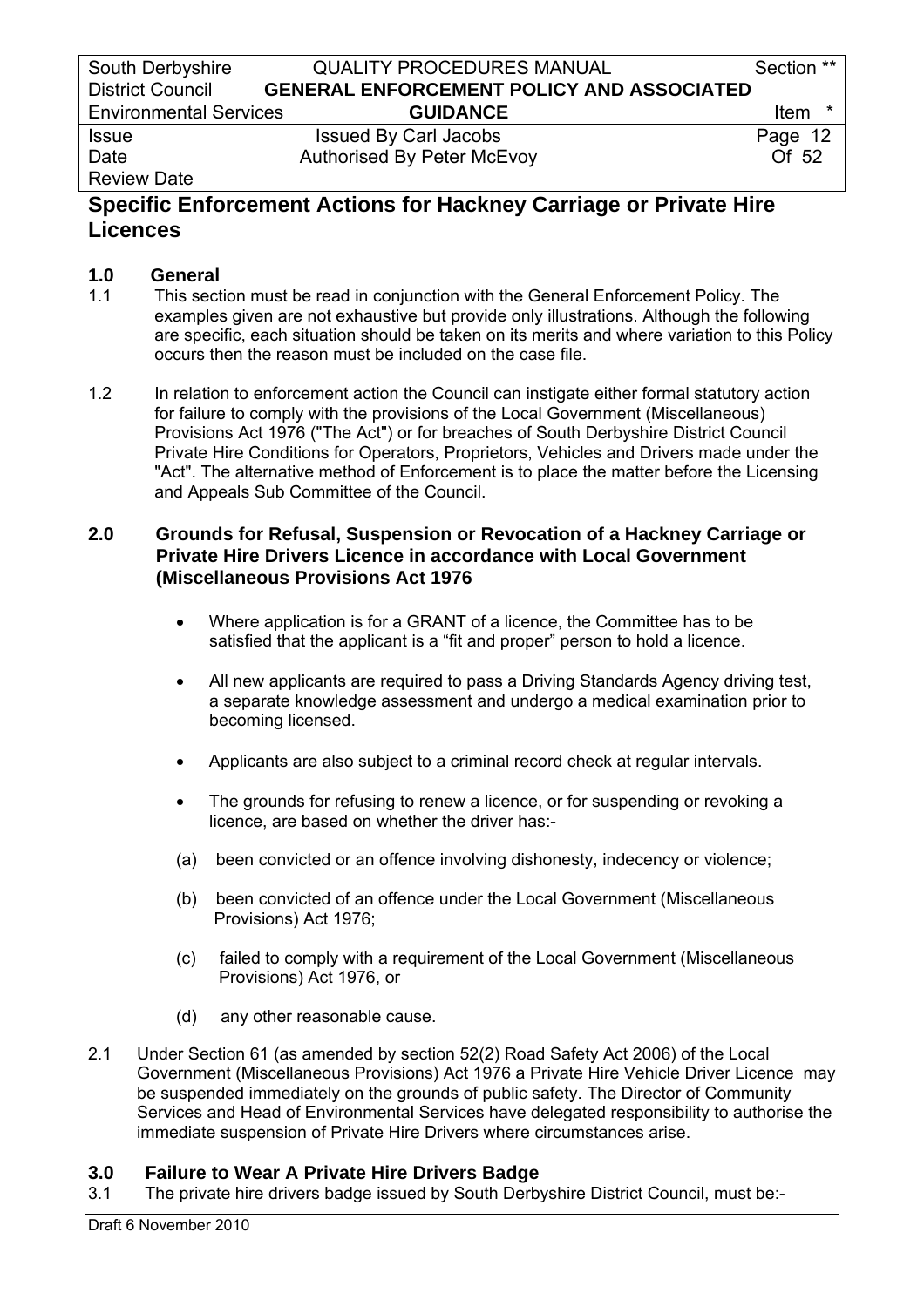## Specific Enforcement Actions for Hackney Carriage or Private Hire Licences

### 1.0 General

1.1 This section must be read in conjunction with the General Enforcement Policy. The examples given are not exhaustive but provide only illustrations. Although the following are specific, each situation should be taken on its merits and where variation to this Policy occurs then the reason must be included on the case file.

1.2 In relation to enforcement action the Council can instigate either formal statutory action for failure to comply with the provisions of the Local Government (Miscellaneous) Provisions Act 1976 ("The Act") or for breaches of South Derbyshire District Council Private Hire Conditions for Operators, Proprietors, Vehicles and Drivers made under the "Act". The alternative method of Enforcement is to place the matter before the Licensing and Appeals Sub Committee of the Council.

### 2.0 Grounds for Refusal, Suspension or Revocation of a Hackney Carriage or Private Hire Drivers Licence in accordance with Local Government (Miscellaneous Provisions Act 1976

- Where application is for a GRANT of a licence, the Committee has to be satisfied that the applicant is a "fit and proper" person to hold a licence.
- All new applicants are required to pass a Driving Standards Agency driving test, a separate knowledge assessment and undergo a medical examination prior to becoming licensed.
- Applicants are also subject to a criminal record check at regular intervals.
- The grounds for refusing to renew a licence, or for suspending or revoking a licence, are based on whether the driver has:-

(a) been convicted or an offence involving dishonesty, indecency or violence;

(b) been convicted of an offence under the Local Government (Miscellaneous Provisions) Act 1976;

(c) failed to comply with a requirement of the Local Government (Miscellaneous Provisions) Act 1976, or

(d) any other reasonable cause.

2.1 Under Section 61 (as amended by section 52(2) Road Safety Act 2006) of the Local Government (Miscellaneous Provisions) Act 1976 a Private Hire Vehicle Driver Licence may be suspended immediately on the grounds of public safety. The Director of Community Services and Head of Environmental Services have delegated responsibility to authorise the immediate suspension of Private Hire Drivers where circumstances arise.

### 3.0 Failure to Wear A Private Hire Drivers Badge

3.1 The private hire drivers badge issued by South Derbyshire District Council, must be:-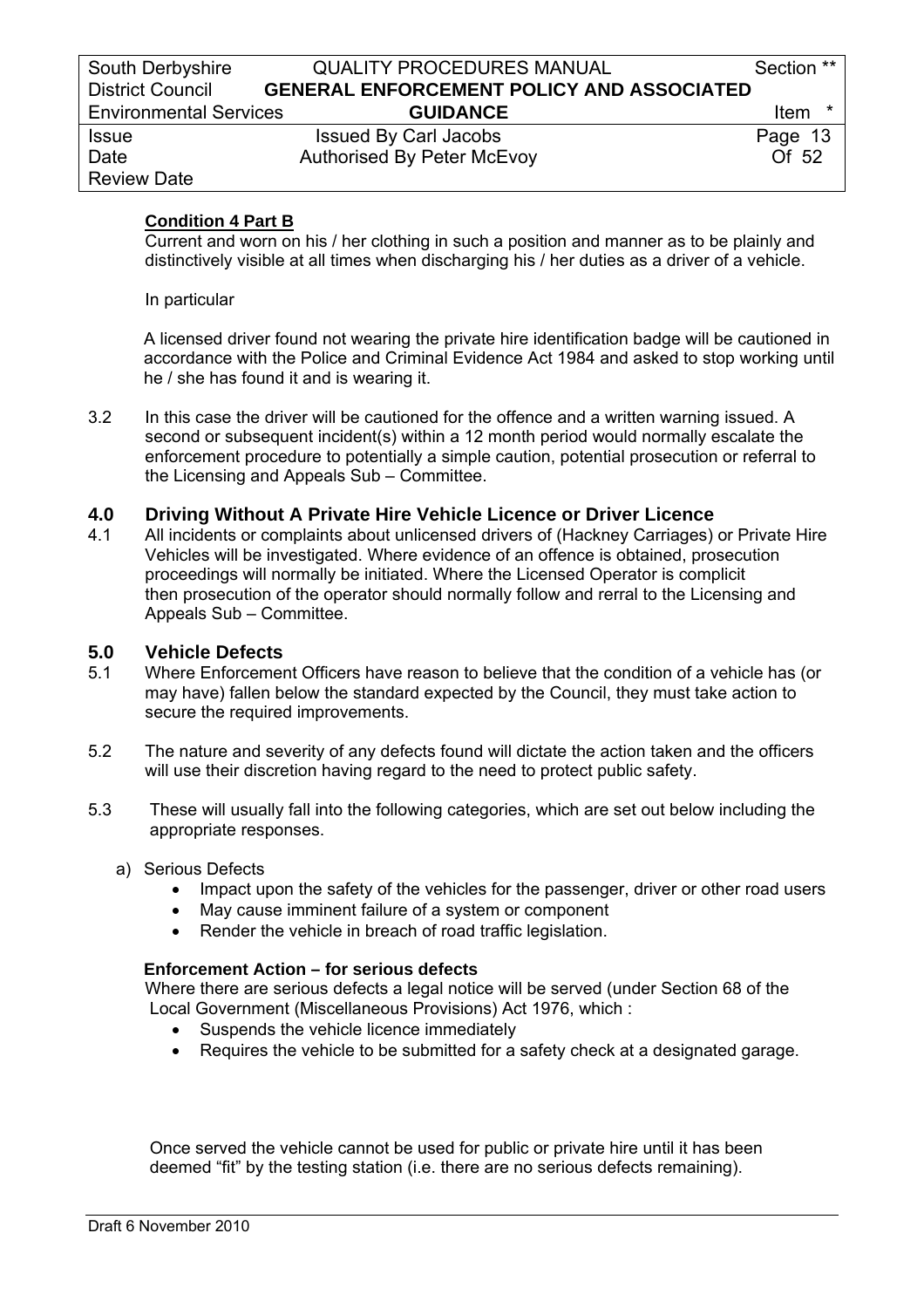**Condition 4 Part B**

Current and worn on his / her clothing in such a position and manner as to be plainly and distinctively visible at all times when discharging his / her duties as a driver of a vehicle.

In particular

A licensed driver found not wearing the private hire identification badge will be cautioned in accordance with the Police and Criminal Evidence Act 1984 and asked to stop working until he / she has found it and is wearing it.

3.2 In this case the driver will be cautioned for the offence and a written warning issued. A second or subsequent incident(s) within a 12 month period would normally escalate the enforcement procedure to potentially a simple caution, potential prosecution or referral to the Licensing and Appeals Sub – Committee.

## 4.0 Driving Without A Private Hire Vehicle Licence or Driver Licence

4.1 All incidents or complaints about unlicensed drivers of (Hackney Carriages) or Private Hire Vehicles will be investigated. Where evidence of an offence is obtained, prosecution proceedings will normally be initiated. Where the Licensed Operator is complicit then prosecution of the operator should normally follow and rerral to the Licensing and Appeals Sub – Committee.

## 5.0 Vehicle Defects

5.1 Where Enforcement Officers have reason to believe that the condition of a vehicle has (or may have) fallen below the standard expected by the Council, they must take action to secure the required improvements.

5.2 The nature and severity of any defects found will dictate the action taken and the officers will use their discretion having regard to the need to protect public safety.

5.3 These will usually fall into the following categories, which are set out below including the appropriate responses.

a) Serious Defects
   - Impact upon the safety of the vehicles for the passenger, driver or other road users
   - May cause imminent failure of a system or component
   - Render the vehicle in breach of road traffic legislation.

**Enforcement Action – for serious defects**

Where there are serious defects a legal notice will be served (under Section 68 of the Local Government (Miscellaneous Provisions) Act 1976, which :

- Suspends the vehicle licence immediately
- Requires the vehicle to be submitted for a safety check at a designated garage.

Once served the vehicle cannot be used for public or private hire until it has been deemed "fit" by the testing station (i.e. there are no serious defects remaining).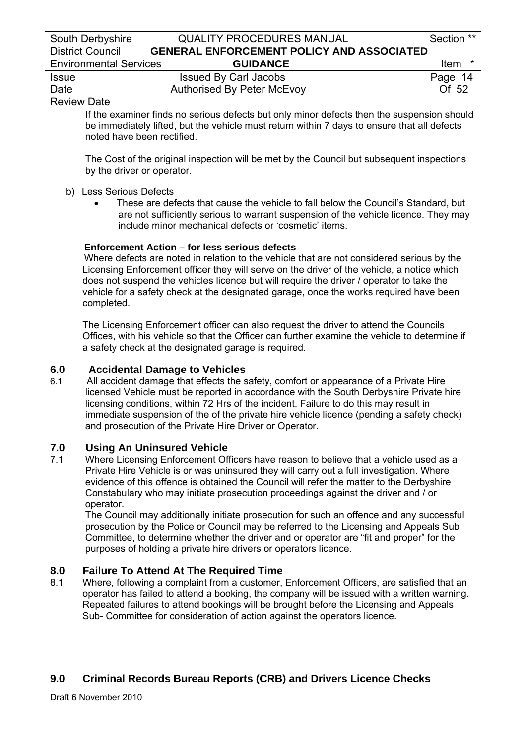If the examiner finds no serious defects but only minor defects then the suspension should be immediately lifted, but the vehicle must return within 7 days to ensure that all defects noted have been rectified.

The Cost of the original inspection will be met by the Council but subsequent inspections by the driver or operator.

b) Less Serious Defects

- These are defects that cause the vehicle to fall below the Council's Standard, but are not sufficiently serious to warrant suspension of the vehicle licence. They may include minor mechanical defects or 'cosmetic' items.

**Enforcement Action – for less serious defects**

Where defects are noted in relation to the vehicle that are not considered serious by the Licensing Enforcement officer they will serve on the driver of the vehicle, a notice which does not suspend the vehicles licence but will require the driver / operator to take the vehicle for a safety check at the designated garage, once the works required have been completed.

The Licensing Enforcement officer can also request the driver to attend the Councils Offices, with his vehicle so that the Officer can further examine the vehicle to determine if a safety check at the designated garage is required.

## 6.0 Accidental Damage to Vehicles

6.1 All accident damage that effects the safety, comfort or appearance of a Private Hire licensed Vehicle must be reported in accordance with the South Derbyshire Private hire licensing conditions, within 72 Hrs of the incident. Failure to do this may result in immediate suspension of the of the private hire vehicle licence (pending a safety check) and prosecution of the Private Hire Driver or Operator.

## 7.0 Using An Uninsured Vehicle

7.1 Where Licensing Enforcement Officers have reason to believe that a vehicle used as a Private Hire Vehicle is or was uninsured they will carry out a full investigation. Where evidence of this offence is obtained the Council will refer the matter to the Derbyshire Constabulary who may initiate prosecution proceedings against the driver and / or operator.

The Council may additionally initiate prosecution for such an offence and any successful prosecution by the Police or Council may be referred to the Licensing and Appeals Sub Committee, to determine whether the driver and or operator are "fit and proper" for the purposes of holding a private hire drivers or operators licence.

## 8.0 Failure To Attend At The Required Time

8.1 Where, following a complaint from a customer, Enforcement Officers, are satisfied that an operator has failed to attend a booking, the company will be issued with a written warning. Repeated failures to attend bookings will be brought before the Licensing and Appeals Sub- Committee for consideration of action against the operators licence.

## 9.0 Criminal Records Bureau Reports (CRB) and Drivers Licence Checks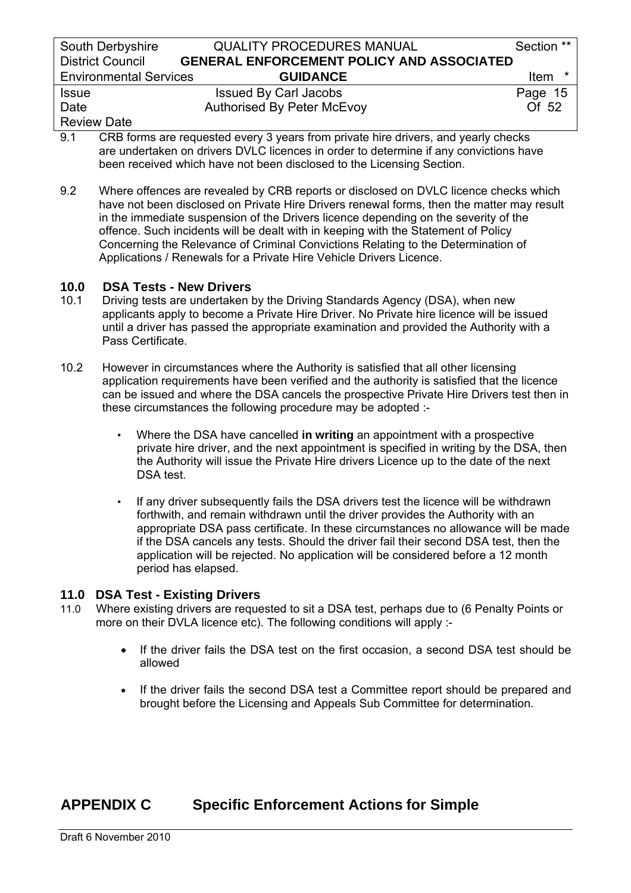9.1 CRB forms are requested every 3 years from private hire drivers, and yearly checks are undertaken on drivers DVLC licences in order to determine if any convictions have been received which have not been disclosed to the Licensing Section.

9.2 Where offences are revealed by CRB reports or disclosed on DVLC licence checks which have not been disclosed on Private Hire Drivers renewal forms, then the matter may result in the immediate suspension of the Drivers licence depending on the severity of the offence. Such incidents will be dealt with in keeping with the Statement of Policy Concerning the Relevance of Criminal Convictions Relating to the Determination of Applications / Renewals for a Private Hire Vehicle Drivers Licence.

## 10.0 DSA Tests - New Drivers

10.1 Driving tests are undertaken by the Driving Standards Agency (DSA), when new applicants apply to become a Private Hire Driver. No Private hire licence will be issued until a driver has passed the appropriate examination and provided the Authority with a Pass Certificate.

10.2 However in circumstances where the Authority is satisfied that all other licensing application requirements have been verified and the authority is satisfied that the licence can be issued and where the DSA cancels the prospective Private Hire Drivers test then in these circumstances the following procedure may be adopted :-

- Where the DSA have cancelled **in writing** an appointment with a prospective private hire driver, and the next appointment is specified in writing by the DSA, then the Authority will issue the Private Hire drivers Licence up to the date of the next DSA test.
- If any driver subsequently fails the DSA drivers test the licence will be withdrawn forthwith, and remain withdrawn until the driver provides the Authority with an appropriate DSA pass certificate. In these circumstances no allowance will be made if the DSA cancels any tests. Should the driver fail their second DSA test, then the application will be rejected. No application will be considered before a 12 month period has elapsed.

## 11.0 DSA Test - Existing Drivers

11.0 Where existing drivers are requested to sit a DSA test, perhaps due to (6 Penalty Points or more on their DVLA licence etc). The following conditions will apply :-

- If the driver fails the DSA test on the first occasion, a second DSA test should be allowed
- If the driver fails the second DSA test a Committee report should be prepared and brought before the Licensing and Appeals Sub Committee for determination.

# APPENDIX C Specific Enforcement Actions for Simple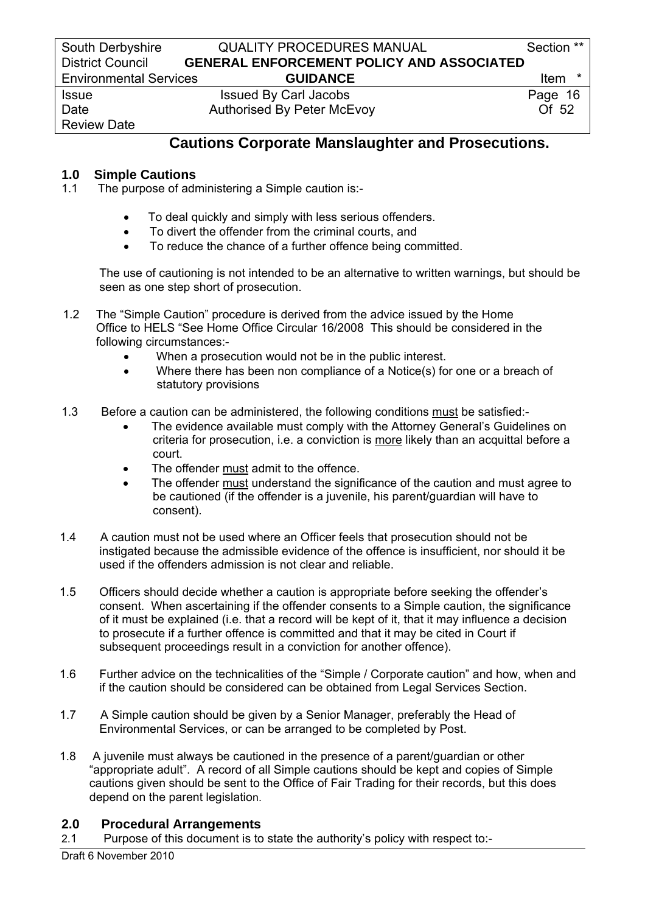## Cautions Corporate Manslaughter and Prosecutions.

### 1.0 Simple Cautions

1.1 The purpose of administering a Simple caution is:-

- To deal quickly and simply with less serious offenders.
- To divert the offender from the criminal courts, and
- To reduce the chance of a further offence being committed.

The use of cautioning is not intended to be an alternative to written warnings, but should be seen as one step short of prosecution.

1.2 The "Simple Caution" procedure is derived from the advice issued by the Home Office to HELS "See Home Office Circular 16/2008 This should be considered in the following circumstances:-

- When a prosecution would not be in the public interest.
- Where there has been non compliance of a Notice(s) for one or a breach of statutory provisions

1.3 Before a caution can be administered, the following conditions must be satisfied:-

- The evidence available must comply with the Attorney General's Guidelines on criteria for prosecution, i.e. a conviction is more likely than an acquittal before a court.
- The offender must admit to the offence.
- The offender must understand the significance of the caution and must agree to be cautioned (if the offender is a juvenile, his parent/guardian will have to consent).

1.4 A caution must not be used where an Officer feels that prosecution should not be instigated because the admissible evidence of the offence is insufficient, nor should it be used if the offenders admission is not clear and reliable.

1.5 Officers should decide whether a caution is appropriate before seeking the offender's consent. When ascertaining if the offender consents to a Simple caution, the significance of it must be explained (i.e. that a record will be kept of it, that it may influence a decision to prosecute if a further offence is committed and that it may be cited in Court if subsequent proceedings result in a conviction for another offence).

1.6 Further advice on the technicalities of the "Simple / Corporate caution" and how, when and if the caution should be considered can be obtained from Legal Services Section.

1.7 A Simple caution should be given by a Senior Manager, preferably the Head of Environmental Services, or can be arranged to be completed by Post.

1.8 A juvenile must always be cautioned in the presence of a parent/guardian or other "appropriate adult". A record of all Simple cautions should be kept and copies of Simple cautions given should be sent to the Office of Fair Trading for their records, but this does depend on the parent legislation.

### 2.0 Procedural Arrangements

2.1 Purpose of this document is to state the authority's policy with respect to:-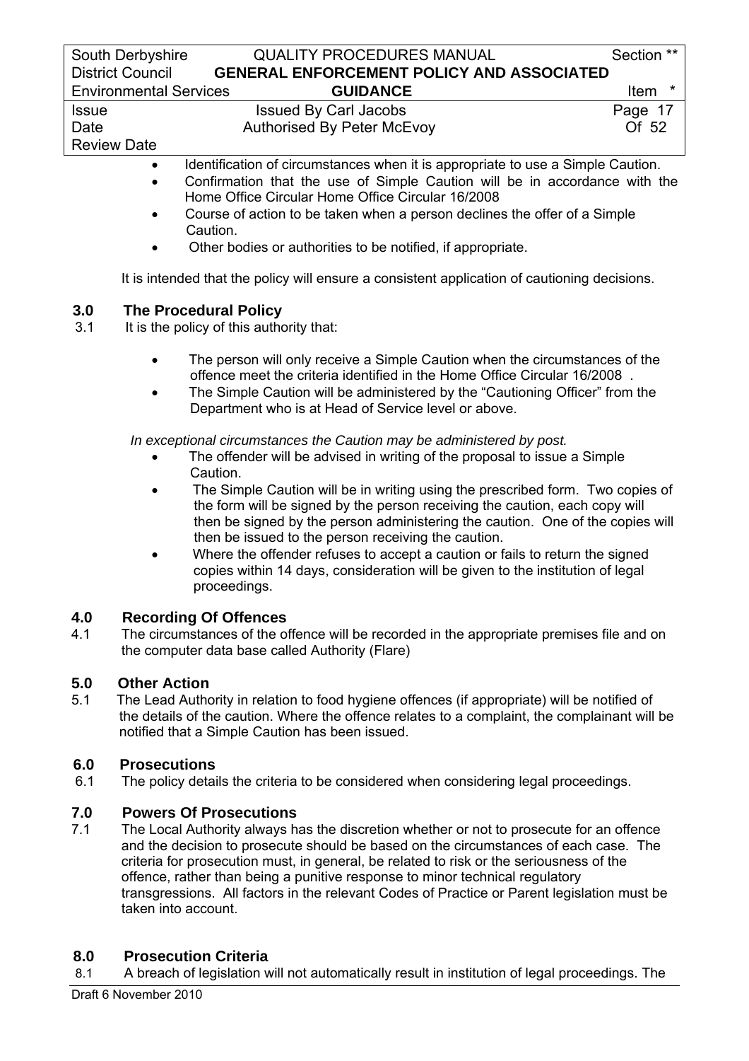- Identification of circumstances when it is appropriate to use a Simple Caution.
- Confirmation that the use of Simple Caution will be in accordance with the Home Office Circular Home Office Circular 16/2008
- Course of action to be taken when a person declines the offer of a Simple Caution.
- Other bodies or authorities to be notified, if appropriate.

It is intended that the policy will ensure a consistent application of cautioning decisions.

## 3.0 The Procedural Policy

3.1 It is the policy of this authority that:

- The person will only receive a Simple Caution when the circumstances of the offence meet the criteria identified in the Home Office Circular 16/2008 .
- The Simple Caution will be administered by the "Cautioning Officer" from the Department who is at Head of Service level or above.

*In exceptional circumstances the Caution may be administered by post.*

- The offender will be advised in writing of the proposal to issue a Simple Caution.
- The Simple Caution will be in writing using the prescribed form. Two copies of the form will be signed by the person receiving the caution, each copy will then be signed by the person administering the caution. One of the copies will then be issued to the person receiving the caution.
- Where the offender refuses to accept a caution or fails to return the signed copies within 14 days, consideration will be given to the institution of legal proceedings.

## 4.0 Recording Of Offences

4.1 The circumstances of the offence will be recorded in the appropriate premises file and on the computer data base called Authority (Flare)

## 5.0 Other Action

5.1 The Lead Authority in relation to food hygiene offences (if appropriate) will be notified of the details of the caution. Where the offence relates to a complaint, the complainant will be notified that a Simple Caution has been issued.

## 6.0 Prosecutions

6.1 The policy details the criteria to be considered when considering legal proceedings.

## 7.0 Powers Of Prosecutions

7.1 The Local Authority always has the discretion whether or not to prosecute for an offence and the decision to prosecute should be based on the circumstances of each case. The criteria for prosecution must, in general, be related to risk or the seriousness of the offence, rather than being a punitive response to minor technical regulatory transgressions. All factors in the relevant Codes of Practice or Parent legislation must be taken into account.

## 8.0 Prosecution Criteria

8.1 A breach of legislation will not automatically result in institution of legal proceedings. The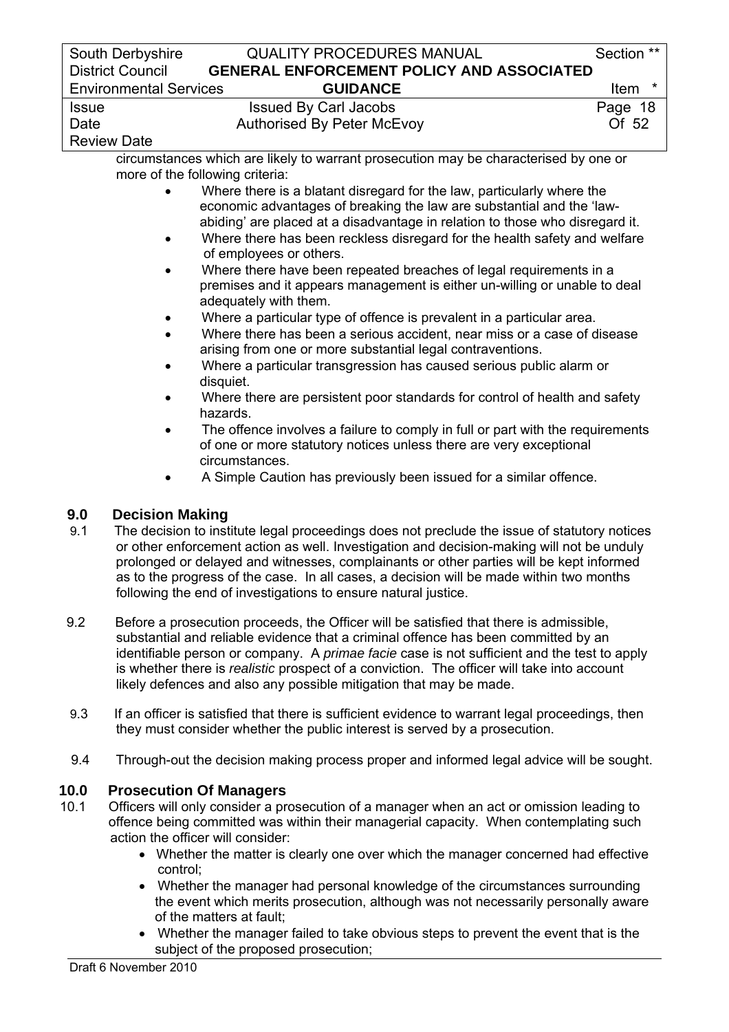circumstances which are likely to warrant prosecution may be characterised by one or more of the following criteria:

- Where there is a blatant disregard for the law, particularly where the economic advantages of breaking the law are substantial and the 'law-abiding' are placed at a disadvantage in relation to those who disregard it.
- Where there has been reckless disregard for the health safety and welfare of employees or others.
- Where there have been repeated breaches of legal requirements in a premises and it appears management is either un-willing or unable to deal adequately with them.
- Where a particular type of offence is prevalent in a particular area.
- Where there has been a serious accident, near miss or a case of disease arising from one or more substantial legal contraventions.
- Where a particular transgression has caused serious public alarm or disquiet.
- Where there are persistent poor standards for control of health and safety hazards.
- The offence involves a failure to comply in full or part with the requirements of one or more statutory notices unless there are very exceptional circumstances.
- A Simple Caution has previously been issued for a similar offence.

## 9.0 Decision Making

9.1 The decision to institute legal proceedings does not preclude the issue of statutory notices or other enforcement action as well. Investigation and decision-making will not be unduly prolonged or delayed and witnesses, complainants or other parties will be kept informed as to the progress of the case. In all cases, a decision will be made within two months following the end of investigations to ensure natural justice.

9.2 Before a prosecution proceeds, the Officer will be satisfied that there is admissible, substantial and reliable evidence that a criminal offence has been committed by an identifiable person or company. A *primae facie* case is not sufficient and the test to apply is whether there is *realistic* prospect of a conviction. The officer will take into account likely defences and also any possible mitigation that may be made.

9.3 If an officer is satisfied that there is sufficient evidence to warrant legal proceedings, then they must consider whether the public interest is served by a prosecution.

9.4 Through-out the decision making process proper and informed legal advice will be sought.

## 10.0 Prosecution Of Managers

10.1 Officers will only consider a prosecution of a manager when an act or omission leading to offence being committed was within their managerial capacity. When contemplating such action the officer will consider:

- Whether the matter is clearly one over which the manager concerned had effective control;
- Whether the manager had personal knowledge of the circumstances surrounding the event which merits prosecution, although was not necessarily personally aware of the matters at fault;
- Whether the manager failed to take obvious steps to prevent the event that is the subject of the proposed prosecution;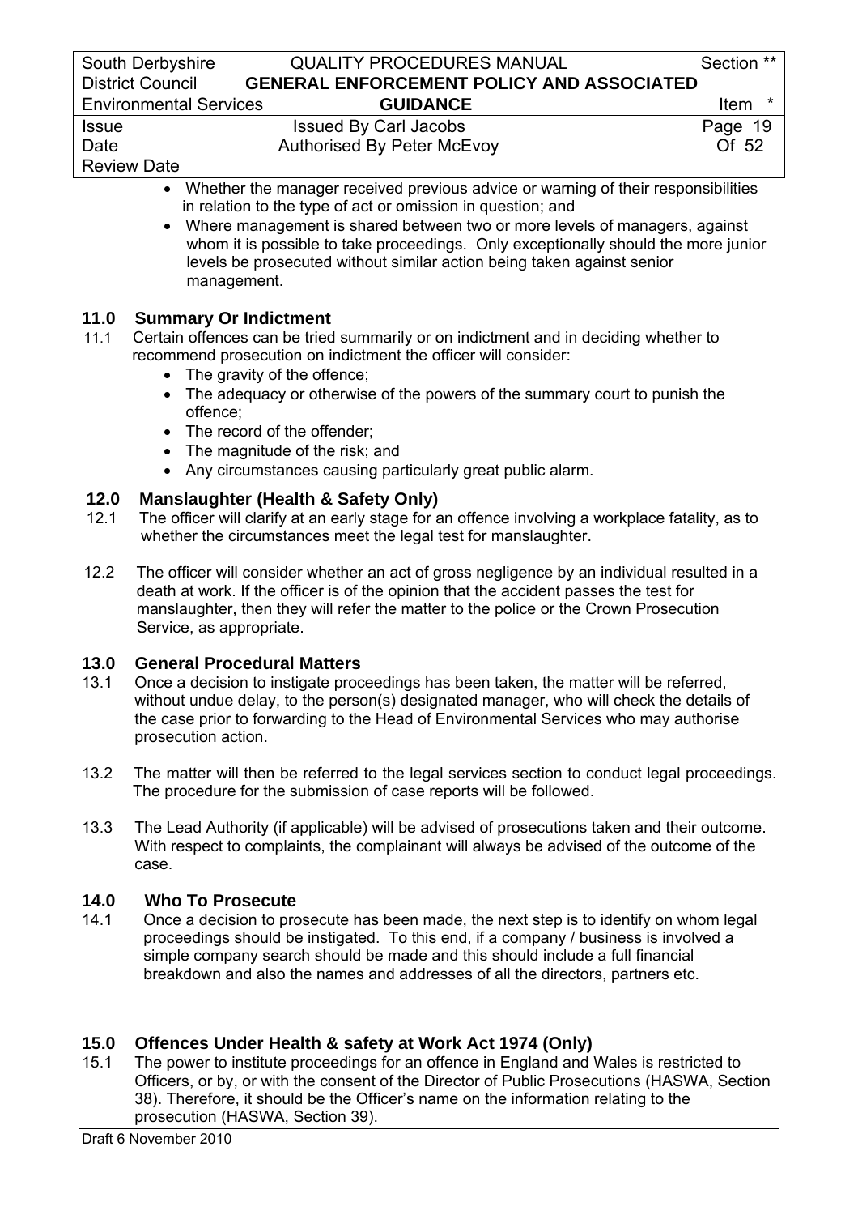- Whether the manager received previous advice or warning of their responsibilities in relation to the type of act or omission in question; and
- Where management is shared between two or more levels of managers, against whom it is possible to take proceedings. Only exceptionally should the more junior levels be prosecuted without similar action being taken against senior management.

## 11.0 Summary Or Indictment

11.1 Certain offences can be tried summarily or on indictment and in deciding whether to recommend prosecution on indictment the officer will consider:

- The gravity of the offence;
- The adequacy or otherwise of the powers of the summary court to punish the offence;
- The record of the offender;
- The magnitude of the risk; and
- Any circumstances causing particularly great public alarm.

## 12.0 Manslaughter (Health & Safety Only)

12.1 The officer will clarify at an early stage for an offence involving a workplace fatality, as to whether the circumstances meet the legal test for manslaughter.

12.2 The officer will consider whether an act of gross negligence by an individual resulted in a death at work. If the officer is of the opinion that the accident passes the test for manslaughter, then they will refer the matter to the police or the Crown Prosecution Service, as appropriate.

## 13.0 General Procedural Matters

13.1 Once a decision to instigate proceedings has been taken, the matter will be referred, without undue delay, to the person(s) designated manager, who will check the details of the case prior to forwarding to the Head of Environmental Services who may authorise prosecution action.

13.2 The matter will then be referred to the legal services section to conduct legal proceedings. The procedure for the submission of case reports will be followed.

13.3 The Lead Authority (if applicable) will be advised of prosecutions taken and their outcome. With respect to complaints, the complainant will always be advised of the outcome of the case.

## 14.0 Who To Prosecute

14.1 Once a decision to prosecute has been made, the next step is to identify on whom legal proceedings should be instigated. To this end, if a company / business is involved a simple company search should be made and this should include a full financial breakdown and also the names and addresses of all the directors, partners etc.

## 15.0 Offences Under Health & safety at Work Act 1974 (Only)

15.1 The power to institute proceedings for an offence in England and Wales is restricted to Officers, or by, or with the consent of the Director of Public Prosecutions (HASWA, Section 38). Therefore, it should be the Officer's name on the information relating to the prosecution (HASWA, Section 39).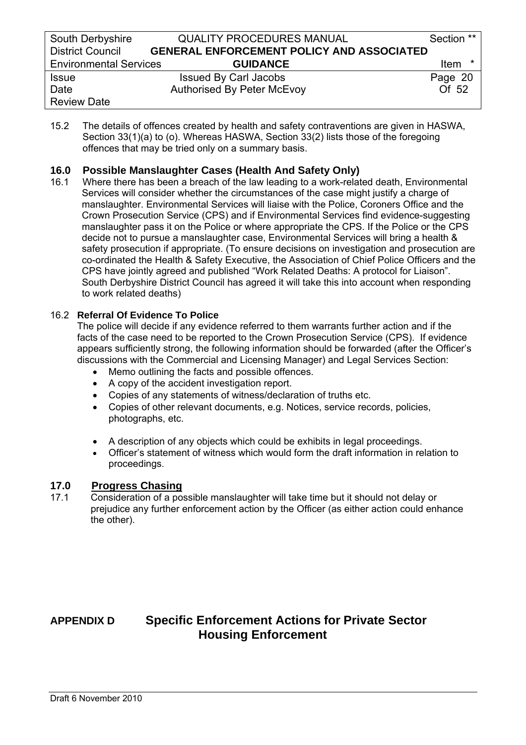15.2 The details of offences created by health and safety contraventions are given in HASWA, Section 33(1)(a) to (o). Whereas HASWA, Section 33(2) lists those of the foregoing offences that may be tried only on a summary basis.

## 16.0 Possible Manslaughter Cases (Health And Safety Only)

16.1 Where there has been a breach of the law leading to a work-related death, Environmental Services will consider whether the circumstances of the case might justify a charge of manslaughter. Environmental Services will liaise with the Police, Coroners Office and the Crown Prosecution Service (CPS) and if Environmental Services find evidence-suggesting manslaughter pass it on the Police or where appropriate the CPS. If the Police or the CPS decide not to pursue a manslaughter case, Environmental Services will bring a health & safety prosecution if appropriate. (To ensure decisions on investigation and prosecution are co-ordinated the Health & Safety Executive, the Association of Chief Police Officers and the CPS have jointly agreed and published "Work Related Deaths: A protocol for Liaison". South Derbyshire District Council has agreed it will take this into account when responding to work related deaths)

16.2 **Referral Of Evidence To Police**

The police will decide if any evidence referred to them warrants further action and if the facts of the case need to be reported to the Crown Prosecution Service (CPS). If evidence appears sufficiently strong, the following information should be forwarded (after the Officer's discussions with the Commercial and Licensing Manager) and Legal Services Section:

- Memo outlining the facts and possible offences.
- A copy of the accident investigation report.
- Copies of any statements of witness/declaration of truths etc.
- Copies of other relevant documents, e.g. Notices, service records, policies, photographs, etc.
- A description of any objects which could be exhibits in legal proceedings.
- Officer's statement of witness which would form the draft information in relation to proceedings.

## 17.0 Progress Chasing

17.1 Consideration of a possible manslaughter will take time but it should not delay or prejudice any further enforcement action by the Officer (as either action could enhance the other).

# APPENDIX D Specific Enforcement Actions for Private Sector Housing Enforcement

Draft 6 November 2010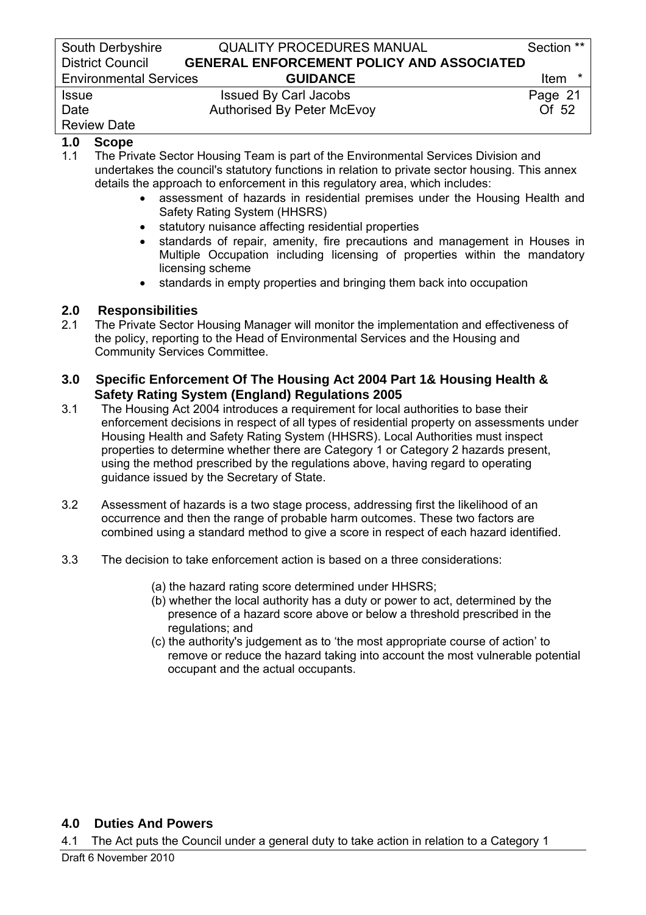## 1.0 Scope

1.1 The Private Sector Housing Team is part of the Environmental Services Division and undertakes the council's statutory functions in relation to private sector housing. This annex details the approach to enforcement in this regulatory area, which includes:

- assessment of hazards in residential premises under the Housing Health and Safety Rating System (HHSRS)
- statutory nuisance affecting residential properties
- standards of repair, amenity, fire precautions and management in Houses in Multiple Occupation including licensing of properties within the mandatory licensing scheme
- standards in empty properties and bringing them back into occupation

## 2.0 Responsibilities

2.1 The Private Sector Housing Manager will monitor the implementation and effectiveness of the policy, reporting to the Head of Environmental Services and the Housing and Community Services Committee.

## 3.0 Specific Enforcement Of The Housing Act 2004 Part 1& Housing Health & Safety Rating System (England) Regulations 2005

3.1 The Housing Act 2004 introduces a requirement for local authorities to base their enforcement decisions in respect of all types of residential property on assessments under Housing Health and Safety Rating System (HHSRS). Local Authorities must inspect properties to determine whether there are Category 1 or Category 2 hazards present, using the method prescribed by the regulations above, having regard to operating guidance issued by the Secretary of State.

3.2 Assessment of hazards is a two stage process, addressing first the likelihood of an occurrence and then the range of probable harm outcomes. These two factors are combined using a standard method to give a score in respect of each hazard identified.

3.3 The decision to take enforcement action is based on a three considerations:

(a) the hazard rating score determined under HHSRS;

(b) whether the local authority has a duty or power to act, determined by the presence of a hazard score above or below a threshold prescribed in the regulations; and

(c) the authority's judgement as to 'the most appropriate course of action' to remove or reduce the hazard taking into account the most vulnerable potential occupant and the actual occupants.

## 4.0 Duties And Powers

4.1 The Act puts the Council under a general duty to take action in relation to a Category 1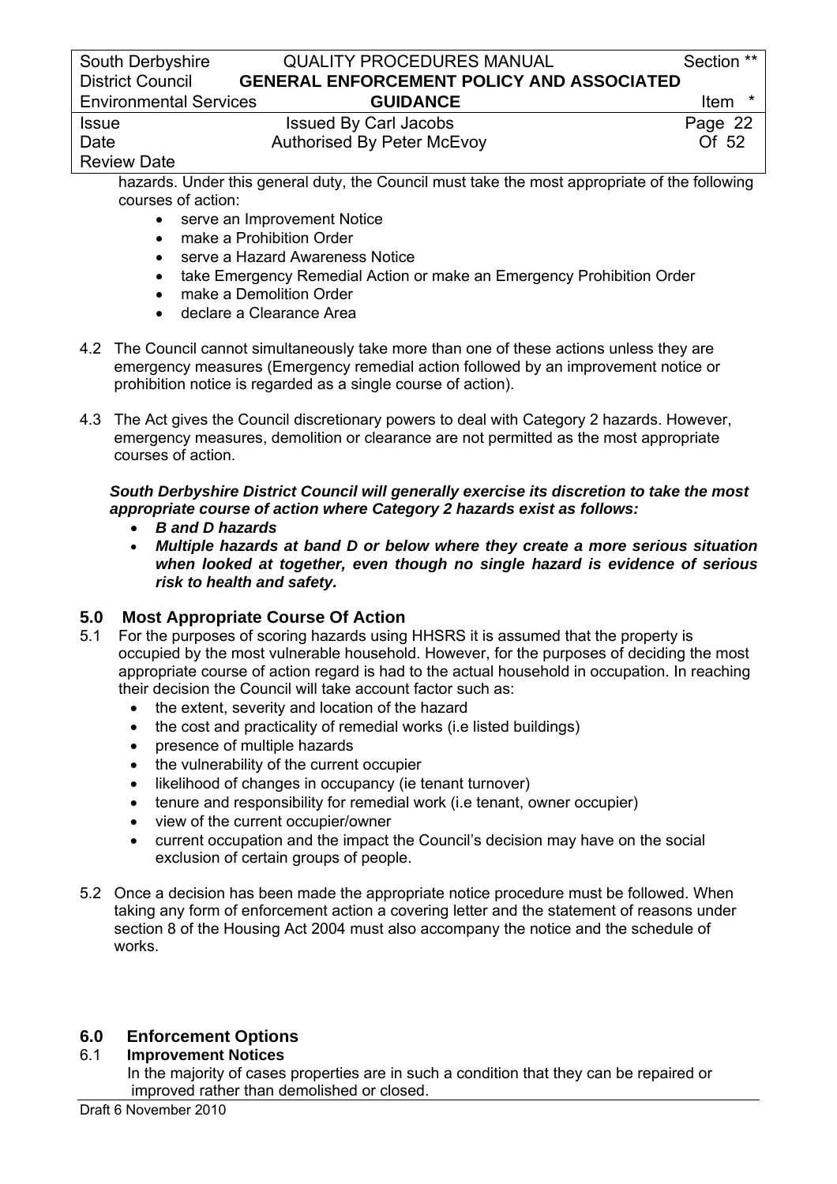hazards. Under this general duty, the Council must take the most appropriate of the following courses of action:

- serve an Improvement Notice
- make a Prohibition Order
- serve a Hazard Awareness Notice
- take Emergency Remedial Action or make an Emergency Prohibition Order
- make a Demolition Order
- declare a Clearance Area

4.2 The Council cannot simultaneously take more than one of these actions unless they are emergency measures (Emergency remedial action followed by an improvement notice or prohibition notice is regarded as a single course of action).

4.3 The Act gives the Council discretionary powers to deal with Category 2 hazards. However, emergency measures, demolition or clearance are not permitted as the most appropriate courses of action.

***South Derbyshire District Council will generally exercise its discretion to take the most appropriate course of action where Category 2 hazards exist as follows:***

- ***B and D hazards***
- ***Multiple hazards at band D or below where they create a more serious situation when looked at together, even though no single hazard is evidence of serious risk to health and safety.***

## 5.0 Most Appropriate Course Of Action

5.1 For the purposes of scoring hazards using HHSRS it is assumed that the property is occupied by the most vulnerable household. However, for the purposes of deciding the most appropriate course of action regard is had to the actual household in occupation. In reaching their decision the Council will take account factor such as:

- the extent, severity and location of the hazard
- the cost and practicality of remedial works (i.e listed buildings)
- presence of multiple hazards
- the vulnerability of the current occupier
- likelihood of changes in occupancy (ie tenant turnover)
- tenure and responsibility for remedial work (i.e tenant, owner occupier)
- view of the current occupier/owner
- current occupation and the impact the Council's decision may have on the social exclusion of certain groups of people.

5.2 Once a decision has been made the appropriate notice procedure must be followed. When taking any form of enforcement action a covering letter and the statement of reasons under section 8 of the Housing Act 2004 must also accompany the notice and the schedule of works.

## 6.0 Enforcement Options

### 6.1 Improvement Notices

In the majority of cases properties are in such a condition that they can be repaired or improved rather than demolished or closed.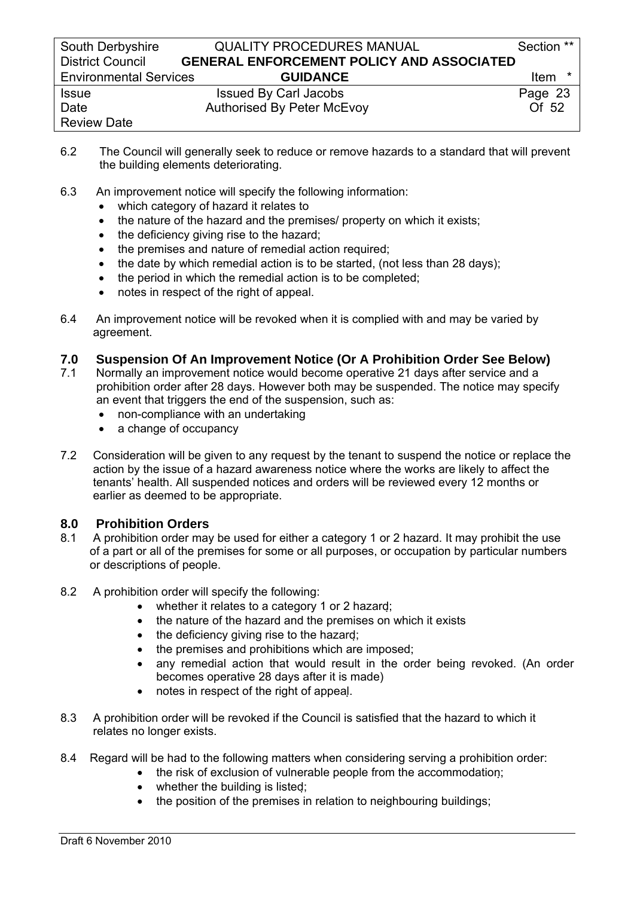6.2 The Council will generally seek to reduce or remove hazards to a standard that will prevent the building elements deteriorating.

6.3 An improvement notice will specify the following information:

- which category of hazard it relates to
- the nature of the hazard and the premises/ property on which it exists;
- the deficiency giving rise to the hazard;
- the premises and nature of remedial action required;
- the date by which remedial action is to be started, (not less than 28 days);
- the period in which the remedial action is to be completed;
- notes in respect of the right of appeal.

6.4 An improvement notice will be revoked when it is complied with and may be varied by agreement.

## 7.0 Suspension Of An Improvement Notice (Or A Prohibition Order See Below)

7.1 Normally an improvement notice would become operative 21 days after service and a prohibition order after 28 days. However both may be suspended. The notice may specify an event that triggers the end of the suspension, such as:

- non-compliance with an undertaking
- a change of occupancy

7.2 Consideration will be given to any request by the tenant to suspend the notice or replace the action by the issue of a hazard awareness notice where the works are likely to affect the tenants' health. All suspended notices and orders will be reviewed every 12 months or earlier as deemed to be appropriate.

## 8.0 Prohibition Orders

8.1 A prohibition order may be used for either a category 1 or 2 hazard. It may prohibit the use of a part or all of the premises for some or all purposes, or occupation by particular numbers or descriptions of people.

8.2 A prohibition order will specify the following:

- whether it relates to a category 1 or 2 hazard;
- the nature of the hazard and the premises on which it exists
- the deficiency giving rise to the hazard;
- the premises and prohibitions which are imposed;
- any remedial action that would result in the order being revoked. (An order becomes operative 28 days after it is made)
- notes in respect of the right of appeal.

8.3 A prohibition order will be revoked if the Council is satisfied that the hazard to which it relates no longer exists.

8.4 Regard will be had to the following matters when considering serving a prohibition order:

- the risk of exclusion of vulnerable people from the accommodation;
- whether the building is listed;
- the position of the premises in relation to neighbouring buildings;

Draft 6 November 2010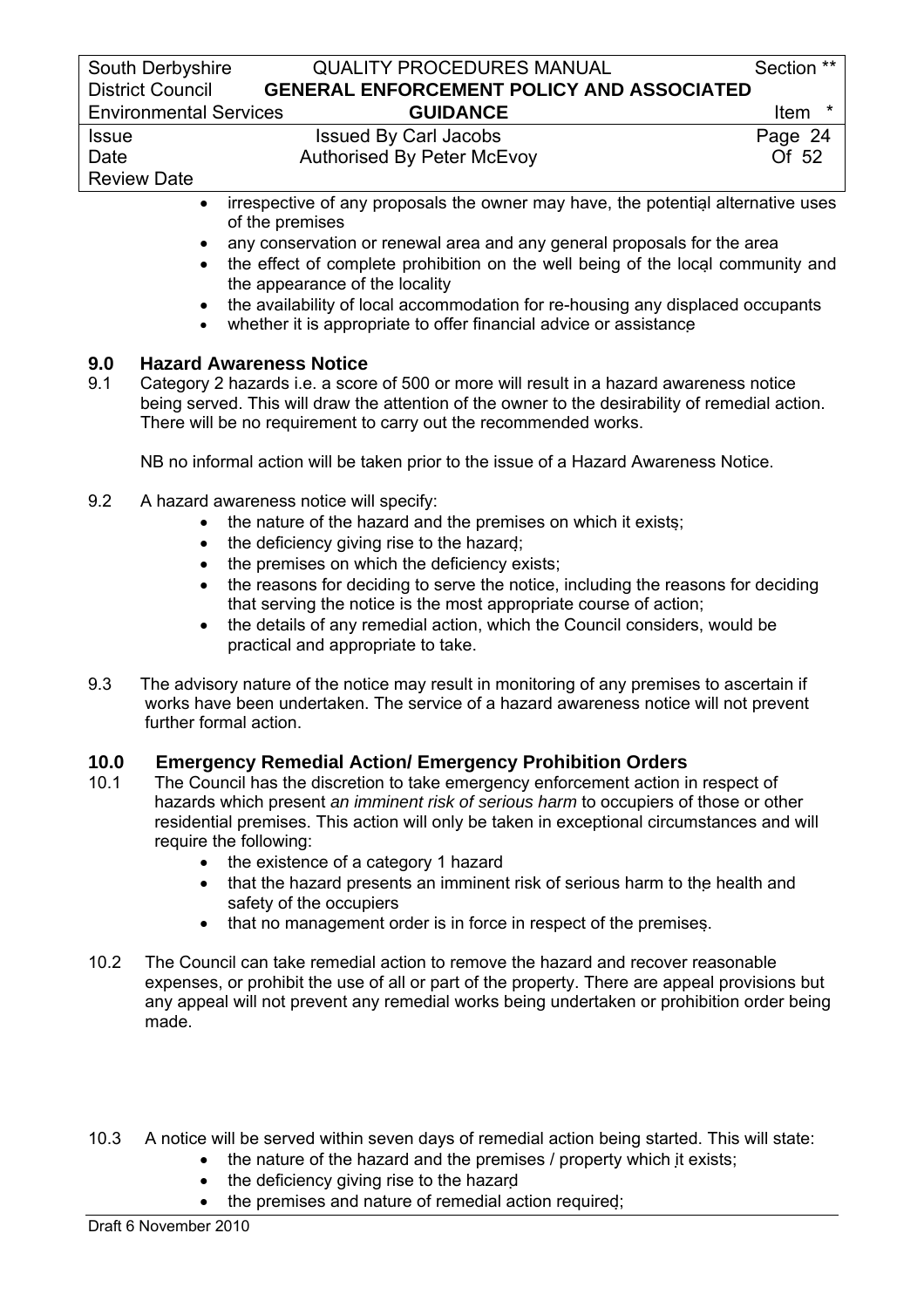- irrespective of any proposals the owner may have, the potential alternative uses of the premises
- any conservation or renewal area and any general proposals for the area
- the effect of complete prohibition on the well being of the local community and the appearance of the locality
- the availability of local accommodation for re-housing any displaced occupants
- whether it is appropriate to offer financial advice or assistance

## 9.0 Hazard Awareness Notice

9.1 Category 2 hazards i.e. a score of 500 or more will result in a hazard awareness notice being served. This will draw the attention of the owner to the desirability of remedial action. There will be no requirement to carry out the recommended works.

NB no informal action will be taken prior to the issue of a Hazard Awareness Notice.

9.2 A hazard awareness notice will specify:

- the nature of the hazard and the premises on which it exists;
- the deficiency giving rise to the hazard;
- the premises on which the deficiency exists;
- the reasons for deciding to serve the notice, including the reasons for deciding that serving the notice is the most appropriate course of action;
- the details of any remedial action, which the Council considers, would be practical and appropriate to take.

9.3 The advisory nature of the notice may result in monitoring of any premises to ascertain if works have been undertaken. The service of a hazard awareness notice will not prevent further formal action.

## 10.0 Emergency Remedial Action/ Emergency Prohibition Orders

10.1 The Council has the discretion to take emergency enforcement action in respect of hazards which present *an imminent risk of serious harm* to occupiers of those or other residential premises. This action will only be taken in exceptional circumstances and will require the following:

- the existence of a category 1 hazard
- that the hazard presents an imminent risk of serious harm to the health and safety of the occupiers
- that no management order is in force in respect of the premises.

10.2 The Council can take remedial action to remove the hazard and recover reasonable expenses, or prohibit the use of all or part of the property. There are appeal provisions but any appeal will not prevent any remedial works being undertaken or prohibition order being made.

10.3 A notice will be served within seven days of remedial action being started. This will state:

- the nature of the hazard and the premises / property which it exists;
- the deficiency giving rise to the hazard
- the premises and nature of remedial action required;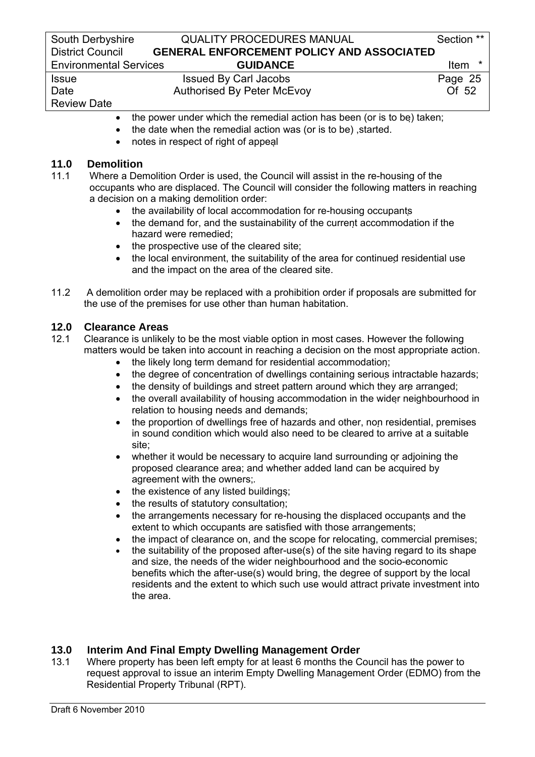- the power under which the remedial action has been (or is to be) taken;
- the date when the remedial action was (or is to be) ,started.
- notes in respect of right of appeal

## 11.0 Demolition

11.1 Where a Demolition Order is used, the Council will assist in the re-housing of the occupants who are displaced. The Council will consider the following matters in reaching a decision on a making demolition order:

- the availability of local accommodation for re-housing occupants
- the demand for, and the sustainability of the current accommodation if the hazard were remedied;
- the prospective use of the cleared site;
- the local environment, the suitability of the area for continued residential use and the impact on the area of the cleared site.

11.2 A demolition order may be replaced with a prohibition order if proposals are submitted for the use of the premises for use other than human habitation.

## 12.0 Clearance Areas

12.1 Clearance is unlikely to be the most viable option in most cases. However the following matters would be taken into account in reaching a decision on the most appropriate action.

- the likely long term demand for residential accommodation;
- the degree of concentration of dwellings containing serious intractable hazards;
- the density of buildings and street pattern around which they are arranged;
- the overall availability of housing accommodation in the wider neighbourhood in relation to housing needs and demands;
- the proportion of dwellings free of hazards and other, non residential, premises in sound condition which would also need to be cleared to arrive at a suitable site;
- whether it would be necessary to acquire land surrounding or adjoining the proposed clearance area; and whether added land can be acquired by agreement with the owners;.
- the existence of any listed buildings;
- the results of statutory consultation;
- the arrangements necessary for re-housing the displaced occupants and the extent to which occupants are satisfied with those arrangements;
- the impact of clearance on, and the scope for relocating, commercial premises;
- the suitability of the proposed after-use(s) of the site having regard to its shape and size, the needs of the wider neighbourhood and the socio-economic benefits which the after-use(s) would bring, the degree of support by the local residents and the extent to which such use would attract private investment into the area.

## 13.0 Interim And Final Empty Dwelling Management Order

13.1 Where property has been left empty for at least 6 months the Council has the power to request approval to issue an interim Empty Dwelling Management Order (EDMO) from the Residential Property Tribunal (RPT).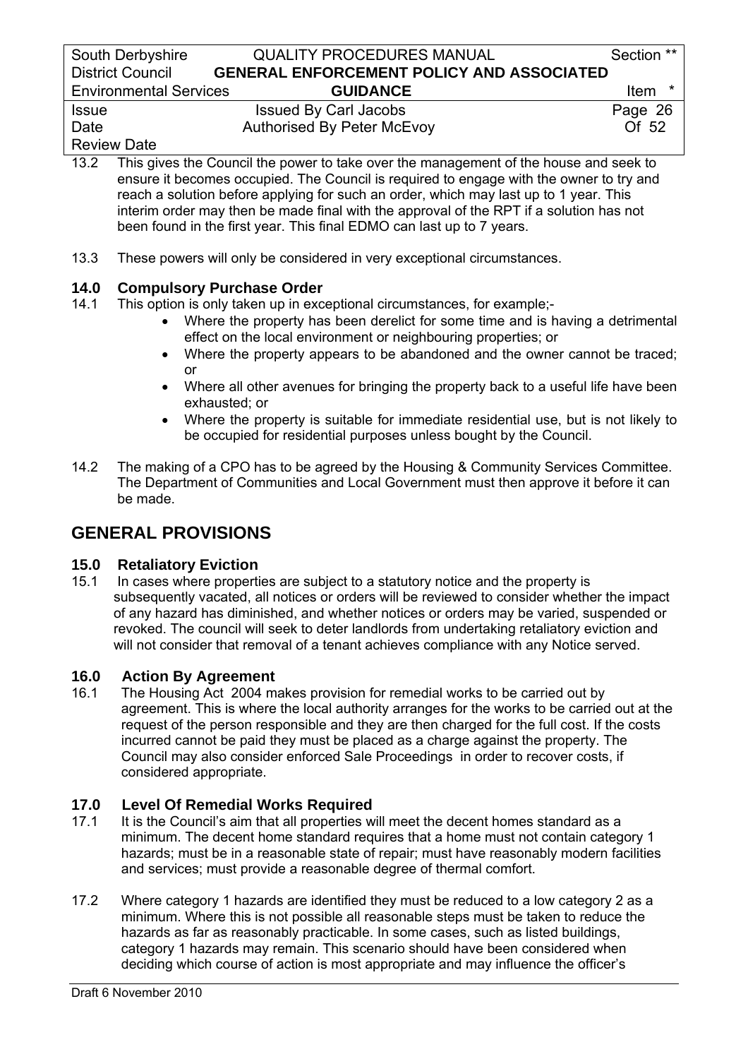13.2 This gives the Council the power to take over the management of the house and seek to ensure it becomes occupied. The Council is required to engage with the owner to try and reach a solution before applying for such an order, which may last up to 1 year. This interim order may then be made final with the approval of the RPT if a solution has not been found in the first year. This final EDMO can last up to 7 years.

13.3 These powers will only be considered in very exceptional circumstances.

### 14.0 Compulsory Purchase Order

14.1 This option is only taken up in exceptional circumstances, for example;-

- Where the property has been derelict for some time and is having a detrimental effect on the local environment or neighbouring properties; or
- Where the property appears to be abandoned and the owner cannot be traced; or
- Where all other avenues for bringing the property back to a useful life have been exhausted; or
- Where the property is suitable for immediate residential use, but is not likely to be occupied for residential purposes unless bought by the Council.

14.2 The making of a CPO has to be agreed by the Housing & Community Services Committee. The Department of Communities and Local Government must then approve it before it can be made.

## GENERAL PROVISIONS

### 15.0 Retaliatory Eviction

15.1 In cases where properties are subject to a statutory notice and the property is subsequently vacated, all notices or orders will be reviewed to consider whether the impact of any hazard has diminished, and whether notices or orders may be varied, suspended or revoked. The council will seek to deter landlords from undertaking retaliatory eviction and will not consider that removal of a tenant achieves compliance with any Notice served.

### 16.0 Action By Agreement

16.1 The Housing Act 2004 makes provision for remedial works to be carried out by agreement. This is where the local authority arranges for the works to be carried out at the request of the person responsible and they are then charged for the full cost. If the costs incurred cannot be paid they must be placed as a charge against the property. The Council may also consider enforced Sale Proceedings in order to recover costs, if considered appropriate.

### 17.0 Level Of Remedial Works Required

17.1 It is the Council's aim that all properties will meet the decent homes standard as a minimum. The decent home standard requires that a home must not contain category 1 hazards; must be in a reasonable state of repair; must have reasonably modern facilities and services; must provide a reasonable degree of thermal comfort.

17.2 Where category 1 hazards are identified they must be reduced to a low category 2 as a minimum. Where this is not possible all reasonable steps must be taken to reduce the hazards as far as reasonably practicable. In some cases, such as listed buildings, category 1 hazards may remain. This scenario should have been considered when deciding which course of action is most appropriate and may influence the officer's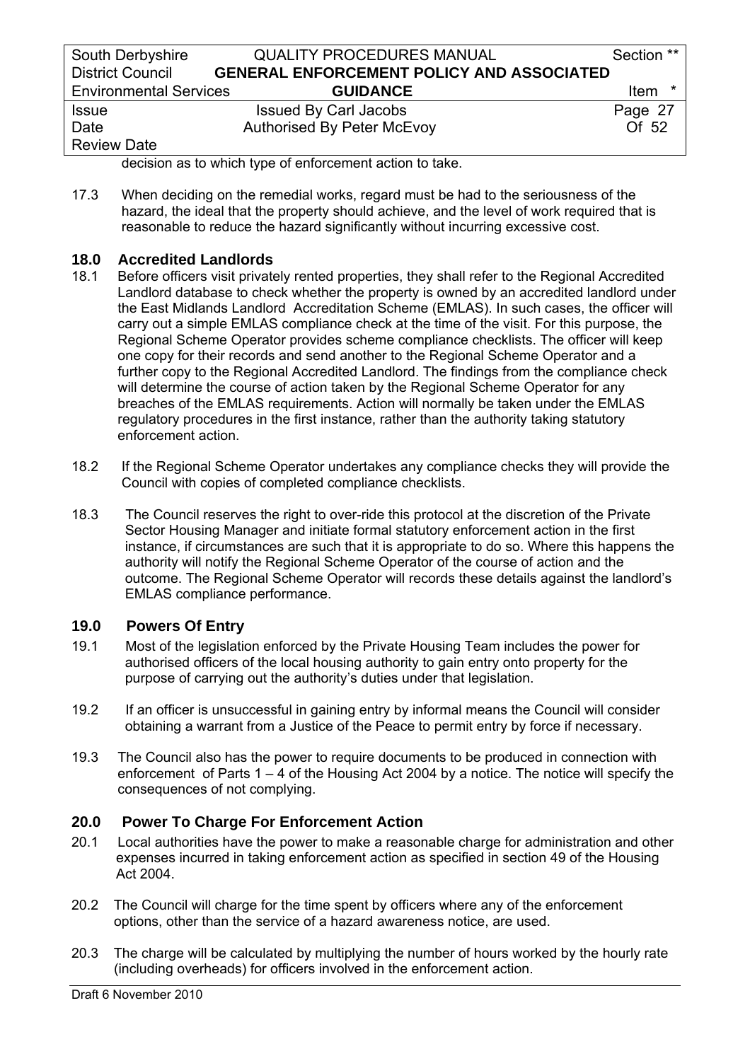decision as to which type of enforcement action to take.

17.3 When deciding on the remedial works, regard must be had to the seriousness of the hazard, the ideal that the property should achieve, and the level of work required that is reasonable to reduce the hazard significantly without incurring excessive cost.

## 18.0 Accredited Landlords

18.1 Before officers visit privately rented properties, they shall refer to the Regional Accredited Landlord database to check whether the property is owned by an accredited landlord under the East Midlands Landlord Accreditation Scheme (EMLAS). In such cases, the officer will carry out a simple EMLAS compliance check at the time of the visit. For this purpose, the Regional Scheme Operator provides scheme compliance checklists. The officer will keep one copy for their records and send another to the Regional Scheme Operator and a further copy to the Regional Accredited Landlord. The findings from the compliance check will determine the course of action taken by the Regional Scheme Operator for any breaches of the EMLAS requirements. Action will normally be taken under the EMLAS regulatory procedures in the first instance, rather than the authority taking statutory enforcement action.

18.2 If the Regional Scheme Operator undertakes any compliance checks they will provide the Council with copies of completed compliance checklists.

18.3 The Council reserves the right to over-ride this protocol at the discretion of the Private Sector Housing Manager and initiate formal statutory enforcement action in the first instance, if circumstances are such that it is appropriate to do so. Where this happens the authority will notify the Regional Scheme Operator of the course of action and the outcome. The Regional Scheme Operator will records these details against the landlord's EMLAS compliance performance.

## 19.0 Powers Of Entry

19.1 Most of the legislation enforced by the Private Housing Team includes the power for authorised officers of the local housing authority to gain entry onto property for the purpose of carrying out the authority's duties under that legislation.

19.2 If an officer is unsuccessful in gaining entry by informal means the Council will consider obtaining a warrant from a Justice of the Peace to permit entry by force if necessary.

19.3 The Council also has the power to require documents to be produced in connection with enforcement of Parts 1 – 4 of the Housing Act 2004 by a notice. The notice will specify the consequences of not complying.

## 20.0 Power To Charge For Enforcement Action

20.1 Local authorities have the power to make a reasonable charge for administration and other expenses incurred in taking enforcement action as specified in section 49 of the Housing Act 2004.

20.2 The Council will charge for the time spent by officers where any of the enforcement options, other than the service of a hazard awareness notice, are used.

20.3 The charge will be calculated by multiplying the number of hours worked by the hourly rate (including overheads) for officers involved in the enforcement action.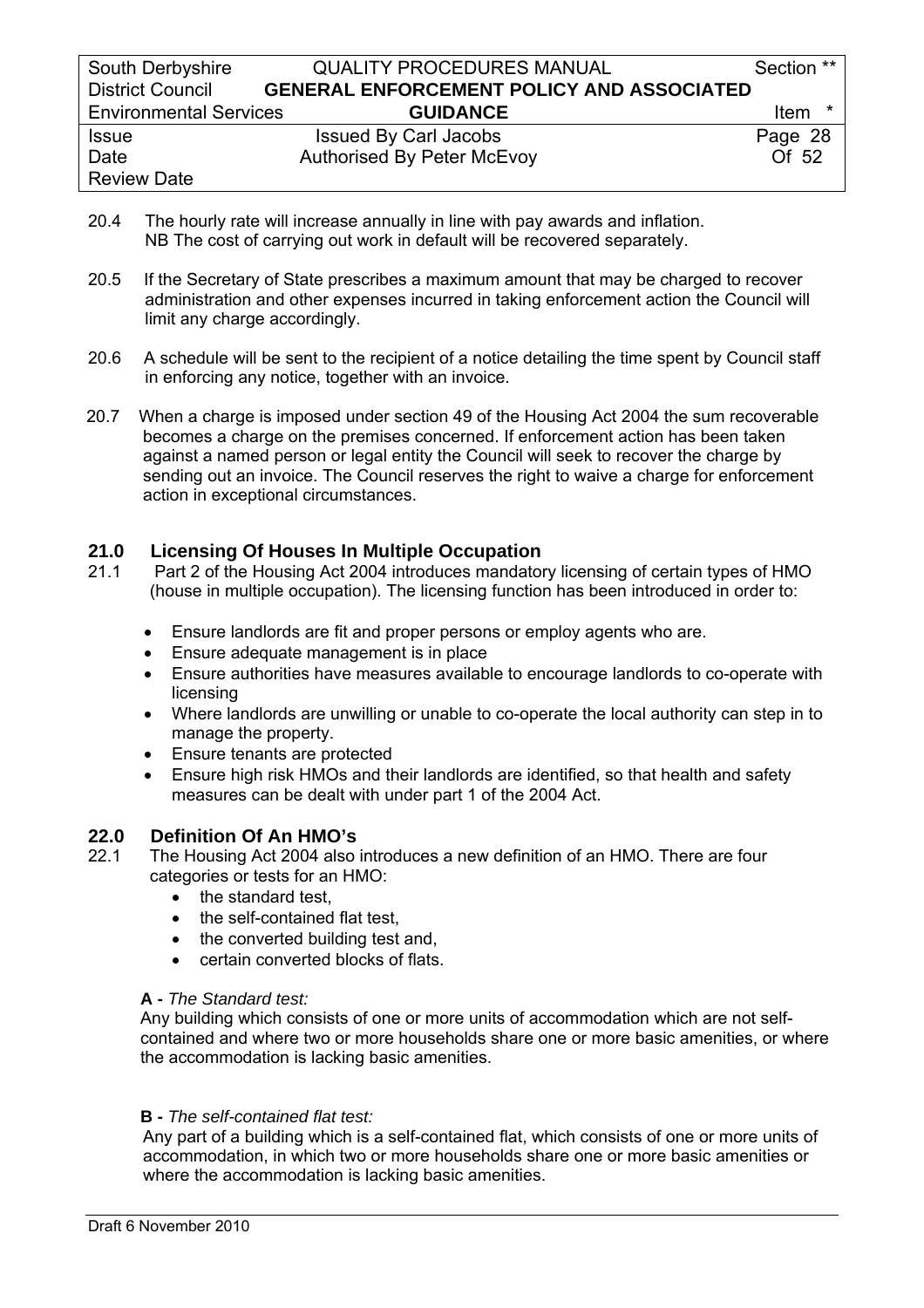20.4 The hourly rate will increase annually in line with pay awards and inflation.
NB The cost of carrying out work in default will be recovered separately.

20.5 If the Secretary of State prescribes a maximum amount that may be charged to recover administration and other expenses incurred in taking enforcement action the Council will limit any charge accordingly.

20.6 A schedule will be sent to the recipient of a notice detailing the time spent by Council staff in enforcing any notice, together with an invoice.

20.7 When a charge is imposed under section 49 of the Housing Act 2004 the sum recoverable becomes a charge on the premises concerned. If enforcement action has been taken against a named person or legal entity the Council will seek to recover the charge by sending out an invoice. The Council reserves the right to waive a charge for enforcement action in exceptional circumstances.

## 21.0 Licensing Of Houses In Multiple Occupation

21.1 Part 2 of the Housing Act 2004 introduces mandatory licensing of certain types of HMO (house in multiple occupation). The licensing function has been introduced in order to:

- Ensure landlords are fit and proper persons or employ agents who are.
- Ensure adequate management is in place
- Ensure authorities have measures available to encourage landlords to co-operate with licensing
- Where landlords are unwilling or unable to co-operate the local authority can step in to manage the property.
- Ensure tenants are protected
- Ensure high risk HMOs and their landlords are identified, so that health and safety measures can be dealt with under part 1 of the 2004 Act.

## 22.0 Definition Of An HMO's

22.1 The Housing Act 2004 also introduces a new definition of an HMO. There are four categories or tests for an HMO:

- the standard test,
- the self-contained flat test,
- the converted building test and,
- certain converted blocks of flats.

**A -** *The Standard test:*
Any building which consists of one or more units of accommodation which are not self-contained and where two or more households share one or more basic amenities, or where the accommodation is lacking basic amenities.

**B -** *The self-contained flat test:*
Any part of a building which is a self-contained flat, which consists of one or more units of accommodation, in which two or more households share one or more basic amenities or where the accommodation is lacking basic amenities.

Draft 6 November 2010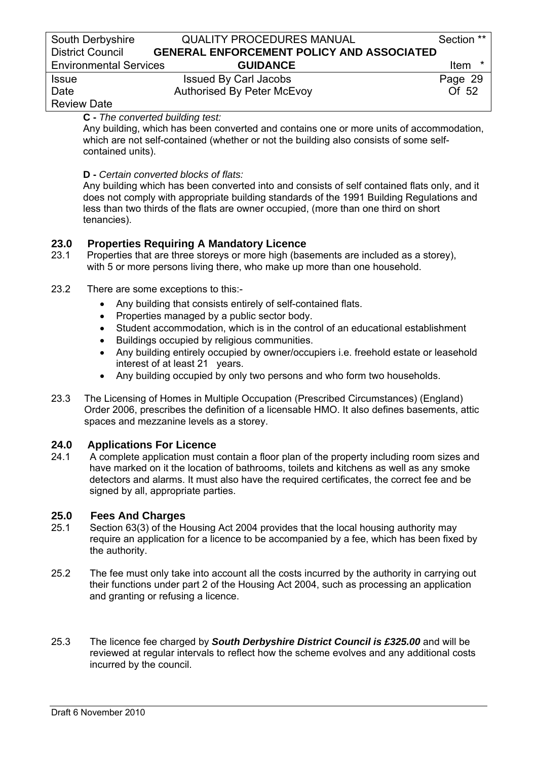**C -** *The converted building test:*
Any building, which has been converted and contains one or more units of accommodation, which are not self-contained (whether or not the building also consists of some self-contained units).

**D -** *Certain converted blocks of flats:*
Any building which has been converted into and consists of self contained flats only, and it does not comply with appropriate building standards of the 1991 Building Regulations and less than two thirds of the flats are owner occupied, (more than one third on short tenancies).

## 23.0 Properties Requiring A Mandatory Licence

23.1 Properties that are three storeys or more high (basements are included as a storey), with 5 or more persons living there, who make up more than one household.

23.2 There are some exceptions to this:-

- Any building that consists entirely of self-contained flats.
- Properties managed by a public sector body.
- Student accommodation, which is in the control of an educational establishment
- Buildings occupied by religious communities.
- Any building entirely occupied by owner/occupiers i.e. freehold estate or leasehold interest of at least 21 years.
- Any building occupied by only two persons and who form two households.

23.3 The Licensing of Homes in Multiple Occupation (Prescribed Circumstances) (England) Order 2006, prescribes the definition of a licensable HMO. It also defines basements, attic spaces and mezzanine levels as a storey.

## 24.0 Applications For Licence

24.1 A complete application must contain a floor plan of the property including room sizes and have marked on it the location of bathrooms, toilets and kitchens as well as any smoke detectors and alarms. It must also have the required certificates, the correct fee and be signed by all, appropriate parties.

## 25.0 Fees And Charges

25.1 Section 63(3) of the Housing Act 2004 provides that the local housing authority may require an application for a licence to be accompanied by a fee, which has been fixed by the authority.

25.2 The fee must only take into account all the costs incurred by the authority in carrying out their functions under part 2 of the Housing Act 2004, such as processing an application and granting or refusing a licence.

25.3 The licence fee charged by ***South Derbyshire District Council is £325.00*** and will be reviewed at regular intervals to reflect how the scheme evolves and any additional costs incurred by the council.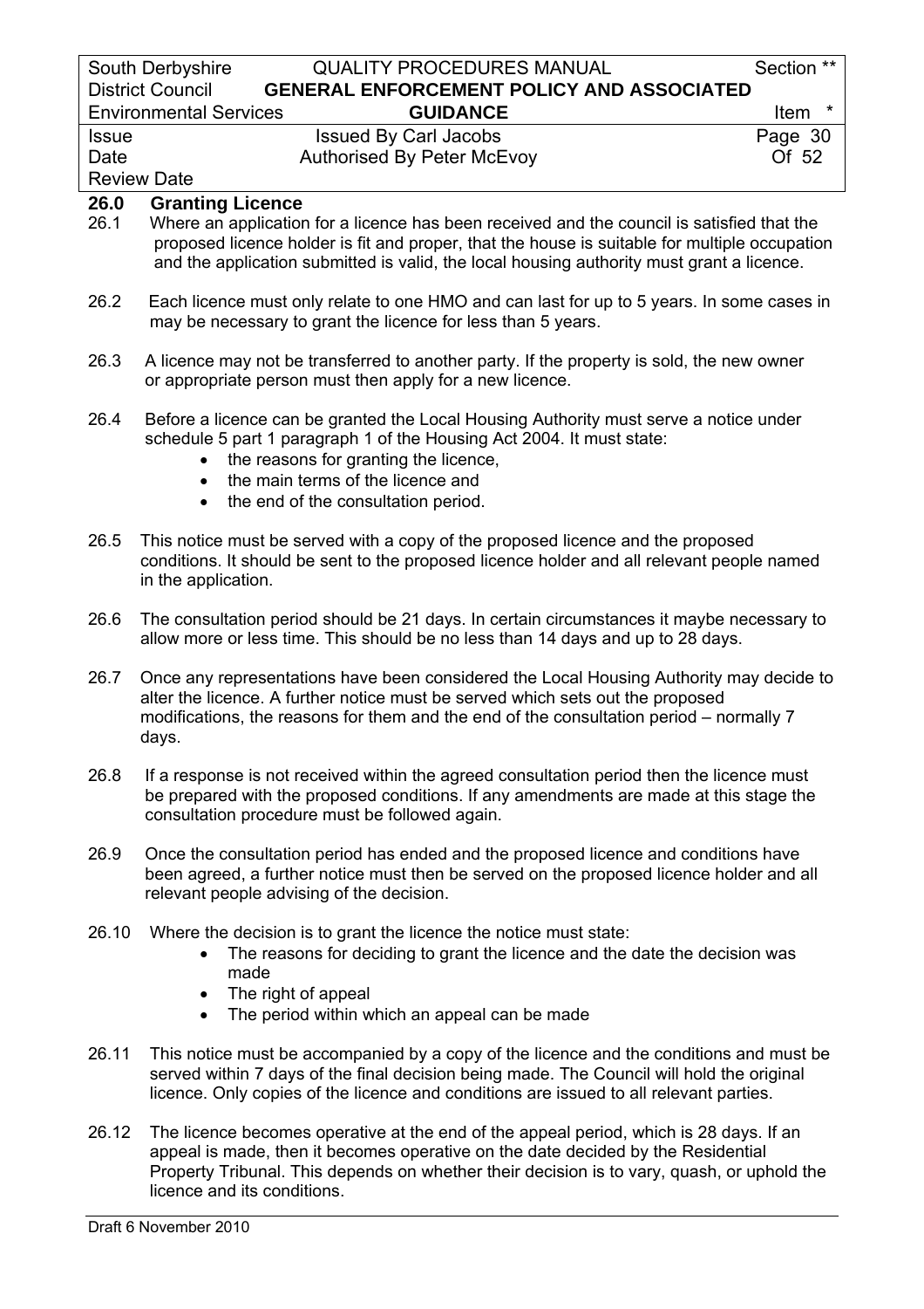## 26.0 Granting Licence

26.1 Where an application for a licence has been received and the council is satisfied that the proposed licence holder is fit and proper, that the house is suitable for multiple occupation and the application submitted is valid, the local housing authority must grant a licence.

26.2 Each licence must only relate to one HMO and can last for up to 5 years. In some cases in may be necessary to grant the licence for less than 5 years.

26.3 A licence may not be transferred to another party. If the property is sold, the new owner or appropriate person must then apply for a new licence.

26.4 Before a licence can be granted the Local Housing Authority must serve a notice under schedule 5 part 1 paragraph 1 of the Housing Act 2004. It must state:

- the reasons for granting the licence,
- the main terms of the licence and
- the end of the consultation period.

26.5 This notice must be served with a copy of the proposed licence and the proposed conditions. It should be sent to the proposed licence holder and all relevant people named in the application.

26.6 The consultation period should be 21 days. In certain circumstances it maybe necessary to allow more or less time. This should be no less than 14 days and up to 28 days.

26.7 Once any representations have been considered the Local Housing Authority may decide to alter the licence. A further notice must be served which sets out the proposed modifications, the reasons for them and the end of the consultation period – normally 7 days.

26.8 If a response is not received within the agreed consultation period then the licence must be prepared with the proposed conditions. If any amendments are made at this stage the consultation procedure must be followed again.

26.9 Once the consultation period has ended and the proposed licence and conditions have been agreed, a further notice must then be served on the proposed licence holder and all relevant people advising of the decision.

26.10 Where the decision is to grant the licence the notice must state:

- The reasons for deciding to grant the licence and the date the decision was made
- The right of appeal
- The period within which an appeal can be made

26.11 This notice must be accompanied by a copy of the licence and the conditions and must be served within 7 days of the final decision being made. The Council will hold the original licence. Only copies of the licence and conditions are issued to all relevant parties.

26.12 The licence becomes operative at the end of the appeal period, which is 28 days. If an appeal is made, then it becomes operative on the date decided by the Residential Property Tribunal. This depends on whether their decision is to vary, quash, or uphold the licence and its conditions.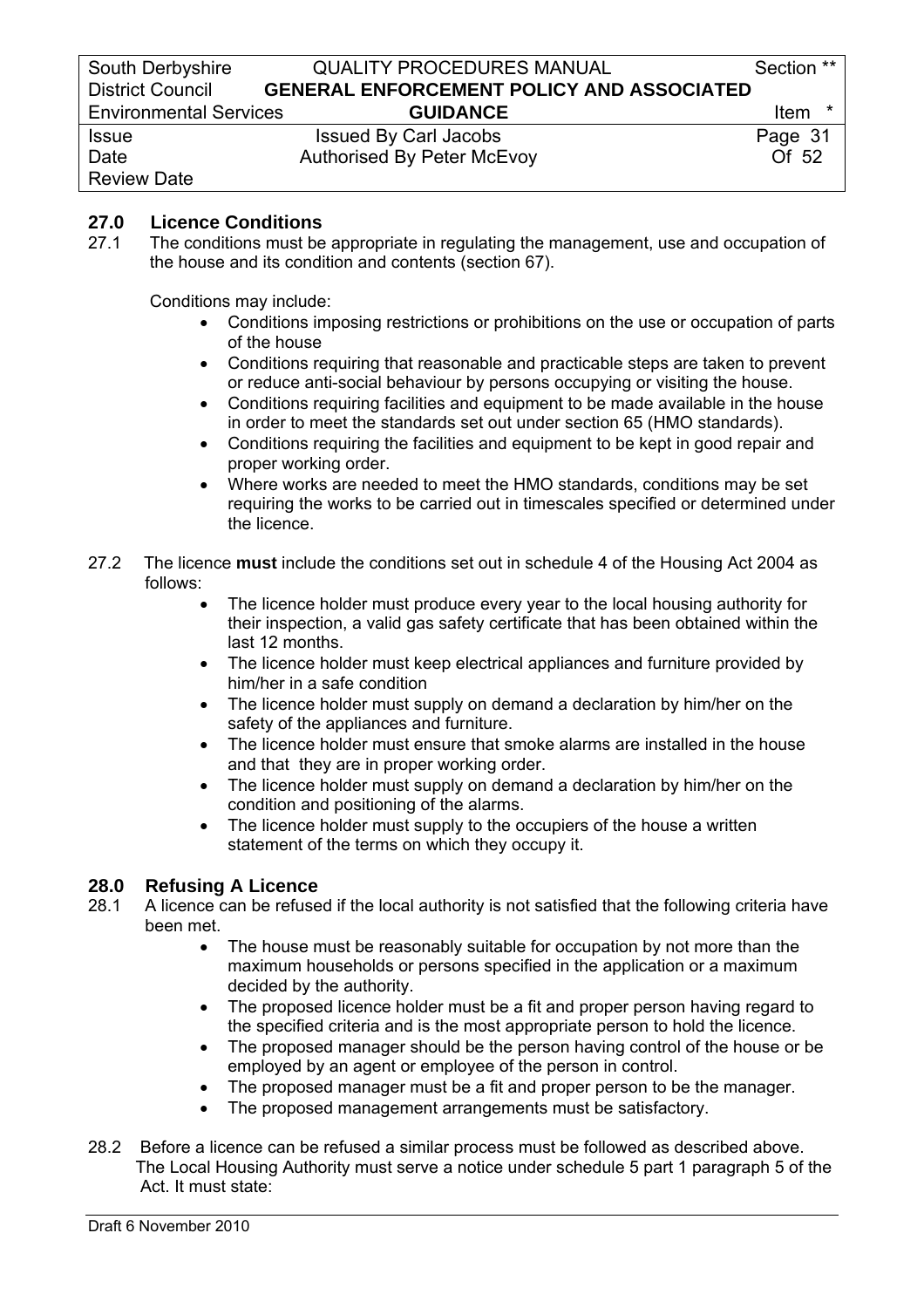## 27.0 Licence Conditions

27.1 The conditions must be appropriate in regulating the management, use and occupation of the house and its condition and contents (section 67).

Conditions may include:

- Conditions imposing restrictions or prohibitions on the use or occupation of parts of the house
- Conditions requiring that reasonable and practicable steps are taken to prevent or reduce anti-social behaviour by persons occupying or visiting the house.
- Conditions requiring facilities and equipment to be made available in the house in order to meet the standards set out under section 65 (HMO standards).
- Conditions requiring the facilities and equipment to be kept in good repair and proper working order.
- Where works are needed to meet the HMO standards, conditions may be set requiring the works to be carried out in timescales specified or determined under the licence.

27.2 The licence **must** include the conditions set out in schedule 4 of the Housing Act 2004 as follows:

- The licence holder must produce every year to the local housing authority for their inspection, a valid gas safety certificate that has been obtained within the last 12 months.
- The licence holder must keep electrical appliances and furniture provided by him/her in a safe condition
- The licence holder must supply on demand a declaration by him/her on the safety of the appliances and furniture.
- The licence holder must ensure that smoke alarms are installed in the house and that they are in proper working order.
- The licence holder must supply on demand a declaration by him/her on the condition and positioning of the alarms.
- The licence holder must supply to the occupiers of the house a written statement of the terms on which they occupy it.

## 28.0 Refusing A Licence

28.1 A licence can be refused if the local authority is not satisfied that the following criteria have been met.

- The house must be reasonably suitable for occupation by not more than the maximum households or persons specified in the application or a maximum decided by the authority.
- The proposed licence holder must be a fit and proper person having regard to the specified criteria and is the most appropriate person to hold the licence.
- The proposed manager should be the person having control of the house or be employed by an agent or employee of the person in control.
- The proposed manager must be a fit and proper person to be the manager.
- The proposed management arrangements must be satisfactory.

28.2 Before a licence can be refused a similar process must be followed as described above. The Local Housing Authority must serve a notice under schedule 5 part 1 paragraph 5 of the Act. It must state: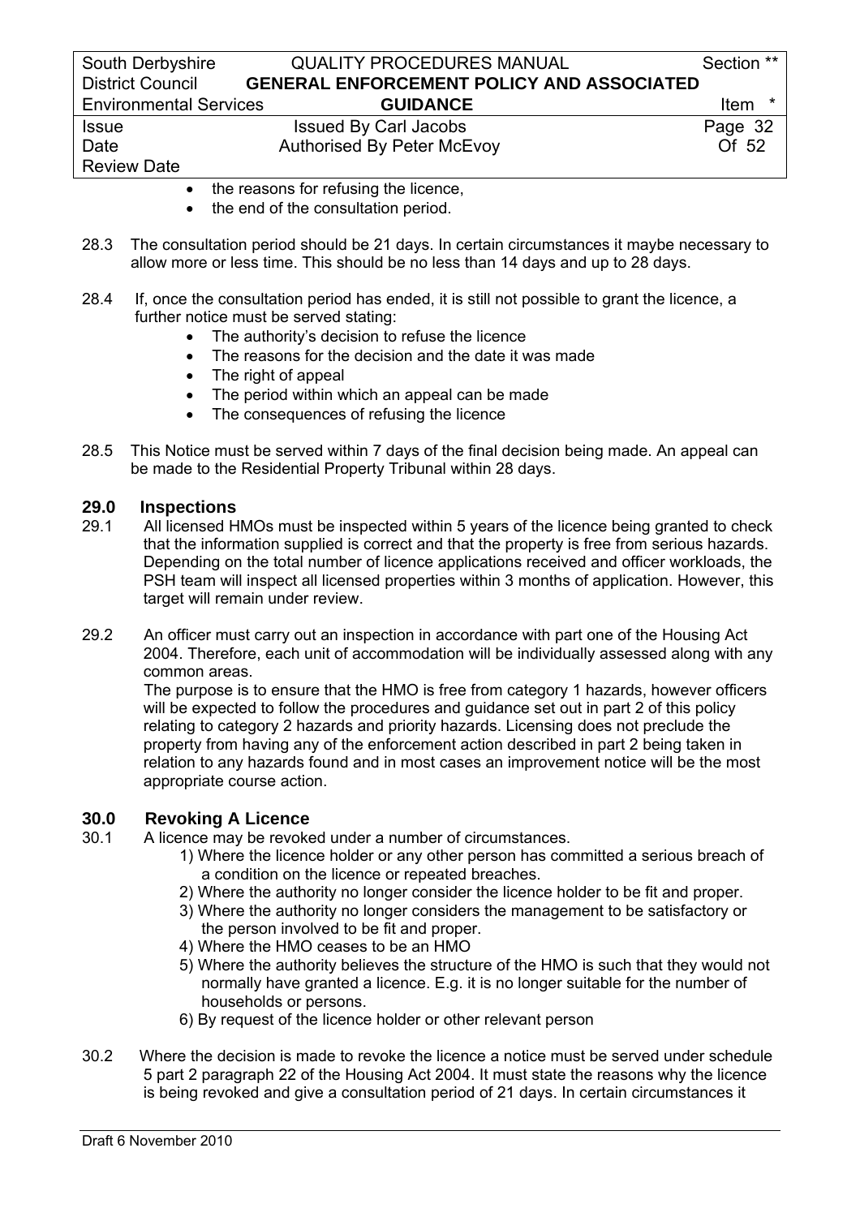- the reasons for refusing the licence,
- the end of the consultation period.

28.3 The consultation period should be 21 days. In certain circumstances it maybe necessary to allow more or less time. This should be no less than 14 days and up to 28 days.

28.4 If, once the consultation period has ended, it is still not possible to grant the licence, a further notice must be served stating:

- The authority's decision to refuse the licence
- The reasons for the decision and the date it was made
- The right of appeal
- The period within which an appeal can be made
- The consequences of refusing the licence

28.5 This Notice must be served within 7 days of the final decision being made. An appeal can be made to the Residential Property Tribunal within 28 days.

## 29.0 Inspections

29.1 All licensed HMOs must be inspected within 5 years of the licence being granted to check that the information supplied is correct and that the property is free from serious hazards. Depending on the total number of licence applications received and officer workloads, the PSH team will inspect all licensed properties within 3 months of application. However, this target will remain under review.

29.2 An officer must carry out an inspection in accordance with part one of the Housing Act 2004. Therefore, each unit of accommodation will be individually assessed along with any common areas.
The purpose is to ensure that the HMO is free from category 1 hazards, however officers will be expected to follow the procedures and guidance set out in part 2 of this policy relating to category 2 hazards and priority hazards. Licensing does not preclude the property from having any of the enforcement action described in part 2 being taken in relation to any hazards found and in most cases an improvement notice will be the most appropriate course action.

## 30.0 Revoking A Licence

30.1 A licence may be revoked under a number of circumstances.

1) Where the licence holder or any other person has committed a serious breach of a condition on the licence or repeated breaches.
2) Where the authority no longer consider the licence holder to be fit and proper.
3) Where the authority no longer considers the management to be satisfactory or the person involved to be fit and proper.
4) Where the HMO ceases to be an HMO
5) Where the authority believes the structure of the HMO is such that they would not normally have granted a licence. E.g. it is no longer suitable for the number of households or persons.
6) By request of the licence holder or other relevant person

30.2 Where the decision is made to revoke the licence a notice must be served under schedule 5 part 2 paragraph 22 of the Housing Act 2004. It must state the reasons why the licence is being revoked and give a consultation period of 21 days. In certain circumstances it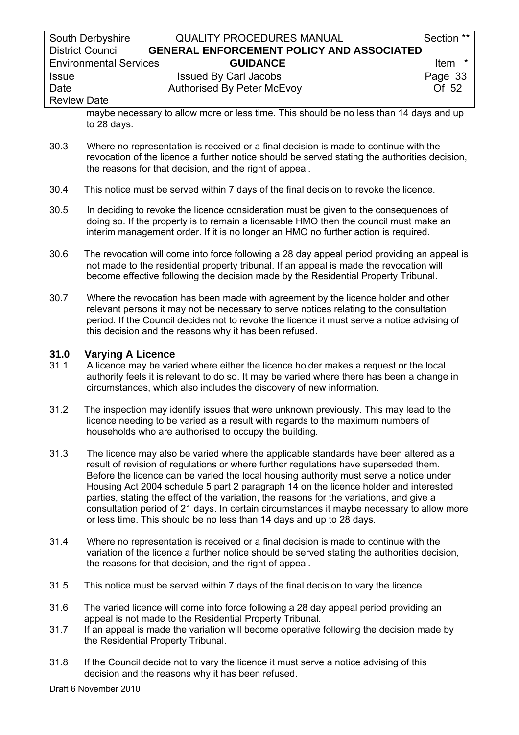maybe necessary to allow more or less time. This should be no less than 14 days and up to 28 days.

30.3 Where no representation is received or a final decision is made to continue with the revocation of the licence a further notice should be served stating the authorities decision, the reasons for that decision, and the right of appeal.

30.4 This notice must be served within 7 days of the final decision to revoke the licence.

30.5 In deciding to revoke the licence consideration must be given to the consequences of doing so. If the property is to remain a licensable HMO then the council must make an interim management order. If it is no longer an HMO no further action is required.

30.6 The revocation will come into force following a 28 day appeal period providing an appeal is not made to the residential property tribunal. If an appeal is made the revocation will become effective following the decision made by the Residential Property Tribunal.

30.7 Where the revocation has been made with agreement by the licence holder and other relevant persons it may not be necessary to serve notices relating to the consultation period. If the Council decides not to revoke the licence it must serve a notice advising of this decision and the reasons why it has been refused.

## 31.0 Varying A Licence

31.1 A licence may be varied where either the licence holder makes a request or the local authority feels it is relevant to do so. It may be varied where there has been a change in circumstances, which also includes the discovery of new information.

31.2 The inspection may identify issues that were unknown previously. This may lead to the licence needing to be varied as a result with regards to the maximum numbers of households who are authorised to occupy the building.

31.3 The licence may also be varied where the applicable standards have been altered as a result of revision of regulations or where further regulations have superseded them. Before the licence can be varied the local housing authority must serve a notice under Housing Act 2004 schedule 5 part 2 paragraph 14 on the licence holder and interested parties, stating the effect of the variation, the reasons for the variations, and give a consultation period of 21 days. In certain circumstances it maybe necessary to allow more or less time. This should be no less than 14 days and up to 28 days.

31.4 Where no representation is received or a final decision is made to continue with the variation of the licence a further notice should be served stating the authorities decision, the reasons for that decision, and the right of appeal.

31.5 This notice must be served within 7 days of the final decision to vary the licence.

31.6 The varied licence will come into force following a 28 day appeal period providing an appeal is not made to the Residential Property Tribunal.

31.7 If an appeal is made the variation will become operative following the decision made by the Residential Property Tribunal.

31.8 If the Council decide not to vary the licence it must serve a notice advising of this decision and the reasons why it has been refused.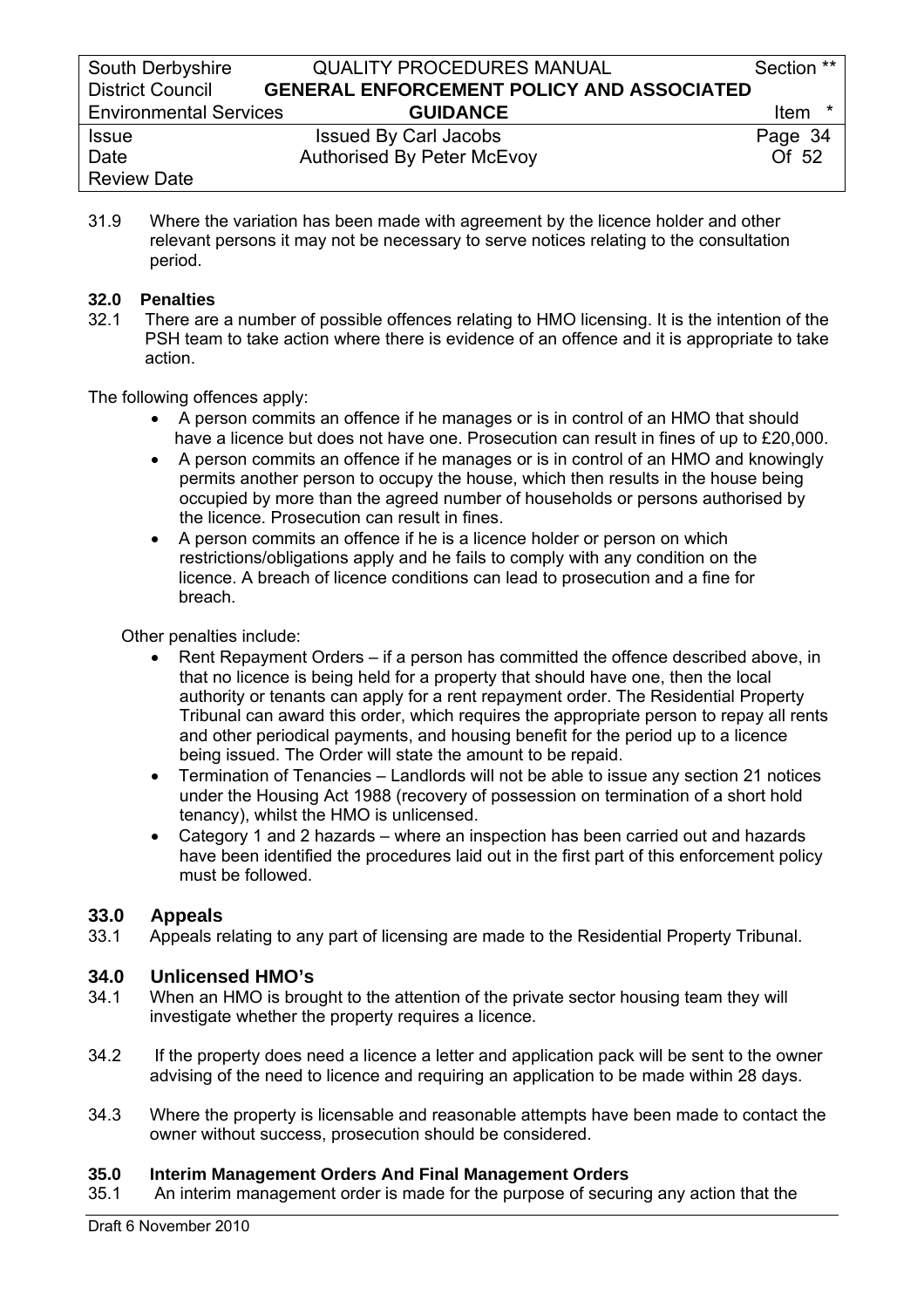31.9 Where the variation has been made with agreement by the licence holder and other relevant persons it may not be necessary to serve notices relating to the consultation period.

### 32.0 Penalties

32.1 There are a number of possible offences relating to HMO licensing. It is the intention of the PSH team to take action where there is evidence of an offence and it is appropriate to take action.

The following offences apply:

- A person commits an offence if he manages or is in control of an HMO that should have a licence but does not have one. Prosecution can result in fines of up to £20,000.
- A person commits an offence if he manages or is in control of an HMO and knowingly permits another person to occupy the house, which then results in the house being occupied by more than the agreed number of households or persons authorised by the licence. Prosecution can result in fines.
- A person commits an offence if he is a licence holder or person on which restrictions/obligations apply and he fails to comply with any condition on the licence. A breach of licence conditions can lead to prosecution and a fine for breach.

Other penalties include:

- Rent Repayment Orders – if a person has committed the offence described above, in that no licence is being held for a property that should have one, then the local authority or tenants can apply for a rent repayment order. The Residential Property Tribunal can award this order, which requires the appropriate person to repay all rents and other periodical payments, and housing benefit for the period up to a licence being issued. The Order will state the amount to be repaid.
- Termination of Tenancies – Landlords will not be able to issue any section 21 notices under the Housing Act 1988 (recovery of possession on termination of a short hold tenancy), whilst the HMO is unlicensed.
- Category 1 and 2 hazards – where an inspection has been carried out and hazards have been identified the procedures laid out in the first part of this enforcement policy must be followed.

## 33.0 Appeals

33.1 Appeals relating to any part of licensing are made to the Residential Property Tribunal.

## 34.0 Unlicensed HMO's

34.1 When an HMO is brought to the attention of the private sector housing team they will investigate whether the property requires a licence.

34.2 If the property does need a licence a letter and application pack will be sent to the owner advising of the need to licence and requiring an application to be made within 28 days.

34.3 Where the property is licensable and reasonable attempts have been made to contact the owner without success, prosecution should be considered.

### 35.0 Interim Management Orders And Final Management Orders

35.1 An interim management order is made for the purpose of securing any action that the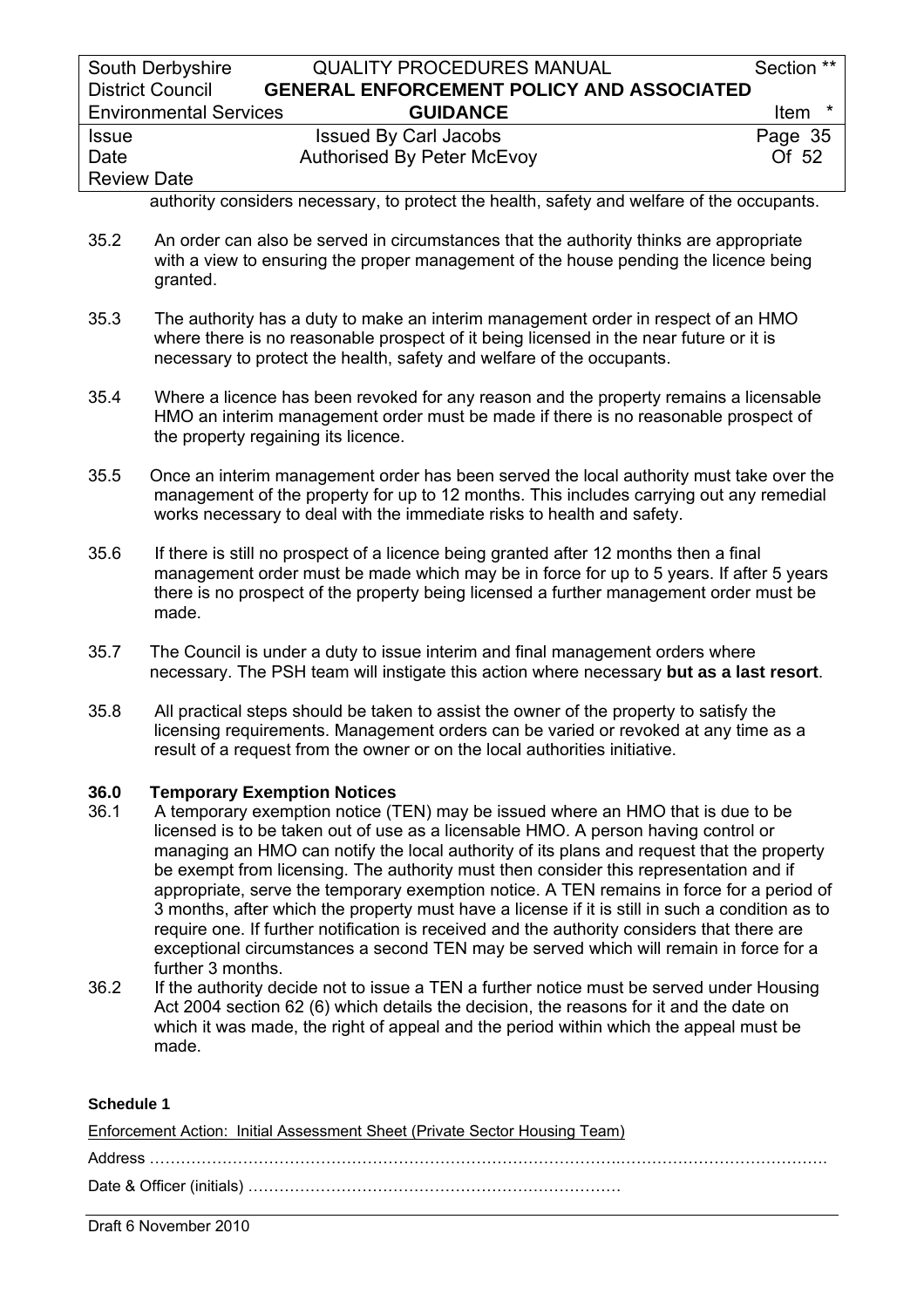authority considers necessary, to protect the health, safety and welfare of the occupants.

35.2 An order can also be served in circumstances that the authority thinks are appropriate with a view to ensuring the proper management of the house pending the licence being granted.

35.3 The authority has a duty to make an interim management order in respect of an HMO where there is no reasonable prospect of it being licensed in the near future or it is necessary to protect the health, safety and welfare of the occupants.

35.4 Where a licence has been revoked for any reason and the property remains a licensable HMO an interim management order must be made if there is no reasonable prospect of the property regaining its licence.

35.5 Once an interim management order has been served the local authority must take over the management of the property for up to 12 months. This includes carrying out any remedial works necessary to deal with the immediate risks to health and safety.

35.6 If there is still no prospect of a licence being granted after 12 months then a final management order must be made which may be in force for up to 5 years. If after 5 years there is no prospect of the property being licensed a further management order must be made.

35.7 The Council is under a duty to issue interim and final management orders where necessary. The PSH team will instigate this action where necessary **but as a last resort**.

35.8 All practical steps should be taken to assist the owner of the property to satisfy the licensing requirements. Management orders can be varied or revoked at any time as a result of a request from the owner or on the local authorities initiative.

## 36.0 Temporary Exemption Notices

36.1 A temporary exemption notice (TEN) may be issued where an HMO that is due to be licensed is to be taken out of use as a licensable HMO. A person having control or managing an HMO can notify the local authority of its plans and request that the property be exempt from licensing. The authority must then consider this representation and if appropriate, serve the temporary exemption notice. A TEN remains in force for a period of 3 months, after which the property must have a license if it is still in such a condition as to require one. If further notification is received and the authority considers that there are exceptional circumstances a second TEN may be served which will remain in force for a further 3 months.

36.2 If the authority decide not to issue a TEN a further notice must be served under Housing Act 2004 section 62 (6) which details the decision, the reasons for it and the date on which it was made, the right of appeal and the period within which the appeal must be made.

**Schedule 1**

Enforcement Action: Initial Assessment Sheet (Private Sector Housing Team)

Address ……………………………………………………………………………………………………………

Date & Officer (initials) ………………………………………………………………

Draft 6 November 2010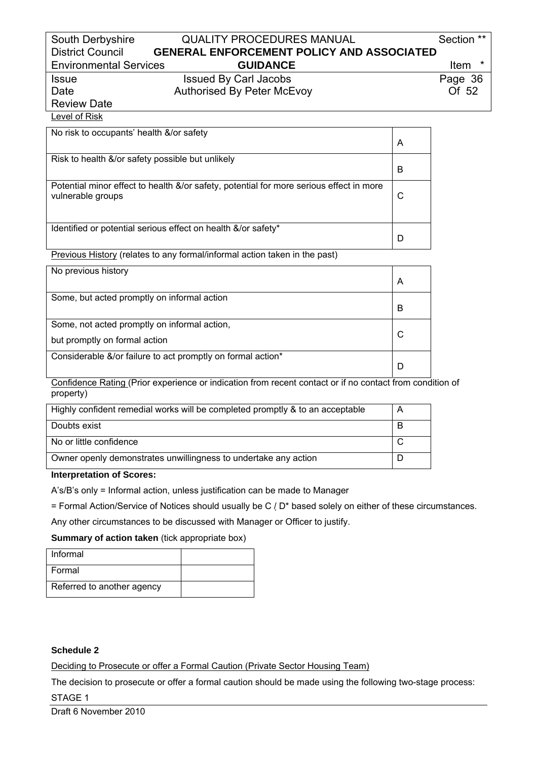Level of Risk

| | |
|---|---|
| No risk to occupants' health &/or safety | A |
| Risk to health &/or safety possible but unlikely | B |
| Potential minor effect to health &/or safety, potential for more serious effect in more vulnerable groups | C |
| Identified or potential serious effect on health &/or safety* | D |

Previous History (relates to any formal/informal action taken in the past)

| | |
|---|---|
| No previous history | A |
| Some, but acted promptly on informal action | B |
| Some, not acted promptly on informal action, but promptly on formal action | C |
| Considerable &/or failure to act promptly on formal action* | D |

Confidence Rating (Prior experience or indication from recent contact or if no contact from condition of property)

| | |
|---|---|
| Highly confident remedial works will be completed promptly & to an acceptable | A |
| Doubts exist | B |
| No or little confidence | C |
| Owner openly demonstrates unwillingness to undertake any action | D |

**Interpretation of Scores:**

A's/B's only = Informal action, unless justification can be made to Manager

= Formal Action/Service of Notices should usually be C / D* based solely on either of these circumstances.

Any other circumstances to be discussed with Manager or Officer to justify.

**Summary of action taken** (tick appropriate box)

| | |
|---|---|
| Informal | |
| Formal | |
| Referred to another agency | |

**Schedule 2**

Deciding to Prosecute or offer a Formal Caution (Private Sector Housing Team)

The decision to prosecute or offer a formal caution should be made using the following two-stage process:

STAGE 1

Draft 6 November 2010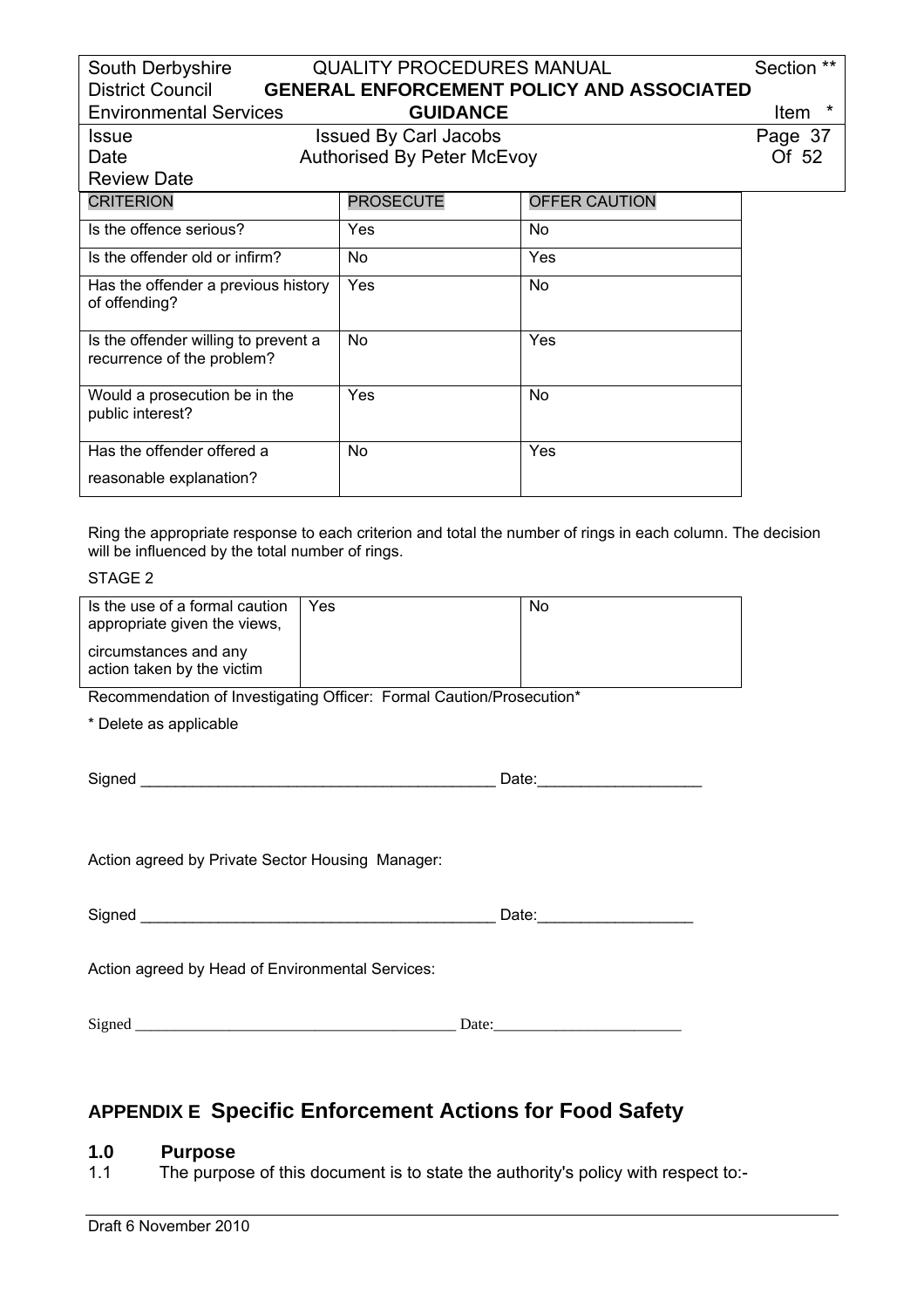| CRITERION | PROSECUTE | OFFER CAUTION |
|---|---|---|
| Is the offence serious? | Yes | No |
| Is the offender old or infirm? | No | Yes |
| Has the offender a previous history of offending? | Yes | No |
| Is the offender willing to prevent a recurrence of the problem? | No | Yes |
| Would a prosecution be in the public interest? | Yes | No |
| Has the offender offered a reasonable explanation? | No | Yes |

Ring the appropriate response to each criterion and total the number of rings in each column. The decision will be influenced by the total number of rings.

STAGE 2

| | | |
|---|---|---|
| Is the use of a formal caution appropriate given the views, circumstances and any action taken by the victim | Yes | No |

Recommendation of Investigating Officer: Formal Caution/Prosecution*

\* Delete as applicable

Signed __________________________________________ Date:____________________

Action agreed by Private Sector Housing Manager:

Signed __________________________________________ Date:__________________

Action agreed by Head of Environmental Services:

Signed __________________________________________ Date:________________________

## APPENDIX E Specific Enforcement Actions for Food Safety

### 1.0 Purpose

1.1 The purpose of this document is to state the authority's policy with respect to:-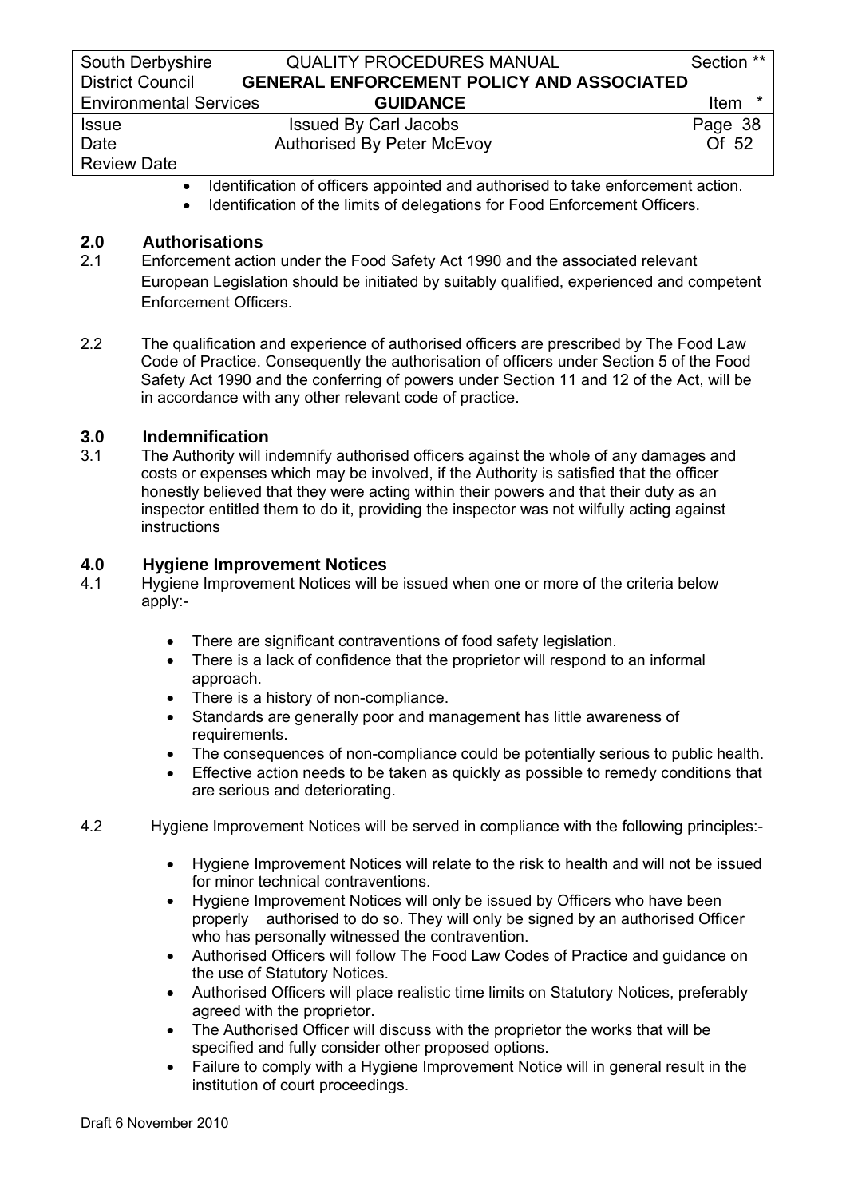- Identification of officers appointed and authorised to take enforcement action.
- Identification of the limits of delegations for Food Enforcement Officers.

## 2.0 Authorisations

2.1 Enforcement action under the Food Safety Act 1990 and the associated relevant European Legislation should be initiated by suitably qualified, experienced and competent Enforcement Officers.

2.2 The qualification and experience of authorised officers are prescribed by The Food Law Code of Practice. Consequently the authorisation of officers under Section 5 of the Food Safety Act 1990 and the conferring of powers under Section 11 and 12 of the Act, will be in accordance with any other relevant code of practice.

## 3.0 Indemnification

3.1 The Authority will indemnify authorised officers against the whole of any damages and costs or expenses which may be involved, if the Authority is satisfied that the officer honestly believed that they were acting within their powers and that their duty as an inspector entitled them to do it, providing the inspector was not wilfully acting against instructions

## 4.0 Hygiene Improvement Notices

4.1 Hygiene Improvement Notices will be issued when one or more of the criteria below apply:-

- There are significant contraventions of food safety legislation.
- There is a lack of confidence that the proprietor will respond to an informal approach.
- There is a history of non-compliance.
- Standards are generally poor and management has little awareness of requirements.
- The consequences of non-compliance could be potentially serious to public health.
- Effective action needs to be taken as quickly as possible to remedy conditions that are serious and deteriorating.

4.2 Hygiene Improvement Notices will be served in compliance with the following principles:-

- Hygiene Improvement Notices will relate to the risk to health and will not be issued for minor technical contraventions.
- Hygiene Improvement Notices will only be issued by Officers who have been properly authorised to do so. They will only be signed by an authorised Officer who has personally witnessed the contravention.
- Authorised Officers will follow The Food Law Codes of Practice and guidance on the use of Statutory Notices.
- Authorised Officers will place realistic time limits on Statutory Notices, preferably agreed with the proprietor.
- The Authorised Officer will discuss with the proprietor the works that will be specified and fully consider other proposed options.
- Failure to comply with a Hygiene Improvement Notice will in general result in the institution of court proceedings.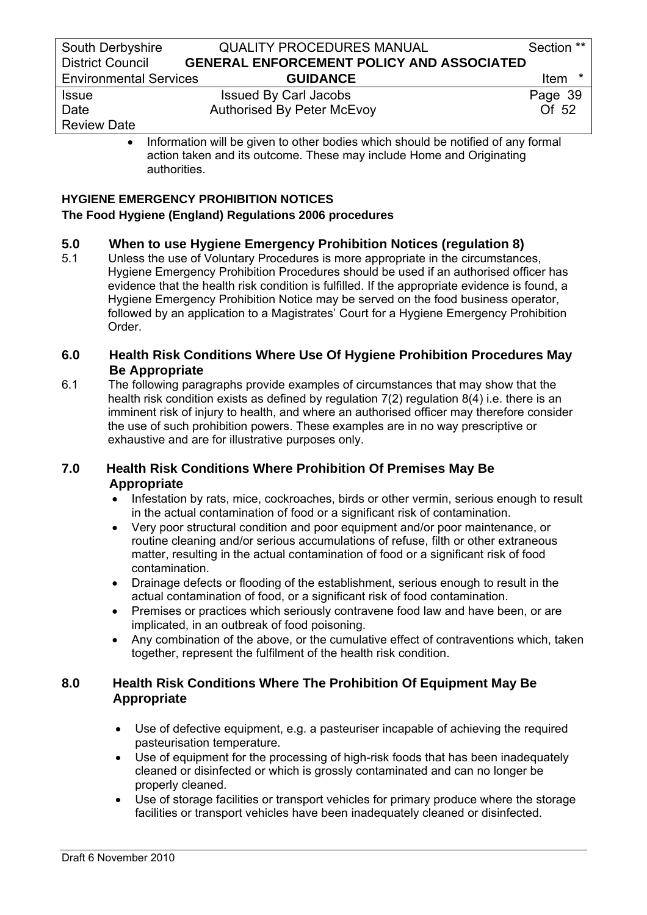- Information will be given to other bodies which should be notified of any formal action taken and its outcome. These may include Home and Originating authorities.

**HYGIENE EMERGENCY PROHIBITION NOTICES**

**The Food Hygiene (England) Regulations 2006 procedures**

## 5.0 When to use Hygiene Emergency Prohibition Notices (regulation 8)

5.1 Unless the use of Voluntary Procedures is more appropriate in the circumstances, Hygiene Emergency Prohibition Procedures should be used if an authorised officer has evidence that the health risk condition is fulfilled. If the appropriate evidence is found, a Hygiene Emergency Prohibition Notice may be served on the food business operator, followed by an application to a Magistrates' Court for a Hygiene Emergency Prohibition Order.

## 6.0 Health Risk Conditions Where Use Of Hygiene Prohibition Procedures May Be Appropriate

6.1 The following paragraphs provide examples of circumstances that may show that the health risk condition exists as defined by regulation 7(2) regulation 8(4) i.e. there is an imminent risk of injury to health, and where an authorised officer may therefore consider the use of such prohibition powers. These examples are in no way prescriptive or exhaustive and are for illustrative purposes only.

## 7.0 Health Risk Conditions Where Prohibition Of Premises May Be Appropriate

- Infestation by rats, mice, cockroaches, birds or other vermin, serious enough to result in the actual contamination of food or a significant risk of contamination.
- Very poor structural condition and poor equipment and/or poor maintenance, or routine cleaning and/or serious accumulations of refuse, filth or other extraneous matter, resulting in the actual contamination of food or a significant risk of food contamination.
- Drainage defects or flooding of the establishment, serious enough to result in the actual contamination of food, or a significant risk of food contamination.
- Premises or practices which seriously contravene food law and have been, or are implicated, in an outbreak of food poisoning.
- Any combination of the above, or the cumulative effect of contraventions which, taken together, represent the fulfilment of the health risk condition.

## 8.0 Health Risk Conditions Where The Prohibition Of Equipment May Be Appropriate

- Use of defective equipment, e.g. a pasteuriser incapable of achieving the required pasteurisation temperature.
- Use of equipment for the processing of high-risk foods that has been inadequately cleaned or disinfected or which is grossly contaminated and can no longer be properly cleaned.
- Use of storage facilities or transport vehicles for primary produce where the storage facilities or transport vehicles have been inadequately cleaned or disinfected.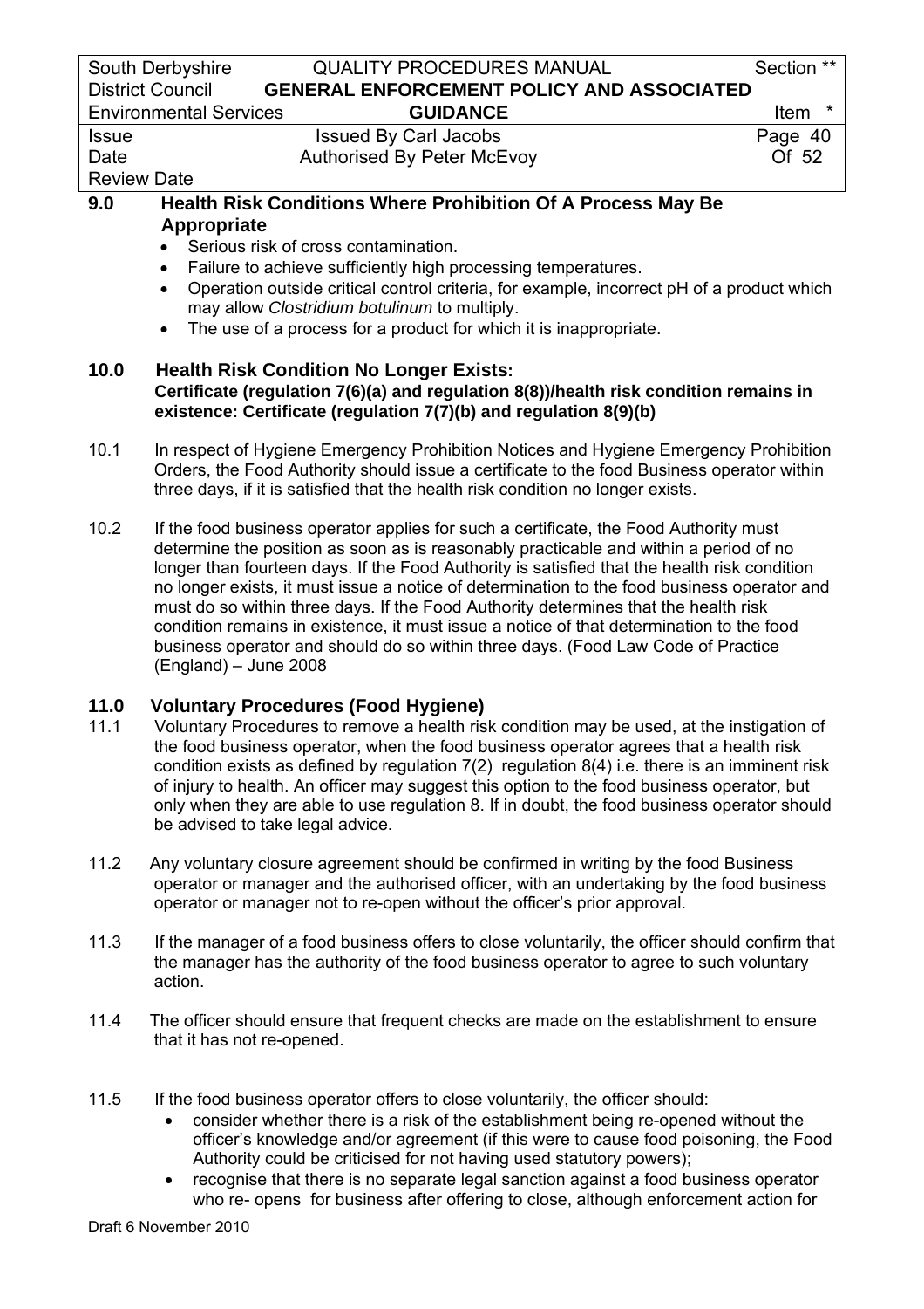## 9.0 Health Risk Conditions Where Prohibition Of A Process May Be Appropriate

- Serious risk of cross contamination.
- Failure to achieve sufficiently high processing temperatures.
- Operation outside critical control criteria, for example, incorrect pH of a product which may allow *Clostridium botulinum* to multiply.
- The use of a process for a product for which it is inappropriate.

## 10.0 Health Risk Condition No Longer Exists:

**Certificate (regulation 7(6)(a) and regulation 8(8))/health risk condition remains in existence: Certificate (regulation 7(7)(b) and regulation 8(9)(b)**

10.1 In respect of Hygiene Emergency Prohibition Notices and Hygiene Emergency Prohibition Orders, the Food Authority should issue a certificate to the food Business operator within three days, if it is satisfied that the health risk condition no longer exists.

10.2 If the food business operator applies for such a certificate, the Food Authority must determine the position as soon as is reasonably practicable and within a period of no longer than fourteen days. If the Food Authority is satisfied that the health risk condition no longer exists, it must issue a notice of determination to the food business operator and must do so within three days. If the Food Authority determines that the health risk condition remains in existence, it must issue a notice of that determination to the food business operator and should do so within three days. (Food Law Code of Practice (England) – June 2008

## 11.0 Voluntary Procedures (Food Hygiene)

11.1 Voluntary Procedures to remove a health risk condition may be used, at the instigation of the food business operator, when the food business operator agrees that a health risk condition exists as defined by regulation 7(2) regulation 8(4) i.e. there is an imminent risk of injury to health. An officer may suggest this option to the food business operator, but only when they are able to use regulation 8. If in doubt, the food business operator should be advised to take legal advice.

11.2 Any voluntary closure agreement should be confirmed in writing by the food Business operator or manager and the authorised officer, with an undertaking by the food business operator or manager not to re-open without the officer's prior approval.

11.3 If the manager of a food business offers to close voluntarily, the officer should confirm that the manager has the authority of the food business operator to agree to such voluntary action.

11.4 The officer should ensure that frequent checks are made on the establishment to ensure that it has not re-opened.

11.5 If the food business operator offers to close voluntarily, the officer should:

- consider whether there is a risk of the establishment being re-opened without the officer's knowledge and/or agreement (if this were to cause food poisoning, the Food Authority could be criticised for not having used statutory powers);
- recognise that there is no separate legal sanction against a food business operator who re- opens for business after offering to close, although enforcement action for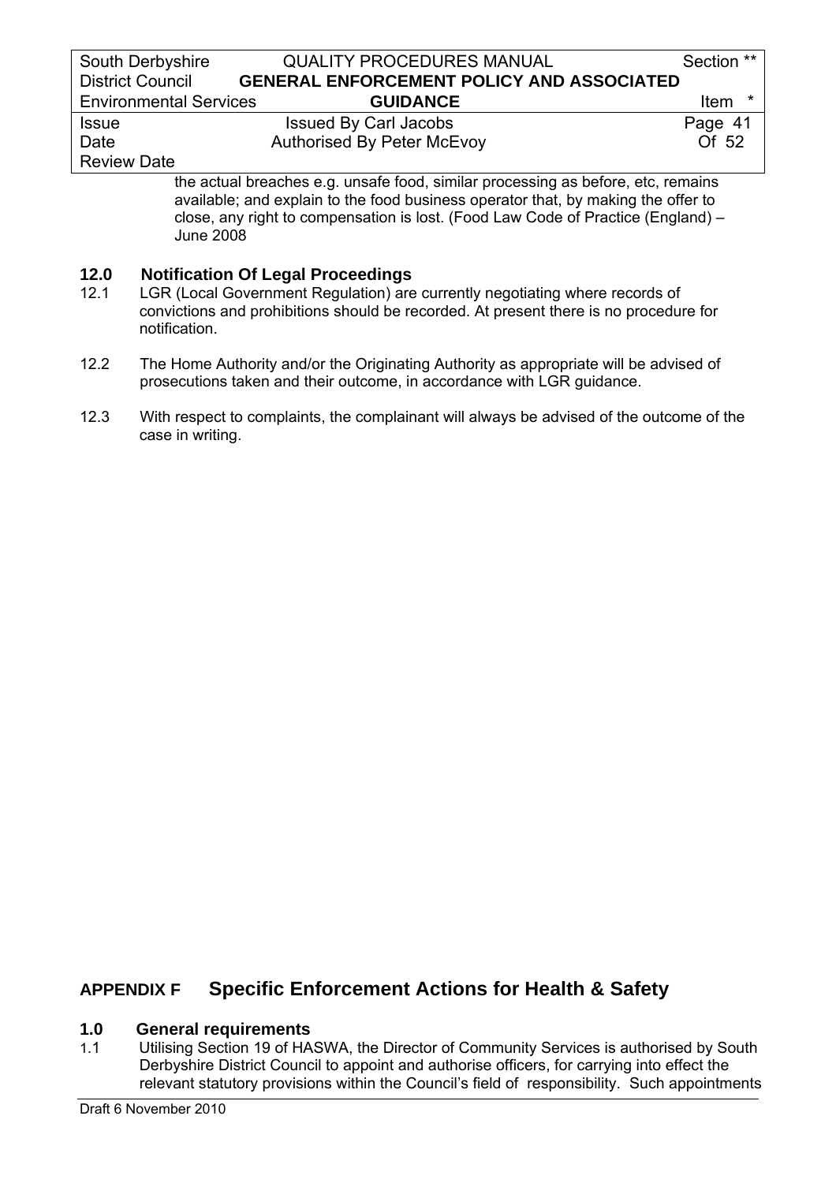the actual breaches e.g. unsafe food, similar processing as before, etc, remains available; and explain to the food business operator that, by making the offer to close, any right to compensation is lost. (Food Law Code of Practice (England) – June 2008

## 12.0 Notification Of Legal Proceedings

12.1 LGR (Local Government Regulation) are currently negotiating where records of convictions and prohibitions should be recorded. At present there is no procedure for notification.

12.2 The Home Authority and/or the Originating Authority as appropriate will be advised of prosecutions taken and their outcome, in accordance with LGR guidance.

12.3 With respect to complaints, the complainant will always be advised of the outcome of the case in writing.

# APPENDIX F Specific Enforcement Actions for Health & Safety

## 1.0 General requirements

1.1 Utilising Section 19 of HASWA, the Director of Community Services is authorised by South Derbyshire District Council to appoint and authorise officers, for carrying into effect the relevant statutory provisions within the Council's field of responsibility. Such appointments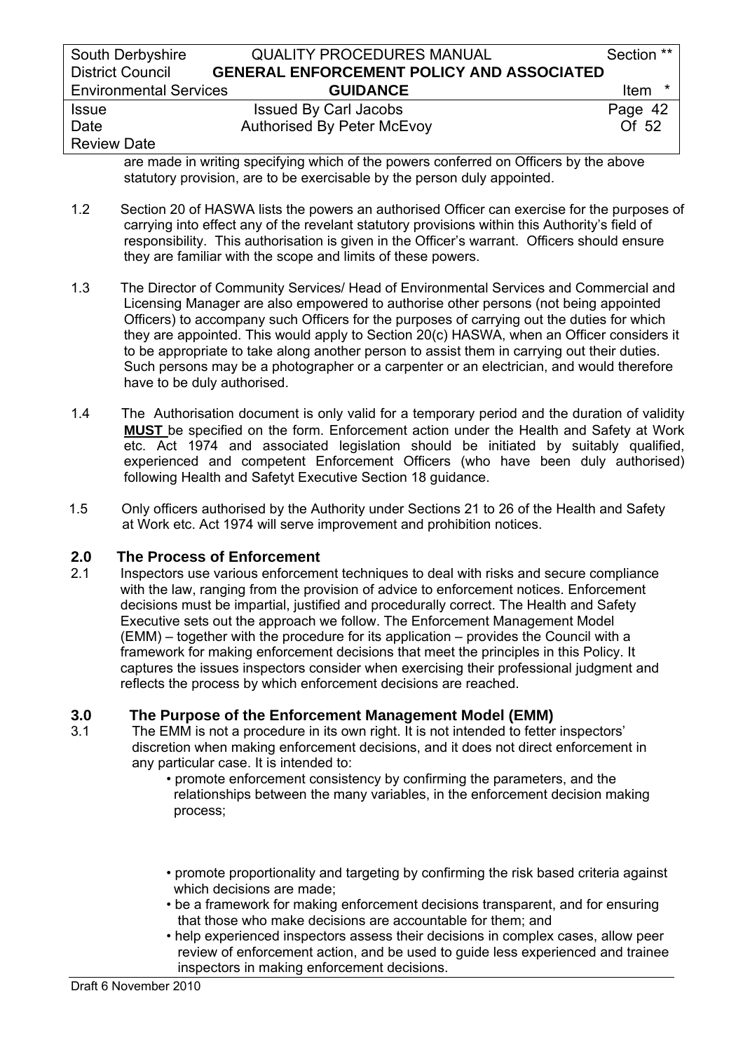are made in writing specifying which of the powers conferred on Officers by the above statutory provision, are to be exercisable by the person duly appointed.

1.2 Section 20 of HASWA lists the powers an authorised Officer can exercise for the purposes of carrying into effect any of the revelant statutory provisions within this Authority's field of responsibility. This authorisation is given in the Officer's warrant. Officers should ensure they are familiar with the scope and limits of these powers.

1.3 The Director of Community Services/ Head of Environmental Services and Commercial and Licensing Manager are also empowered to authorise other persons (not being appointed Officers) to accompany such Officers for the purposes of carrying out the duties for which they are appointed. This would apply to Section 20(c) HASWA, when an Officer considers it to be appropriate to take along another person to assist them in carrying out their duties. Such persons may be a photographer or a carpenter or an electrician, and would therefore have to be duly authorised.

1.4 The Authorisation document is only valid for a temporary period and the duration of validity **MUST** be specified on the form. Enforcement action under the Health and Safety at Work etc. Act 1974 and associated legislation should be initiated by suitably qualified, experienced and competent Enforcement Officers (who have been duly authorised) following Health and Safetyt Executive Section 18 guidance.

1.5 Only officers authorised by the Authority under Sections 21 to 26 of the Health and Safety at Work etc. Act 1974 will serve improvement and prohibition notices.

## 2.0 The Process of Enforcement

2.1 Inspectors use various enforcement techniques to deal with risks and secure compliance with the law, ranging from the provision of advice to enforcement notices. Enforcement decisions must be impartial, justified and procedurally correct. The Health and Safety Executive sets out the approach we follow. The Enforcement Management Model (EMM) – together with the procedure for its application – provides the Council with a framework for making enforcement decisions that meet the principles in this Policy. It captures the issues inspectors consider when exercising their professional judgment and reflects the process by which enforcement decisions are reached.

## 3.0 The Purpose of the Enforcement Management Model (EMM)

3.1 The EMM is not a procedure in its own right. It is not intended to fetter inspectors' discretion when making enforcement decisions, and it does not direct enforcement in any particular case. It is intended to:

- promote enforcement consistency by confirming the parameters, and the relationships between the many variables, in the enforcement decision making process;
- promote proportionality and targeting by confirming the risk based criteria against which decisions are made;
- be a framework for making enforcement decisions transparent, and for ensuring that those who make decisions are accountable for them; and
- help experienced inspectors assess their decisions in complex cases, allow peer review of enforcement action, and be used to guide less experienced and trainee inspectors in making enforcement decisions.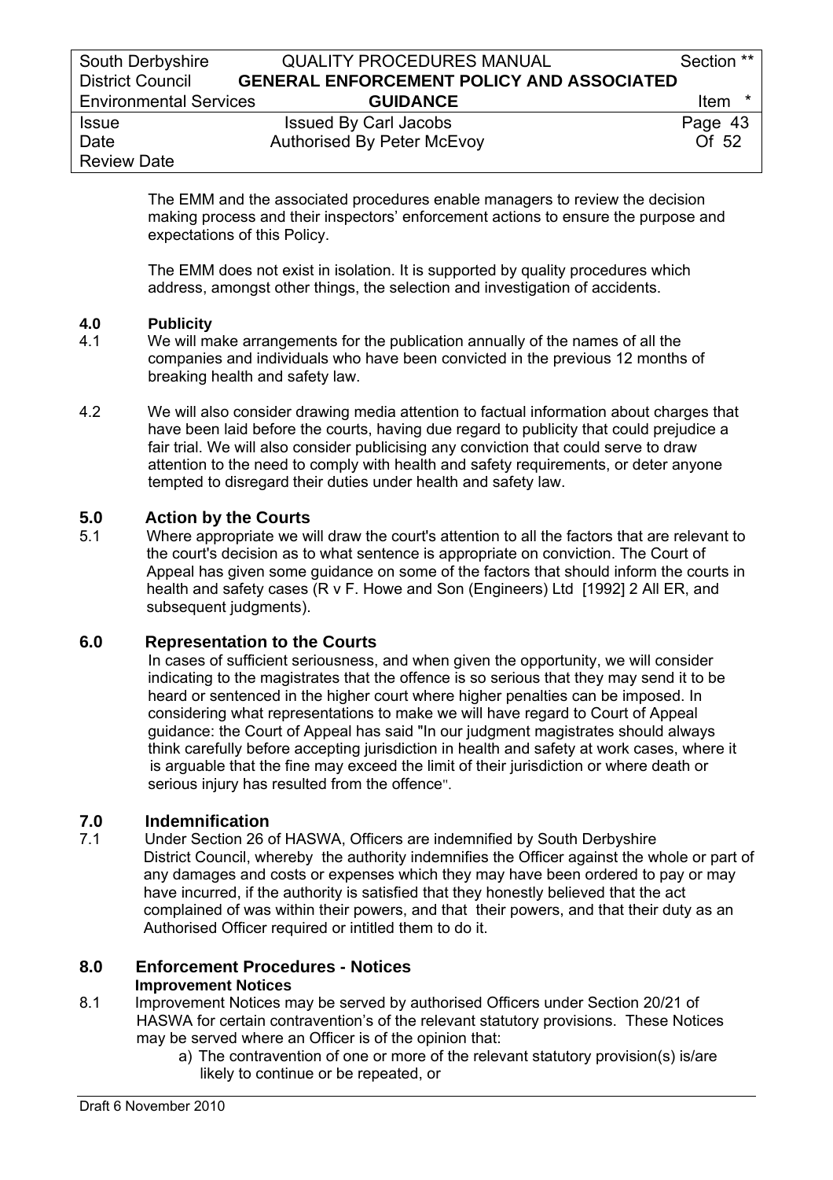The EMM and the associated procedures enable managers to review the decision making process and their inspectors' enforcement actions to ensure the purpose and expectations of this Policy.

The EMM does not exist in isolation. It is supported by quality procedures which address, amongst other things, the selection and investigation of accidents.

## 4.0 Publicity

4.1 We will make arrangements for the publication annually of the names of all the companies and individuals who have been convicted in the previous 12 months of breaking health and safety law.

4.2 We will also consider drawing media attention to factual information about charges that have been laid before the courts, having due regard to publicity that could prejudice a fair trial. We will also consider publicising any conviction that could serve to draw attention to the need to comply with health and safety requirements, or deter anyone tempted to disregard their duties under health and safety law.

## 5.0 Action by the Courts

5.1 Where appropriate we will draw the court's attention to all the factors that are relevant to the court's decision as to what sentence is appropriate on conviction. The Court of Appeal has given some guidance on some of the factors that should inform the courts in health and safety cases (R v F. Howe and Son (Engineers) Ltd [1992] 2 All ER, and subsequent judgments).

## 6.0 Representation to the Courts

In cases of sufficient seriousness, and when given the opportunity, we will consider indicating to the magistrates that the offence is so serious that they may send it to be heard or sentenced in the higher court where higher penalties can be imposed. In considering what representations to make we will have regard to Court of Appeal guidance: the Court of Appeal has said "In our judgment magistrates should always think carefully before accepting jurisdiction in health and safety at work cases, where it is arguable that the fine may exceed the limit of their jurisdiction or where death or serious injury has resulted from the offence".

## 7.0 Indemnification

7.1 Under Section 26 of HASWA, Officers are indemnified by South Derbyshire District Council, whereby the authority indemnifies the Officer against the whole or part of any damages and costs or expenses which they may have been ordered to pay or may have incurred, if the authority is satisfied that they honestly believed that the act complained of was within their powers, and that their powers, and that their duty as an Authorised Officer required or intitled them to do it.

## 8.0 Enforcement Procedures - Notices

### Improvement Notices

8.1 Improvement Notices may be served by authorised Officers under Section 20/21 of HASWA for certain contravention's of the relevant statutory provisions. These Notices may be served where an Officer is of the opinion that:

a) The contravention of one or more of the relevant statutory provision(s) is/are likely to continue or be repeated, or

Draft 6 November 2010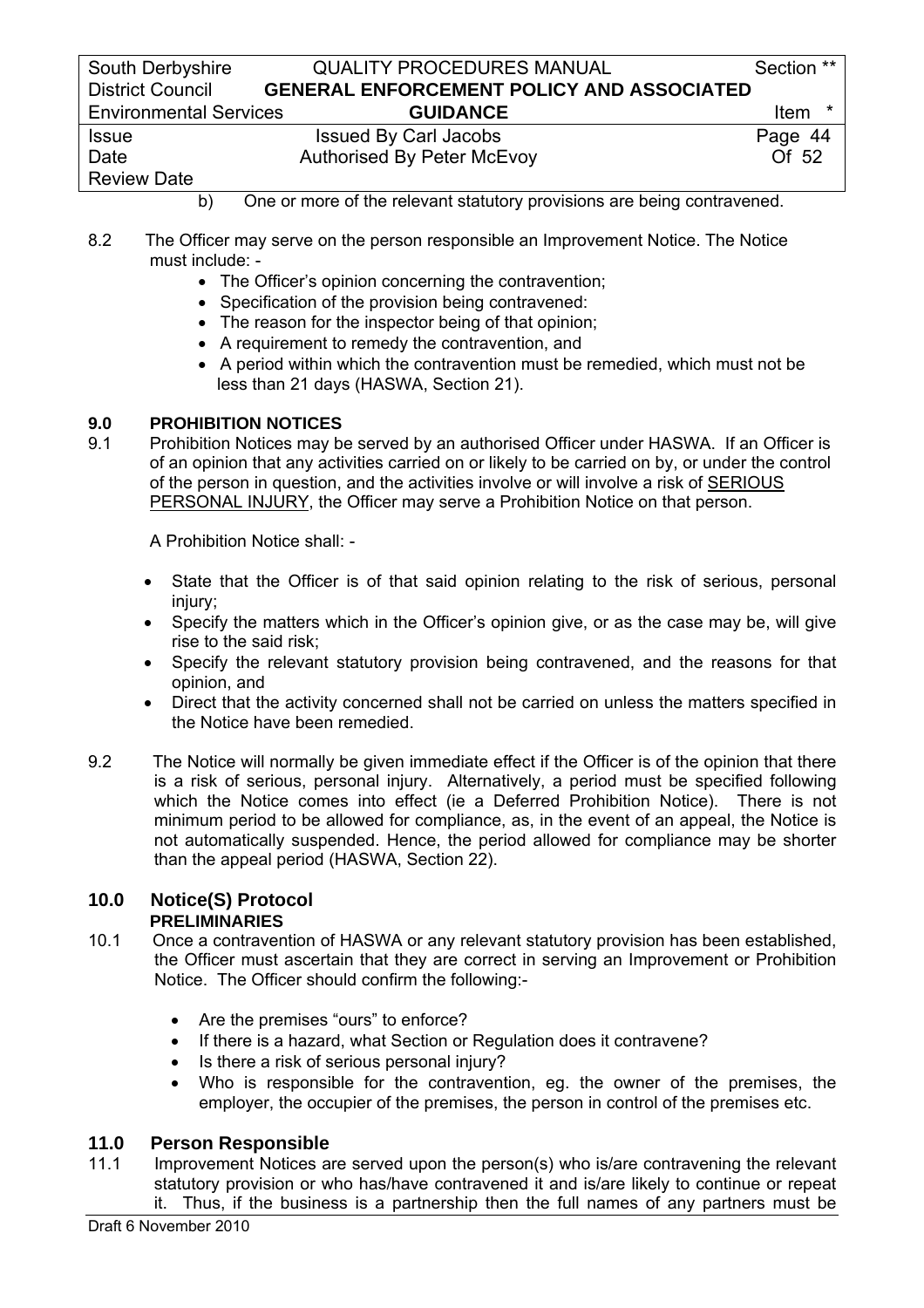b) One or more of the relevant statutory provisions are being contravened.

8.2 The Officer may serve on the person responsible an Improvement Notice. The Notice must include: -

- The Officer's opinion concerning the contravention;
- Specification of the provision being contravened:
- The reason for the inspector being of that opinion;
- A requirement to remedy the contravention, and
- A period within which the contravention must be remedied, which must not be less than 21 days (HASWA, Section 21).

## 9.0 PROHIBITION NOTICES

9.1 Prohibition Notices may be served by an authorised Officer under HASWA. If an Officer is of an opinion that any activities carried on or likely to be carried on by, or under the control of the person in question, and the activities involve or will involve a risk of SERIOUS PERSONAL INJURY, the Officer may serve a Prohibition Notice on that person.

A Prohibition Notice shall: -

- State that the Officer is of that said opinion relating to the risk of serious, personal injury;
- Specify the matters which in the Officer's opinion give, or as the case may be, will give rise to the said risk;
- Specify the relevant statutory provision being contravened, and the reasons for that opinion, and
- Direct that the activity concerned shall not be carried on unless the matters specified in the Notice have been remedied.

9.2 The Notice will normally be given immediate effect if the Officer is of the opinion that there is a risk of serious, personal injury. Alternatively, a period must be specified following which the Notice comes into effect (ie a Deferred Prohibition Notice). There is not minimum period to be allowed for compliance, as, in the event of an appeal, the Notice is not automatically suspended. Hence, the period allowed for compliance may be shorter than the appeal period (HASWA, Section 22).

## 10.0 Notice(S) Protocol

**PRELIMINARIES**

10.1 Once a contravention of HASWA or any relevant statutory provision has been established, the Officer must ascertain that they are correct in serving an Improvement or Prohibition Notice. The Officer should confirm the following:-

- Are the premises "ours" to enforce?
- If there is a hazard, what Section or Regulation does it contravene?
- Is there a risk of serious personal injury?
- Who is responsible for the contravention, eg. the owner of the premises, the employer, the occupier of the premises, the person in control of the premises etc.

## 11.0 Person Responsible

11.1 Improvement Notices are served upon the person(s) who is/are contravening the relevant statutory provision or who has/have contravened it and is/are likely to continue or repeat it. Thus, if the business is a partnership then the full names of any partners must be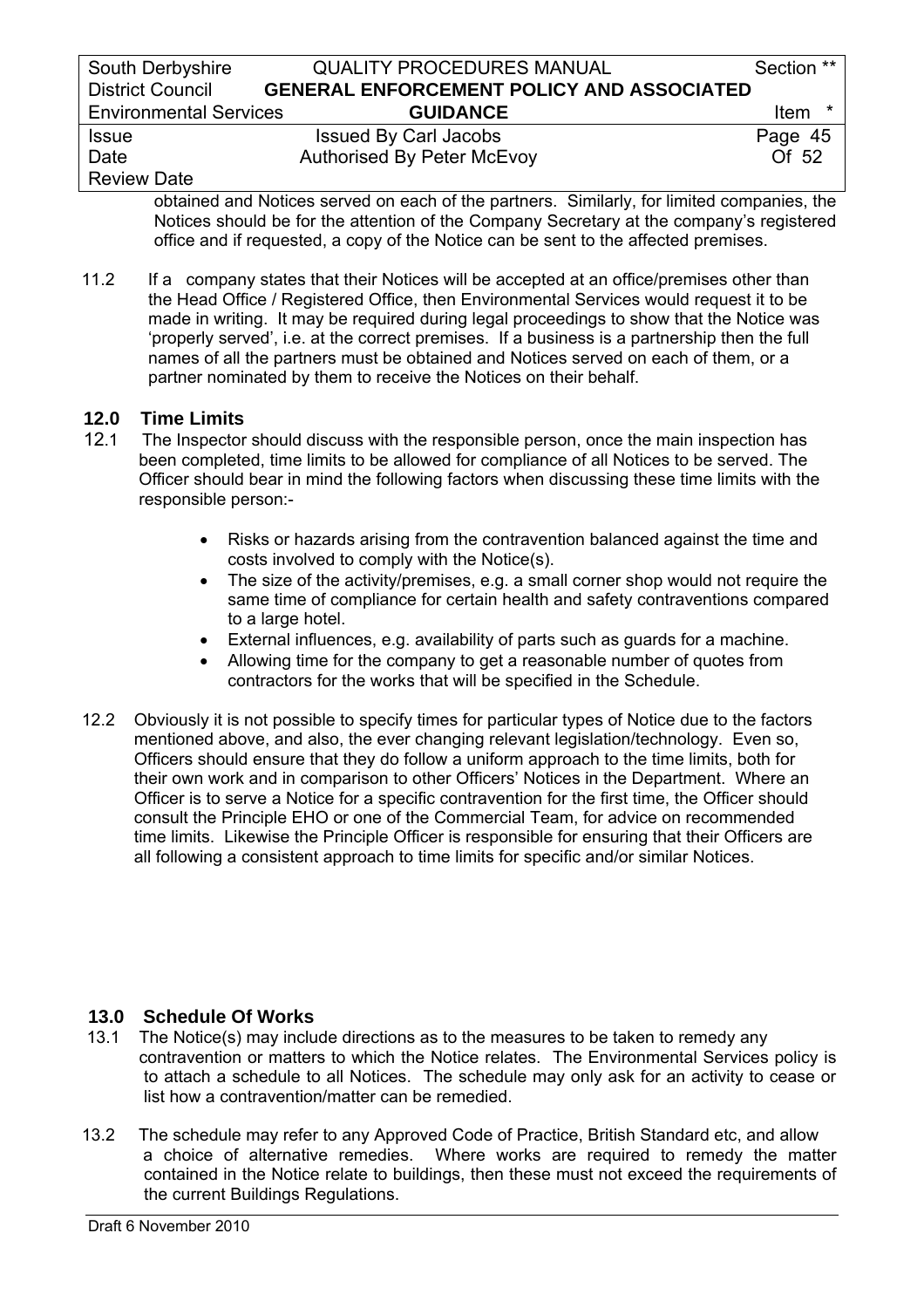obtained and Notices served on each of the partners. Similarly, for limited companies, the Notices should be for the attention of the Company Secretary at the company's registered office and if requested, a copy of the Notice can be sent to the affected premises.

11.2 If a company states that their Notices will be accepted at an office/premises other than the Head Office / Registered Office, then Environmental Services would request it to be made in writing. It may be required during legal proceedings to show that the Notice was 'properly served', i.e. at the correct premises. If a business is a partnership then the full names of all the partners must be obtained and Notices served on each of them, or a partner nominated by them to receive the Notices on their behalf.

## 12.0 Time Limits

12.1 The Inspector should discuss with the responsible person, once the main inspection has been completed, time limits to be allowed for compliance of all Notices to be served. The Officer should bear in mind the following factors when discussing these time limits with the responsible person:-

- Risks or hazards arising from the contravention balanced against the time and costs involved to comply with the Notice(s).
- The size of the activity/premises, e.g. a small corner shop would not require the same time of compliance for certain health and safety contraventions compared to a large hotel.
- External influences, e.g. availability of parts such as guards for a machine.
- Allowing time for the company to get a reasonable number of quotes from contractors for the works that will be specified in the Schedule.

12.2 Obviously it is not possible to specify times for particular types of Notice due to the factors mentioned above, and also, the ever changing relevant legislation/technology. Even so, Officers should ensure that they do follow a uniform approach to the time limits, both for their own work and in comparison to other Officers' Notices in the Department. Where an Officer is to serve a Notice for a specific contravention for the first time, the Officer should consult the Principle EHO or one of the Commercial Team, for advice on recommended time limits. Likewise the Principle Officer is responsible for ensuring that their Officers are all following a consistent approach to time limits for specific and/or similar Notices.

## 13.0 Schedule Of Works

13.1 The Notice(s) may include directions as to the measures to be taken to remedy any contravention or matters to which the Notice relates. The Environmental Services policy is to attach a schedule to all Notices. The schedule may only ask for an activity to cease or list how a contravention/matter can be remedied.

13.2 The schedule may refer to any Approved Code of Practice, British Standard etc, and allow a choice of alternative remedies. Where works are required to remedy the matter contained in the Notice relate to buildings, then these must not exceed the requirements of the current Buildings Regulations.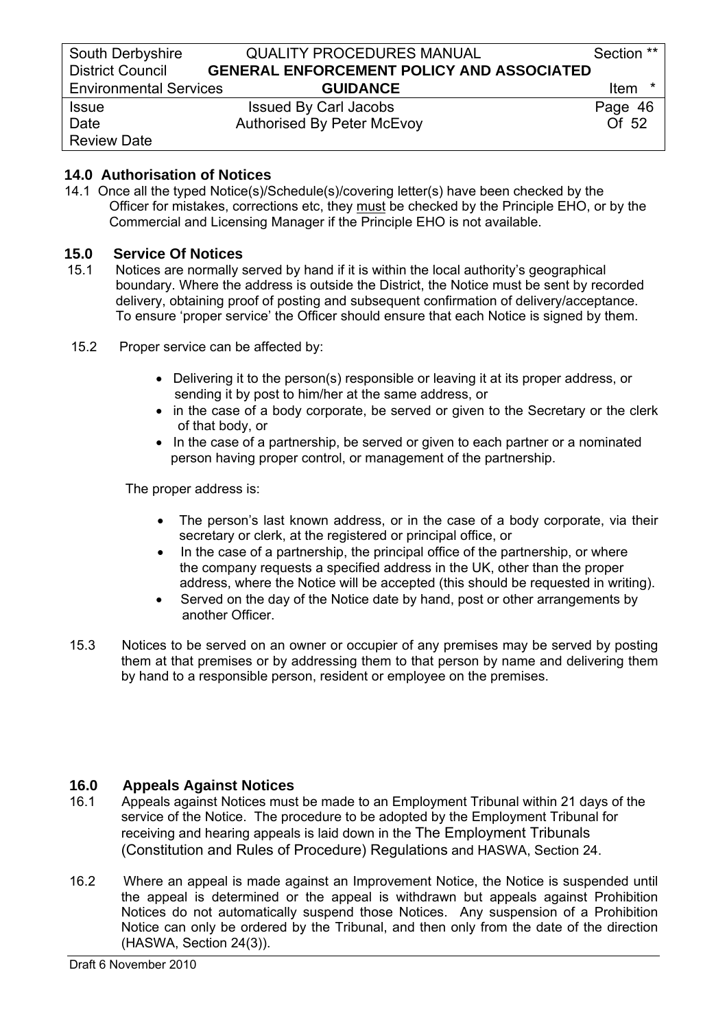## 14.0 Authorisation of Notices

14.1 Once all the typed Notice(s)/Schedule(s)/covering letter(s) have been checked by the Officer for mistakes, corrections etc, they <u>must</u> be checked by the Principle EHO, or by the Commercial and Licensing Manager if the Principle EHO is not available.

## 15.0 Service Of Notices

15.1 Notices are normally served by hand if it is within the local authority's geographical boundary. Where the address is outside the District, the Notice must be sent by recorded delivery, obtaining proof of posting and subsequent confirmation of delivery/acceptance. To ensure 'proper service' the Officer should ensure that each Notice is signed by them.

15.2 Proper service can be affected by:

- Delivering it to the person(s) responsible or leaving it at its proper address, or sending it by post to him/her at the same address, or
- in the case of a body corporate, be served or given to the Secretary or the clerk of that body, or
- In the case of a partnership, be served or given to each partner or a nominated person having proper control, or management of the partnership.

The proper address is:

- The person's last known address, or in the case of a body corporate, via their secretary or clerk, at the registered or principal office, or
- In the case of a partnership, the principal office of the partnership, or where the company requests a specified address in the UK, other than the proper address, where the Notice will be accepted (this should be requested in writing).
- Served on the day of the Notice date by hand, post or other arrangements by another Officer.

15.3 Notices to be served on an owner or occupier of any premises may be served by posting them at that premises or by addressing them to that person by name and delivering them by hand to a responsible person, resident or employee on the premises.

## 16.0 Appeals Against Notices

16.1 Appeals against Notices must be made to an Employment Tribunal within 21 days of the service of the Notice. The procedure to be adopted by the Employment Tribunal for receiving and hearing appeals is laid down in the The Employment Tribunals (Constitution and Rules of Procedure) Regulations and HASWA, Section 24.

16.2 Where an appeal is made against an Improvement Notice, the Notice is suspended until the appeal is determined or the appeal is withdrawn but appeals against Prohibition Notices do not automatically suspend those Notices. Any suspension of a Prohibition Notice can only be ordered by the Tribunal, and then only from the date of the direction (HASWA, Section 24(3)).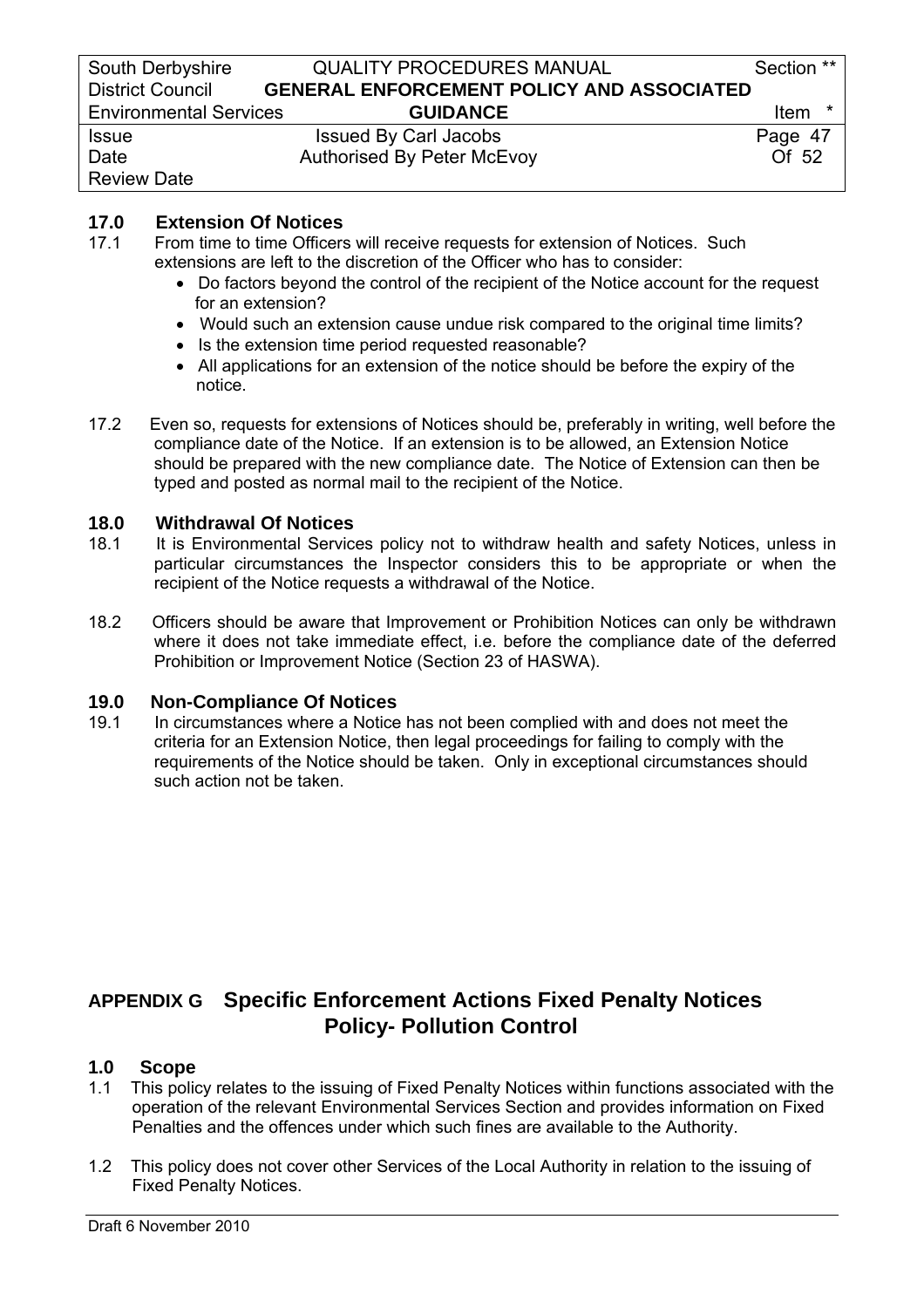## 17.0 Extension Of Notices

17.1 From time to time Officers will receive requests for extension of Notices. Such extensions are left to the discretion of the Officer who has to consider:

- Do factors beyond the control of the recipient of the Notice account for the request for an extension?
- Would such an extension cause undue risk compared to the original time limits?
- Is the extension time period requested reasonable?
- All applications for an extension of the notice should be before the expiry of the notice.

17.2 Even so, requests for extensions of Notices should be, preferably in writing, well before the compliance date of the Notice. If an extension is to be allowed, an Extension Notice should be prepared with the new compliance date. The Notice of Extension can then be typed and posted as normal mail to the recipient of the Notice.

## 18.0 Withdrawal Of Notices

18.1 It is Environmental Services policy not to withdraw health and safety Notices, unless in particular circumstances the Inspector considers this to be appropriate or when the recipient of the Notice requests a withdrawal of the Notice.

18.2 Officers should be aware that Improvement or Prohibition Notices can only be withdrawn where it does not take immediate effect, i.e. before the compliance date of the deferred Prohibition or Improvement Notice (Section 23 of HASWA).

## 19.0 Non-Compliance Of Notices

19.1 In circumstances where a Notice has not been complied with and does not meet the criteria for an Extension Notice, then legal proceedings for failing to comply with the requirements of the Notice should be taken. Only in exceptional circumstances should such action not be taken.

# APPENDIX G Specific Enforcement Actions Fixed Penalty Notices Policy- Pollution Control

## 1.0 Scope

1.1 This policy relates to the issuing of Fixed Penalty Notices within functions associated with the operation of the relevant Environmental Services Section and provides information on Fixed Penalties and the offences under which such fines are available to the Authority.

1.2 This policy does not cover other Services of the Local Authority in relation to the issuing of Fixed Penalty Notices.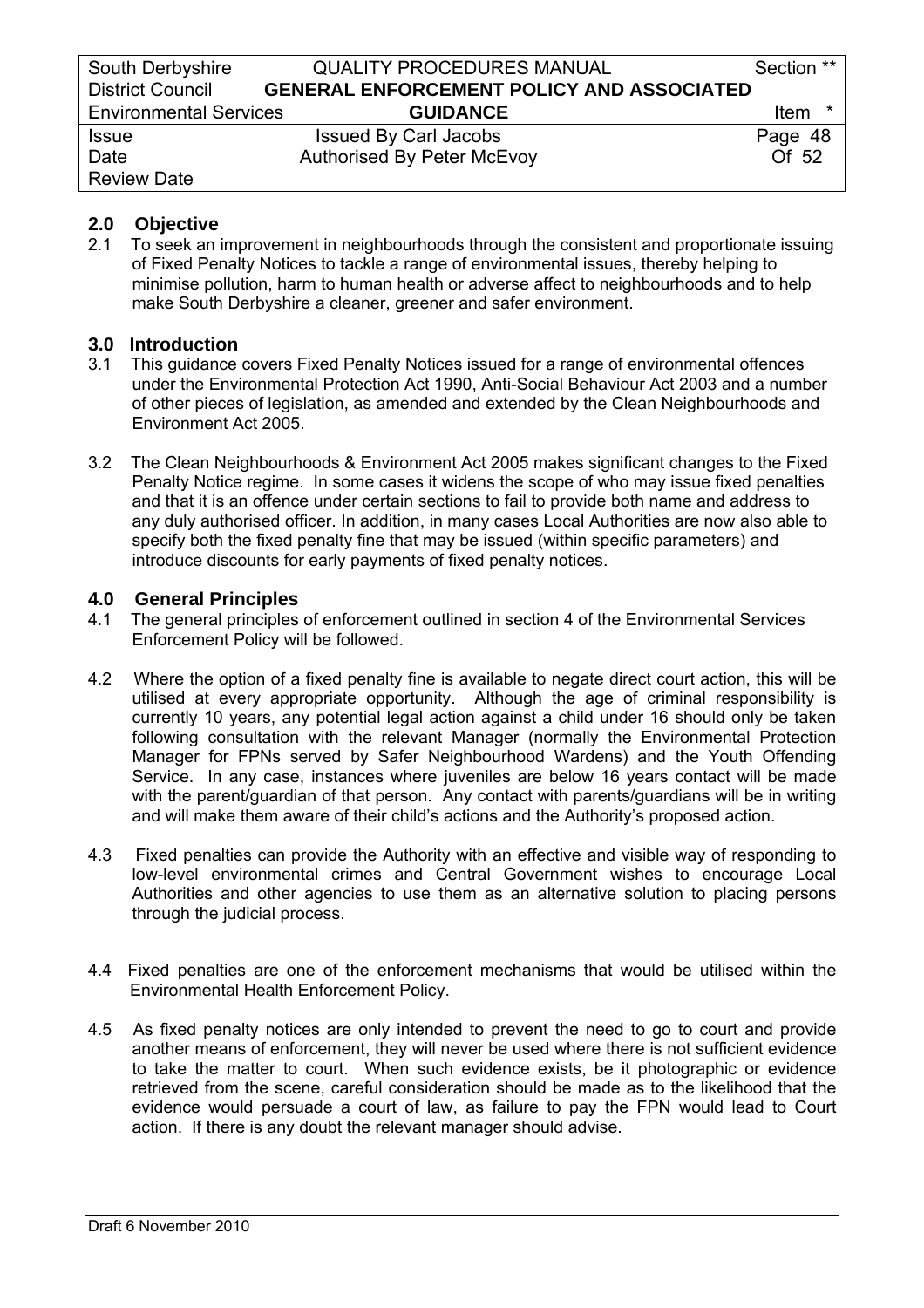## 2.0 Objective

2.1 To seek an improvement in neighbourhoods through the consistent and proportionate issuing of Fixed Penalty Notices to tackle a range of environmental issues, thereby helping to minimise pollution, harm to human health or adverse affect to neighbourhoods and to help make South Derbyshire a cleaner, greener and safer environment.

## 3.0 Introduction

3.1 This guidance covers Fixed Penalty Notices issued for a range of environmental offences under the Environmental Protection Act 1990, Anti-Social Behaviour Act 2003 and a number of other pieces of legislation, as amended and extended by the Clean Neighbourhoods and Environment Act 2005.

3.2 The Clean Neighbourhoods & Environment Act 2005 makes significant changes to the Fixed Penalty Notice regime. In some cases it widens the scope of who may issue fixed penalties and that it is an offence under certain sections to fail to provide both name and address to any duly authorised officer. In addition, in many cases Local Authorities are now also able to specify both the fixed penalty fine that may be issued (within specific parameters) and introduce discounts for early payments of fixed penalty notices.

## 4.0 General Principles

4.1 The general principles of enforcement outlined in section 4 of the Environmental Services Enforcement Policy will be followed.

4.2 Where the option of a fixed penalty fine is available to negate direct court action, this will be utilised at every appropriate opportunity. Although the age of criminal responsibility is currently 10 years, any potential legal action against a child under 16 should only be taken following consultation with the relevant Manager (normally the Environmental Protection Manager for FPNs served by Safer Neighbourhood Wardens) and the Youth Offending Service. In any case, instances where juveniles are below 16 years contact will be made with the parent/guardian of that person. Any contact with parents/guardians will be in writing and will make them aware of their child's actions and the Authority's proposed action.

4.3 Fixed penalties can provide the Authority with an effective and visible way of responding to low-level environmental crimes and Central Government wishes to encourage Local Authorities and other agencies to use them as an alternative solution to placing persons through the judicial process.

4.4 Fixed penalties are one of the enforcement mechanisms that would be utilised within the Environmental Health Enforcement Policy.

4.5 As fixed penalty notices are only intended to prevent the need to go to court and provide another means of enforcement, they will never be used where there is not sufficient evidence to take the matter to court. When such evidence exists, be it photographic or evidence retrieved from the scene, careful consideration should be made as to the likelihood that the evidence would persuade a court of law, as failure to pay the FPN would lead to Court action. If there is any doubt the relevant manager should advise.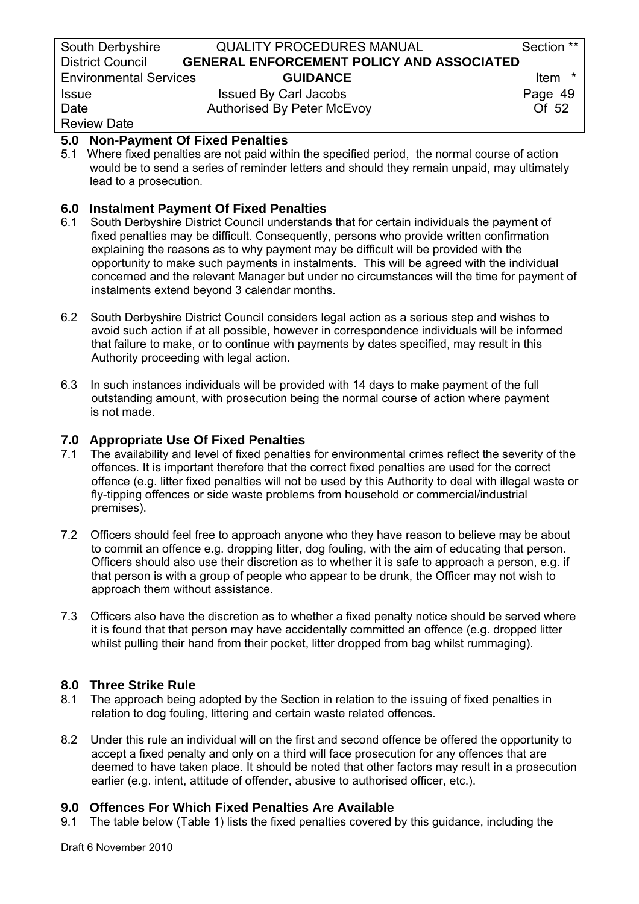## 5.0 Non-Payment Of Fixed Penalties

5.1 Where fixed penalties are not paid within the specified period, the normal course of action would be to send a series of reminder letters and should they remain unpaid, may ultimately lead to a prosecution.

## 6.0 Instalment Payment Of Fixed Penalties

6.1 South Derbyshire District Council understands that for certain individuals the payment of fixed penalties may be difficult. Consequently, persons who provide written confirmation explaining the reasons as to why payment may be difficult will be provided with the opportunity to make such payments in instalments. This will be agreed with the individual concerned and the relevant Manager but under no circumstances will the time for payment of instalments extend beyond 3 calendar months.

6.2 South Derbyshire District Council considers legal action as a serious step and wishes to avoid such action if at all possible, however in correspondence individuals will be informed that failure to make, or to continue with payments by dates specified, may result in this Authority proceeding with legal action.

6.3 In such instances individuals will be provided with 14 days to make payment of the full outstanding amount, with prosecution being the normal course of action where payment is not made.

## 7.0 Appropriate Use Of Fixed Penalties

7.1 The availability and level of fixed penalties for environmental crimes reflect the severity of the offences. It is important therefore that the correct fixed penalties are used for the correct offence (e.g. litter fixed penalties will not be used by this Authority to deal with illegal waste or fly-tipping offences or side waste problems from household or commercial/industrial premises).

7.2 Officers should feel free to approach anyone who they have reason to believe may be about to commit an offence e.g. dropping litter, dog fouling, with the aim of educating that person. Officers should also use their discretion as to whether it is safe to approach a person, e.g. if that person is with a group of people who appear to be drunk, the Officer may not wish to approach them without assistance.

7.3 Officers also have the discretion as to whether a fixed penalty notice should be served where it is found that that person may have accidentally committed an offence (e.g. dropped litter whilst pulling their hand from their pocket, litter dropped from bag whilst rummaging).

## 8.0 Three Strike Rule

8.1 The approach being adopted by the Section in relation to the issuing of fixed penalties in relation to dog fouling, littering and certain waste related offences.

8.2 Under this rule an individual will on the first and second offence be offered the opportunity to accept a fixed penalty and only on a third will face prosecution for any offences that are deemed to have taken place. It should be noted that other factors may result in a prosecution earlier (e.g. intent, attitude of offender, abusive to authorised officer, etc.).

## 9.0 Offences For Which Fixed Penalties Are Available

9.1 The table below (Table 1) lists the fixed penalties covered by this guidance, including the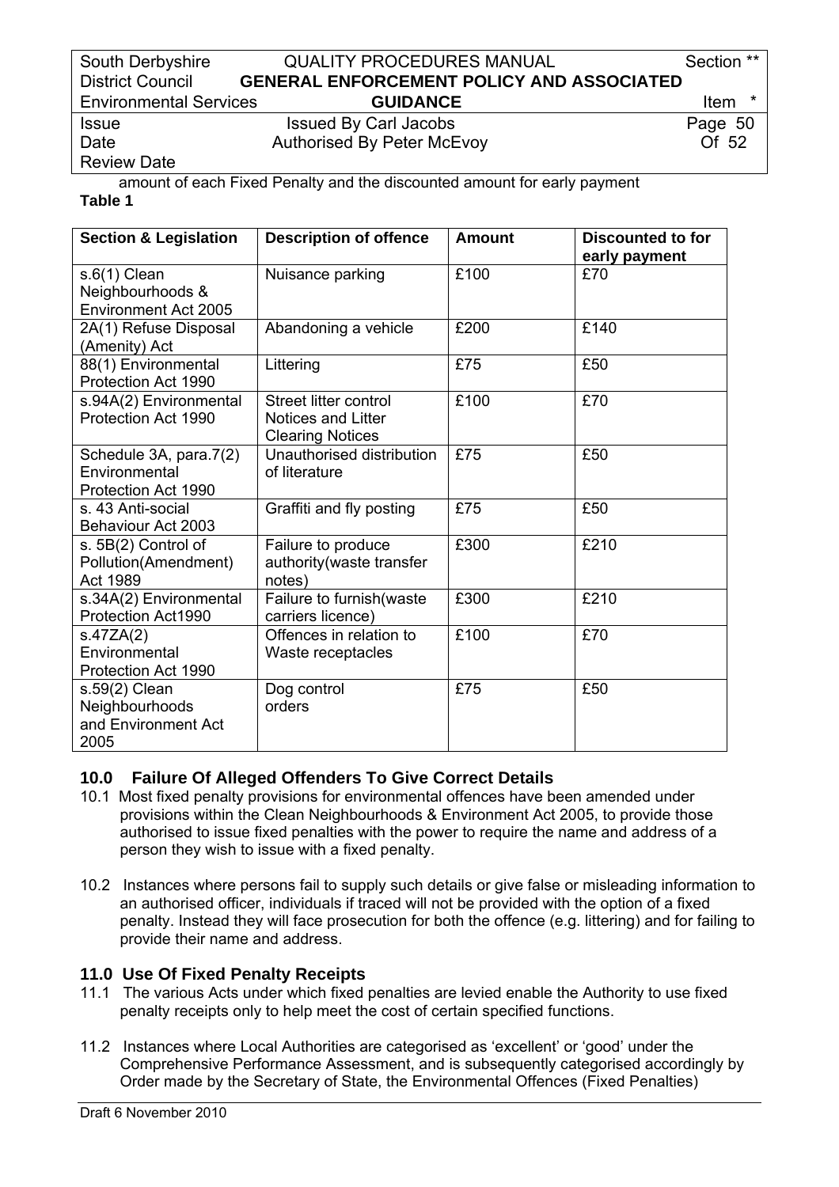amount of each Fixed Penalty and the discounted amount for early payment

**Table 1**

| Section & Legislation | Description of offence | Amount | Discounted to for early payment |
|---|---|---|---|
| s.6(1) Clean Neighbourhoods & Environment Act 2005 | Nuisance parking | £100 | £70 |
| 2A(1) Refuse Disposal (Amenity) Act | Abandoning a vehicle | £200 | £140 |
| 88(1) Environmental Protection Act 1990 | Littering | £75 | £50 |
| s.94A(2) Environmental Protection Act 1990 | Street litter control Notices and Litter Clearing Notices | £100 | £70 |
| Schedule 3A, para.7(2) Environmental Protection Act 1990 | Unauthorised distribution of literature | £75 | £50 |
| s. 43 Anti-social Behaviour Act 2003 | Graffiti and fly posting | £75 | £50 |
| s. 5B(2) Control of Pollution(Amendment) Act 1989 | Failure to produce authority(waste transfer notes) | £300 | £210 |
| s.34A(2) Environmental Protection Act1990 | Failure to furnish(waste carriers licence) | £300 | £210 |
| s.47ZA(2) Environmental Protection Act 1990 | Offences in relation to Waste receptacles | £100 | £70 |
| s.59(2) Clean Neighbourhoods and Environment Act 2005 | Dog control orders | £75 | £50 |

## 10.0 Failure Of Alleged Offenders To Give Correct Details

10.1 Most fixed penalty provisions for environmental offences have been amended under provisions within the Clean Neighbourhoods & Environment Act 2005, to provide those authorised to issue fixed penalties with the power to require the name and address of a person they wish to issue with a fixed penalty.

10.2 Instances where persons fail to supply such details or give false or misleading information to an authorised officer, individuals if traced will not be provided with the option of a fixed penalty. Instead they will face prosecution for both the offence (e.g. littering) and for failing to provide their name and address.

## 11.0 Use Of Fixed Penalty Receipts

11.1 The various Acts under which fixed penalties are levied enable the Authority to use fixed penalty receipts only to help meet the cost of certain specified functions.

11.2 Instances where Local Authorities are categorised as 'excellent' or 'good' under the Comprehensive Performance Assessment, and is subsequently categorised accordingly by Order made by the Secretary of State, the Environmental Offences (Fixed Penalties)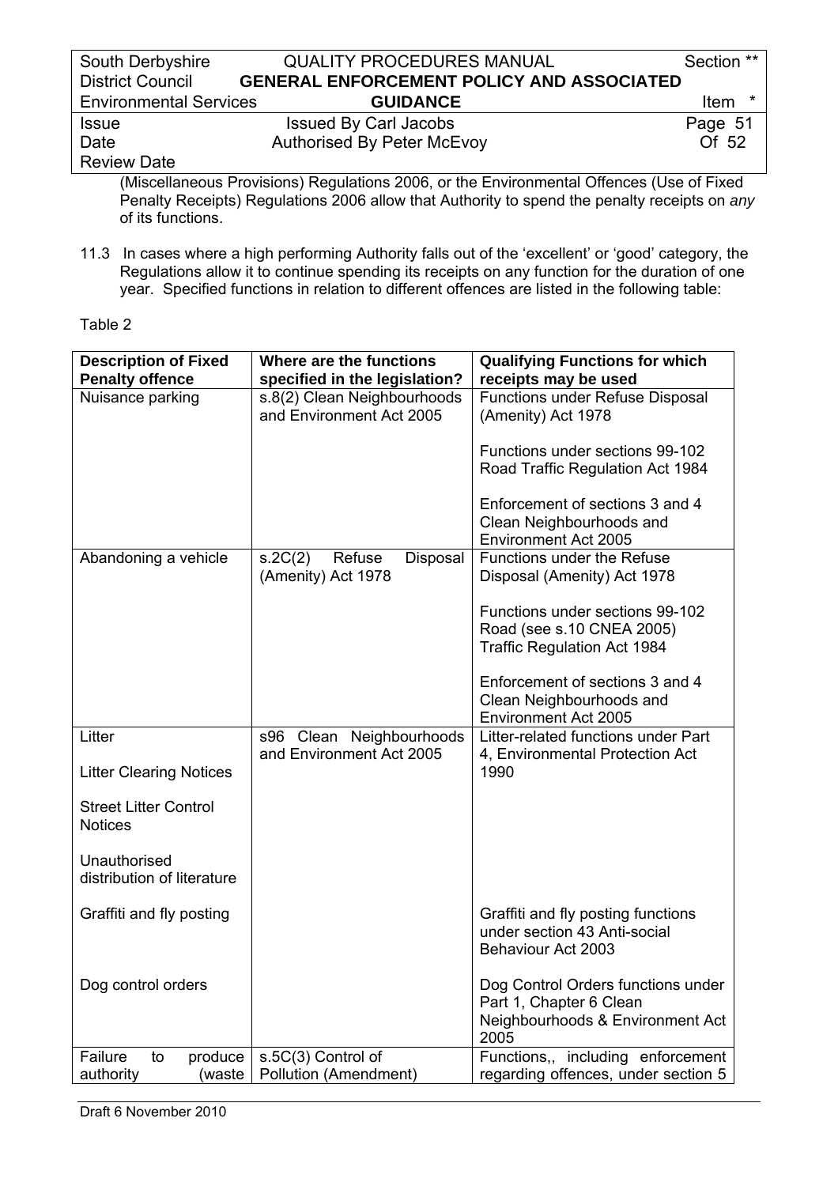(Miscellaneous Provisions) Regulations 2006, or the Environmental Offences (Use of Fixed Penalty Receipts) Regulations 2006 allow that Authority to spend the penalty receipts on *any* of its functions.

11.3 In cases where a high performing Authority falls out of the 'excellent' or 'good' category, the Regulations allow it to continue spending its receipts on any function for the duration of one year. Specified functions in relation to different offences are listed in the following table:

Table 2

| Description of Fixed Penalty offence | Where are the functions specified in the legislation? | Qualifying Functions for which receipts may be used |
|---|---|---|
| Nuisance parking | s.8(2) Clean Neighbourhoods and Environment Act 2005 | Functions under Refuse Disposal (Amenity) Act 1978<br><br>Functions under sections 99-102 Road Traffic Regulation Act 1984<br><br>Enforcement of sections 3 and 4 Clean Neighbourhoods and Environment Act 2005 |
| Abandoning a vehicle | s.2C(2) Refuse Disposal (Amenity) Act 1978 | Functions under the Refuse Disposal (Amenity) Act 1978<br><br>Functions under sections 99-102 Road (see s.10 CNEA 2005) Traffic Regulation Act 1984<br><br>Enforcement of sections 3 and 4 Clean Neighbourhoods and Environment Act 2005 |
| Litter<br><br>Litter Clearing Notices<br><br>Street Litter Control Notices<br><br>Unauthorised distribution of literature | s96 Clean Neighbourhoods and Environment Act 2005 | Litter-related functions under Part 4, Environmental Protection Act 1990 |
| Graffiti and fly posting | | Graffiti and fly posting functions under section 43 Anti-social Behaviour Act 2003 |
| Dog control orders | | Dog Control Orders functions under Part 1, Chapter 6 Clean Neighbourhoods & Environment Act 2005 |
| Failure to produce authority (waste | s.5C(3) Control of Pollution (Amendment) | Functions,, including enforcement regarding offences, under section 5 |

Draft 6 November 2010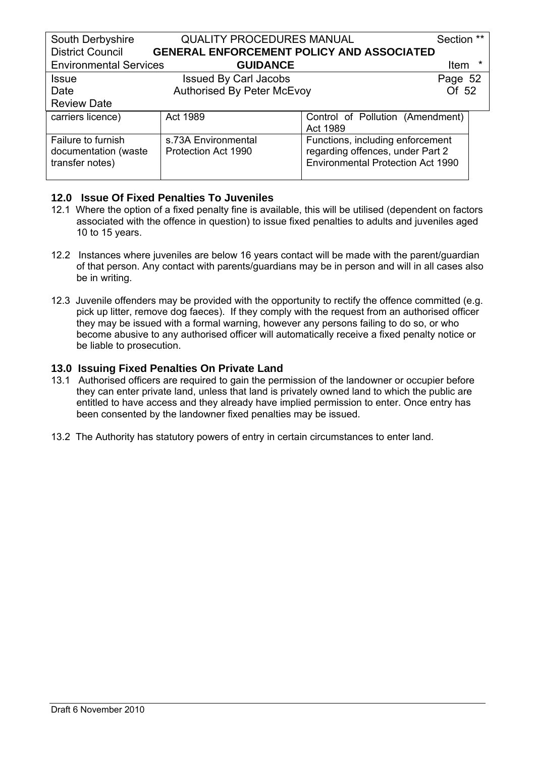| | | |
|---|---|---|
| carriers licence) | Act 1989 | Control of Pollution (Amendment) Act 1989 |
| Failure to furnish documentation (waste transfer notes) | s.73A Environmental Protection Act 1990 | Functions, including enforcement regarding offences, under Part 2 Environmental Protection Act 1990 |

### 12.0 Issue Of Fixed Penalties To Juveniles

12.1 Where the option of a fixed penalty fine is available, this will be utilised (dependent on factors associated with the offence in question) to issue fixed penalties to adults and juveniles aged 10 to 15 years.

12.2 Instances where juveniles are below 16 years contact will be made with the parent/guardian of that person. Any contact with parents/guardians may be in person and will in all cases also be in writing.

12.3 Juvenile offenders may be provided with the opportunity to rectify the offence committed (e.g. pick up litter, remove dog faeces). If they comply with the request from an authorised officer they may be issued with a formal warning, however any persons failing to do so, or who become abusive to any authorised officer will automatically receive a fixed penalty notice or be liable to prosecution.

### 13.0 Issuing Fixed Penalties On Private Land

13.1 Authorised officers are required to gain the permission of the landowner or occupier before they can enter private land, unless that land is privately owned land to which the public are entitled to have access and they already have implied permission to enter. Once entry has been consented by the landowner fixed penalties may be issued.

13.2 The Authority has statutory powers of entry in certain circumstances to enter land.